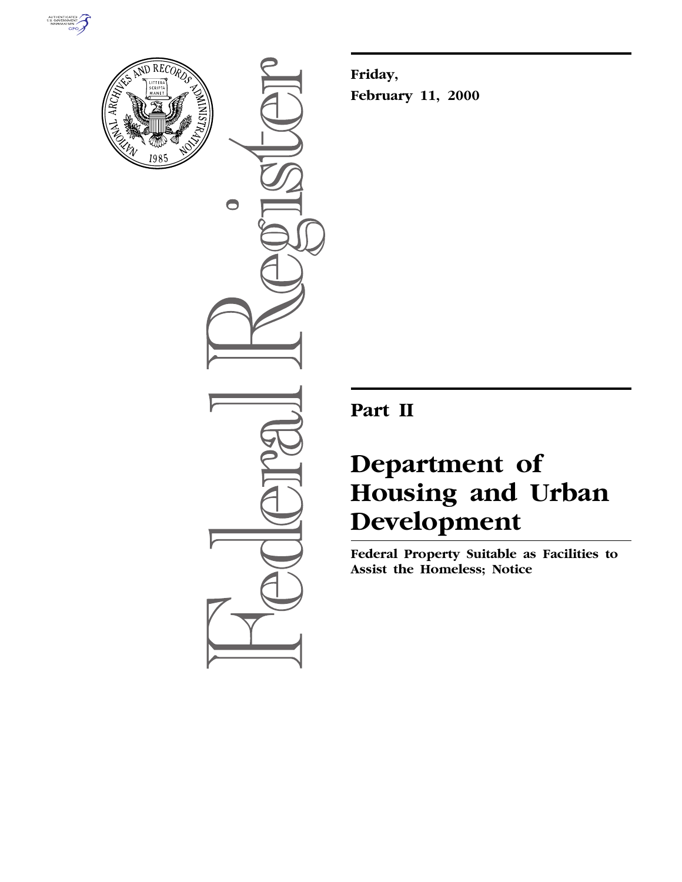**Friday,**

**February 11, 2000**

## Part II

# Department of Housing and Urban Development

**Federal Property Suitable as Facilities to Assist the Homeless; Notice**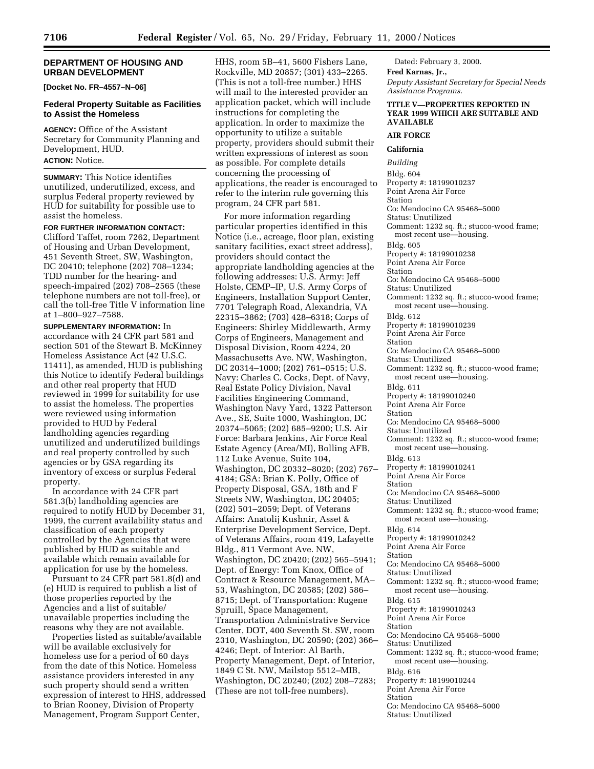## DEPARTMENT OF HOUSING AND URBAN DEVELOPMENT

**[Docket No. FR–4557–N–06]**

### Federal Property Suitable as Facilities to Assist the Homeless

**AGENCY:** Office of the Assistant Secretary for Community Planning and Development, HUD.

**ACTION:** Notice.

**SUMMARY:** This Notice identifies unutilized, underutilized, excess, and surplus Federal property reviewed by HUD for suitability for possible use to assist the homeless.

**FOR FURTHER INFORMATION CONTACT:** Clifford Taffet, room 7262, Department of Housing and Urban Development, 451 Seventh Street, SW, Washington, DC 20410; telephone (202) 708–1234; TDD number for the hearing- and speech-impaired (202) 708–2565 (these telephone numbers are not toll-free), or call the toll-free Title V information line at 1–800–927–7588.

**SUPPLEMENTARY INFORMATION:** In accordance with 24 CFR part 581 and section 501 of the Stewart B. McKinney Homeless Assistance Act (42 U.S.C. 11411), as amended, HUD is publishing this Notice to identify Federal buildings and other real property that HUD reviewed in 1999 for suitability for use to assist the homeless. The properties were reviewed using information provided to HUD by Federal landholding agencies regarding unutilized and underutilized buildings and real property controlled by such agencies or by GSA regarding its inventory of excess or surplus Federal property.

In accordance with 24 CFR part 581.3(b) landholding agencies are required to notify HUD by December 31, 1999, the current availability status and classification of each property controlled by the Agencies that were published by HUD as suitable and available which remain available for application for use by the homeless.

Pursuant to 24 CFR part 581.8(d) and (e) HUD is required to publish a list of those properties reported by the Agencies and a list of suitable/unavailable properties including the reasons why they are not available.

Properties listed as suitable/available will be available exclusively for homeless use for a period of 60 days from the date of this Notice. Homeless assistance providers interested in any such property should send a written expression of interest to HHS, addressed to Brian Rooney, Division of Property Management, Program Support Center, HHS, room 5B–41, 5600 Fishers Lane, Rockville, MD 20857; (301) 433–2265. (This is not a toll-free number.) HHS will mail to the interested provider an application packet, which will include instructions for completing the application. In order to maximize the opportunity to utilize a suitable property, providers should submit their written expressions of interest as soon as possible. For complete details concerning the processing of applications, the reader is encouraged to refer to the interim rule governing this program, 24 CFR part 581.

For more information regarding particular properties identified in this Notice (i.e., acreage, floor plan, existing sanitary facilities, exact street address), providers should contact the appropriate landholding agencies at the following addresses: U.S. Army: Jeff Holste, CEMP–IP, U.S. Army Corps of Engineers, Installation Support Center, 7701 Telegraph Road, Alexandria, VA 22315–3862; (703) 428–6318; Corps of Engineers: Shirley Middlewarth, Army Corps of Engineers, Management and Disposal Division, Room 4224, 20 Massachusetts Ave. NW, Washington, DC 20314–1000; (202) 761–0515; U.S. Navy: Charles C. Cocks, Dept. of Navy, Real Estate Policy Division, Naval Facilities Engineering Command, Washington Navy Yard, 1322 Patterson Ave., SE, Suite 1000, Washington, DC 20374–5065; (202) 685–9200; U.S. Air Force: Barbara Jenkins, Air Force Real Estate Agency (Area/MI), Bolling AFB, 112 Luke Avenue, Suite 104, Washington, DC 20332–8020; (202) 767–4184; GSA: Brian K. Polly, Office of Property Disposal, GSA, 18th and F Streets NW, Washington, DC 20405; (202) 501–2059; Dept. of Veterans Affairs: Anatolij Kushnir, Asset & Enterprise Development Service, Dept. of Veterans Affairs, room 419, Lafayette Bldg., 811 Vermont Ave. NW, Washington, DC 20420; (202) 565–5941; Dept. of Energy: Tom Knox, Office of Contract & Resource Management, MA–53, Washington, DC 20585; (202) 586–8715; Dept. of Transportation: Rugene Spruill, Space Management, Transportation Administrative Service Center, DOT, 400 Seventh St. SW, room 2310, Washington, DC 20590; (202) 366–4246; Dept. of Interior: Al Barth, Property Management, Dept. of Interior, 1849 C St. NW, Mailstop 5512–MIB, Washington, DC 20240; (202) 208–7283; (These are not toll-free numbers).

Dated: February 3, 2000.

**Fred Karnas, Jr.,**

*Deputy Assistant Secretary for Special Needs Assistance Programs.*

### TITLE V—PROPERTIES REPORTED IN YEAR 1999 WHICH ARE SUITABLE AND AVAILABLE

#### AIR FORCE

#### California

*Building*

Bldg. 604
Property #: 18199010237
Point Arena Air Force Station
Co: Mendocino CA 95468–5000
Status: Unutilized
Comment: 1232 sq. ft.; stucco-wood frame; most recent use—housing.

Bldg. 605
Property #: 18199010238
Point Arena Air Force Station
Co: Mendocino CA 95468–5000
Status: Unutilized
Comment: 1232 sq. ft.; stucco-wood frame; most recent use—housing.

Bldg. 612
Property #: 18199010239
Point Arena Air Force Station
Co: Mendocino CA 95468–5000
Status: Unutilized
Comment: 1232 sq. ft.; stucco-wood frame; most recent use—housing.

Bldg. 611
Property #: 18199010240
Point Arena Air Force Station
Co: Mendocino CA 95468–5000
Status: Unutilized
Comment: 1232 sq. ft.; stucco-wood frame; most recent use—housing.

Bldg. 613
Property #: 18199010241
Point Arena Air Force Station
Co: Mendocino CA 95468–5000
Status: Unutilized
Comment: 1232 sq. ft.; stucco-wood frame; most recent use—housing.

Bldg. 614
Property #: 18199010242
Point Arena Air Force Station
Co: Mendocino CA 95468–5000
Status: Unutilized
Comment: 1232 sq. ft.; stucco-wood frame; most recent use—housing.

Bldg. 615
Property #: 18199010243
Point Arena Air Force Station
Co: Mendocino CA 95468–5000
Status: Unutilized
Comment: 1232 sq. ft.; stucco-wood frame; most recent use—housing.

Bldg. 616
Property #: 18199010244
Point Arena Air Force Station
Co: Mendocino CA 95468–5000
Status: Unutilized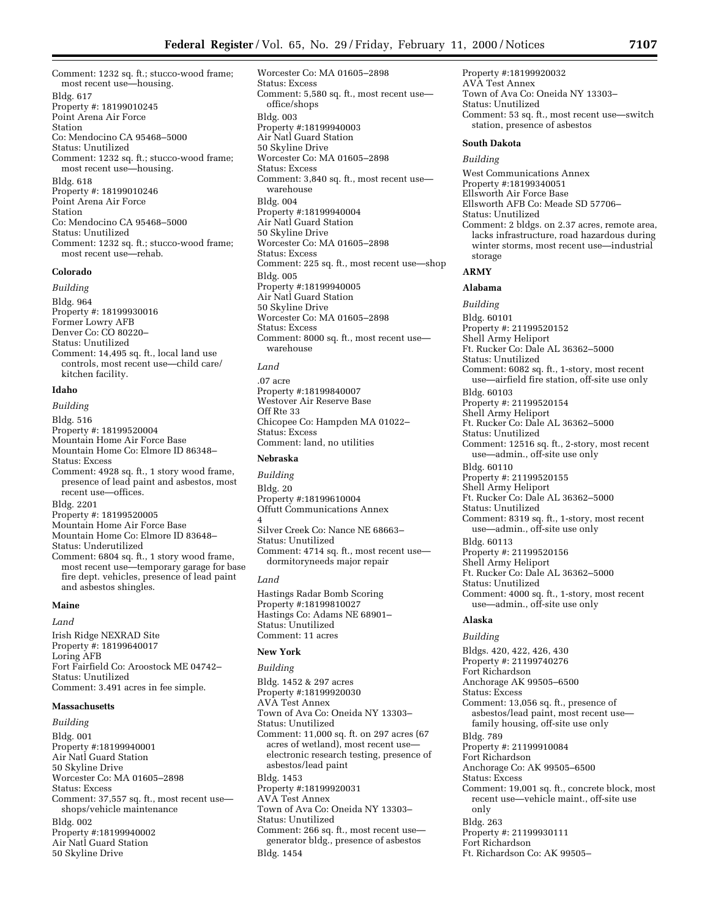Comment: 1232 sq. ft.; stucco-wood frame; most recent use—housing.

Bldg. 617
Property #: 18199010245
Point Arena Air Force Station
Co: Mendocino CA 95468–5000
Status: Unutilized
Comment: 1232 sq. ft.; stucco-wood frame; most recent use—housing.

Bldg. 618
Property #: 18199010246
Point Arena Air Force Station
Co: Mendocino CA 95468–5000
Status: Unutilized
Comment: 1232 sq. ft.; stucco-wood frame; most recent use—rehab.

**Colorado**

*Building*

Bldg. 964
Property #: 18199930016
Former Lowry AFB
Denver Co: CO 80220–
Status: Unutilized
Comment: 14,495 sq. ft., local land use controls, most recent use—child care/kitchen facility.

**Idaho**

*Building*

Bldg. 516
Property #: 18199520004
Mountain Home Air Force Base
Mountain Home Co: Elmore ID 86348–
Status: Excess
Comment: 4928 sq. ft., 1 story wood frame, presence of lead paint and asbestos, most recent use—offices.

Bldg. 2201
Property #: 18199520005
Mountain Home Air Force Base
Mountain Home Co: Elmore ID 83648–
Status: Underutilized
Comment: 6804 sq. ft., 1 story wood frame, most recent use—temporary garage for base fire dept. vehicles, presence of lead paint and asbestos shingles.

**Maine**

*Land*

Irish Ridge NEXRAD Site
Property #: 18199640017
Loring AFB
Fort Fairfield Co: Aroostook ME 04742–
Status: Unutilized
Comment: 3.491 acres in fee simple.

**Massachusetts**

*Building*

Bldg. 001
Property #:18199940001
Air Natl Guard Station
50 Skyline Drive
Worcester Co: MA 01605–2898
Status: Excess
Comment: 37,557 sq. ft., most recent use—shops/vehicle maintenance

Bldg. 002
Property #:18199940002
Air Natl Guard Station
50 Skyline Drive
Worcester Co: MA 01605–2898
Status: Excess
Comment: 5,580 sq. ft., most recent use—office/shops

Bldg. 003
Property #:18199940003
Air Natl Guard Station
50 Skyline Drive
Worcester Co: MA 01605–2898
Status: Excess
Comment: 3,840 sq. ft., most recent use—warehouse

Bldg. 004
Property #:18199940004
Air Natl Guard Station
50 Skyline Drive
Worcester Co: MA 01605–2898
Status: Excess
Comment: 225 sq. ft., most recent use—shop

Bldg. 005
Property #:18199940005
Air Natl Guard Station
50 Skyline Drive
Worcester Co: MA 01605–2898
Status: Excess
Comment: 8000 sq. ft., most recent use—warehouse

*Land*

.07 acre
Property #:18199840007
Westover Air Reserve Base
Off Rte 33
Chicopee Co: Hampden MA 01022–
Status: Excess
Comment: land, no utilities

**Nebraska**

*Building*

Bldg. 20
Property #:18199610004
Offutt Communications Annex 4
Silver Creek Co: Nance NE 68663–
Status: Unutilized
Comment: 4714 sq. ft., most recent use—dormitoryneeds major repair

*Land*

Hastings Radar Bomb Scoring
Property #:18199810027
Hastings Co: Adams NE 68901–
Status: Unutilized
Comment: 11 acres

**New York**

*Building*

Bldg. 1452 & 297 acres
Property #:18199920030
AVA Test Annex
Town of Ava Co: Oneida NY 13303–
Status: Unutilized
Comment: 11,000 sq. ft. on 297 acres (67 acres of wetland), most recent use—electronic research testing, presence of asbestos/lead paint

Bldg. 1453
Property #:18199920031
AVA Test Annex
Town of Ava Co: Oneida NY 13303–
Status: Unutilized
Comment: 266 sq. ft., most recent use—generator bldg., presence of asbestos

Bldg. 1454
Property #:18199920032
AVA Test Annex
Town of Ava Co: Oneida NY 13303–
Status: Unutilized
Comment: 53 sq. ft., most recent use—switch station, presence of asbestos

**South Dakota**

*Building*

West Communications Annex
Property #:18199340051
Ellsworth Air Force Base
Ellsworth AFB Co: Meade SD 57706–
Status: Unutilized
Comment: 2 bldgs. on 2.37 acres, remote area, lacks infrastructure, road hazardous during winter storms, most recent use—industrial storage

**ARMY**

**Alabama**

*Building*

Bldg. 60101
Property #: 21199520152
Shell Army Heliport
Ft. Rucker Co: Dale AL 36362–5000
Status: Unutilized
Comment: 6082 sq. ft., 1-story, most recent use—airfield fire station, off-site use only

Bldg. 60103
Property #: 21199520154
Shell Army Heliport
Ft. Rucker Co: Dale AL 36362–5000
Status: Unutilized
Comment: 12516 sq. ft., 2-story, most recent use—admin., off-site use only

Bldg. 60110
Property #: 21199520155
Shell Army Heliport
Ft. Rucker Co: Dale AL 36362–5000
Status: Unutilized
Comment: 8319 sq. ft., 1-story, most recent use—admin., off-site use only

Bldg. 60113
Property #: 21199520156
Shell Army Heliport
Ft. Rucker Co: Dale AL 36362–5000
Status: Unutilized
Comment: 4000 sq. ft., 1-story, most recent use—admin., off-site use only

**Alaska**

*Building*

Bldgs. 420, 422, 426, 430
Property #: 21199740276
Fort Richardson
Anchorage AK 99505–6500
Status: Excess
Comment: 13,056 sq. ft., presence of asbestos/lead paint, most recent use—family housing, off-site use only

Bldg. 789
Property #: 21199910084
Fort Richardson
Anchorage Co: AK 99505–6500
Status: Excess
Comment: 19,001 sq. ft., concrete block, most recent use—vehicle maint., off-site use only

Bldg. 263
Property #: 21199930111
Fort Richardson
Ft. Richardson Co: AK 99505–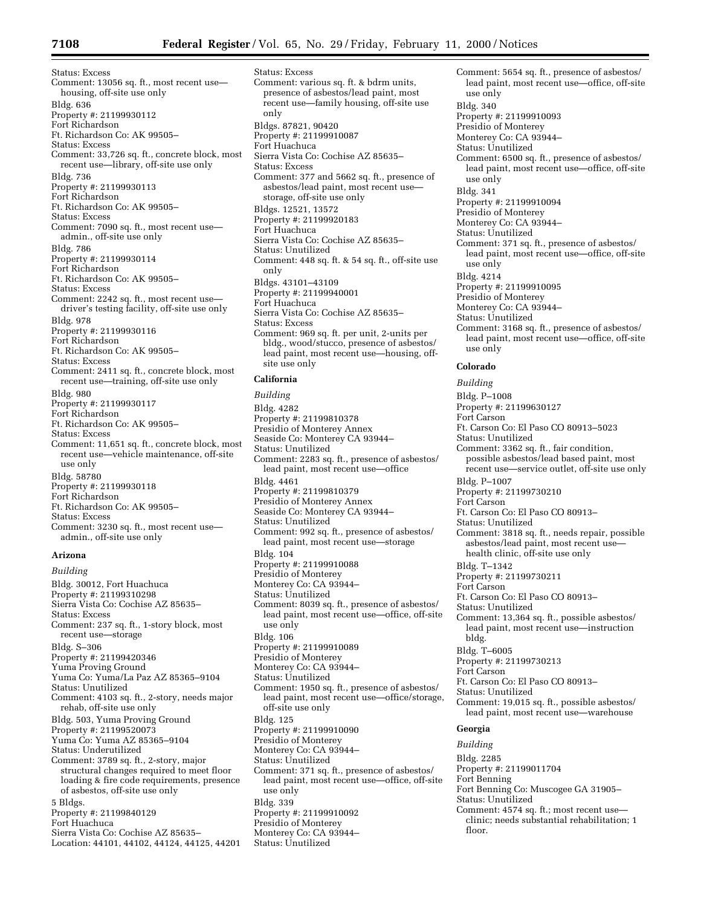Status: Excess
Comment: 13056 sq. ft., most recent use—housing, off-site use only

Bldg. 636
Property #: 21199930112
Fort Richardson
Ft. Richardson Co: AK 99505–
Status: Excess
Comment: 33,726 sq. ft., concrete block, most recent use—library, off-site use only

Bldg. 736
Property #: 21199930113
Fort Richardson
Ft. Richardson Co: AK 99505–
Status: Excess
Comment: 7090 sq. ft., most recent use—admin., off-site use only

Bldg. 786
Property #: 21199930114
Fort Richardson
Ft. Richardson Co: AK 99505–
Status: Excess
Comment: 2242 sq. ft., most recent use—driver's testing facility, off-site use only

Bldg. 978
Property #: 21199930116
Fort Richardson
Ft. Richardson Co: AK 99505–
Status: Excess
Comment: 2411 sq. ft., concrete block, most recent use—training, off-site use only

Bldg. 980
Property #: 21199930117
Fort Richardson
Ft. Richardson Co: AK 99505–
Status: Excess
Comment: 11,651 sq. ft., concrete block, most recent use—vehicle maintenance, off-site use only

Bldg. 58780
Property #: 21199930118
Fort Richardson
Ft. Richardson Co: AK 99505–
Status: Excess
Comment: 3230 sq. ft., most recent use—admin., off-site use only

## Arizona

*Building*

Bldg. 30012, Fort Huachuca
Property #: 21199310298
Sierra Vista Co: Cochise AZ 85635–
Status: Excess
Comment: 237 sq. ft., 1-story block, most recent use—storage

Bldg. S–306
Property #: 21199420346
Yuma Proving Ground
Yuma Co: Yuma/La Paz AZ 85365–9104
Status: Unutilized
Comment: 4103 sq. ft., 2-story, needs major rehab, off-site use only

Bldg. 503, Yuma Proving Ground
Property #: 21199520073
Yuma Co: Yuma AZ 85365–9104
Status: Underutilized
Comment: 3789 sq. ft., 2-story, major structural changes required to meet floor loading & fire code requirements, presence of asbestos, off-site use only

5 Bldgs.
Property #: 21199840129
Fort Huachuca
Sierra Vista Co: Cochise AZ 85635–
Location: 44101, 44102, 44124, 44125, 44201
Status: Excess
Comment: various sq. ft. & bdrm units, presence of asbestos/lead paint, most recent use—family housing, off-site use only

Bldgs. 87821, 90420
Property #: 21199910087
Fort Huachuca
Sierra Vista Co: Cochise AZ 85635–
Status: Excess
Comment: 377 and 5662 sq. ft., presence of asbestos/lead paint, most recent use—storage, off-site use only

Bldgs. 12521, 13572
Property #: 21199920183
Fort Huachuca
Sierra Vista Co: Cochise AZ 85635–
Status: Unutilized
Comment: 448 sq. ft. & 54 sq. ft., off-site use only

Bldgs. 43101–43109
Property #: 21199940001
Fort Huachuca
Sierra Vista Co: Cochise AZ 85635–
Status: Excess
Comment: 969 sq. ft. per unit, 2-units per bldg., wood/stucco, presence of asbestos/lead paint, most recent use—housing, off-site use only

## California

*Building*

Bldg. 4282
Property #: 21199810378
Presidio of Monterey Annex
Seaside Co: Monterey CA 93944–
Status: Unutilized
Comment: 2283 sq. ft., presence of asbestos/lead paint, most recent use—office

Bldg. 4461
Property #: 21199810379
Presidio of Monterey Annex
Seaside Co: Monterey CA 93944–
Status: Unutilized
Comment: 992 sq. ft., presence of asbestos/lead paint, most recent use—storage

Bldg. 104
Property #: 21199910088
Presidio of Monterey
Monterey Co: CA 93944–
Status: Unutilized
Comment: 8039 sq. ft., presence of asbestos/lead paint, most recent use—office, off-site use only

Bldg. 106
Property #: 21199910089
Presidio of Monterey
Monterey Co: CA 93944–
Status: Unutilized
Comment: 1950 sq. ft., presence of asbestos/lead paint, most recent use—office/storage, off-site use only

Bldg. 125
Property #: 21199910090
Presidio of Monterey
Monterey Co: CA 93944–
Status: Unutilized
Comment: 371 sq. ft., presence of asbestos/lead paint, most recent use—office, off-site use only

Bldg. 339
Property #: 21199910092
Presidio of Monterey
Monterey Co: CA 93944–
Status: Unutilized
Comment: 5654 sq. ft., presence of asbestos/lead paint, most recent use—office, off-site use only

Bldg. 340
Property #: 21199910093
Presidio of Monterey
Monterey Co: CA 93944–
Status: Unutilized
Comment: 6500 sq. ft., presence of asbestos/lead paint, most recent use—office, off-site use only

Bldg. 341
Property #: 21199910094
Presidio of Monterey
Monterey Co: CA 93944–
Status: Unutilized
Comment: 371 sq. ft., presence of asbestos/lead paint, most recent use—office, off-site use only

Bldg. 4214
Property #: 21199910095
Presidio of Monterey
Monterey Co: CA 93944–
Status: Unutilized
Comment: 3168 sq. ft., presence of asbestos/lead paint, most recent use—office, off-site use only

## Colorado

*Building*

Bldg. P–1008
Property #: 21199630127
Fort Carson
Ft. Carson Co: El Paso CO 80913–5023
Status: Unutilized
Comment: 3362 sq. ft., fair condition, possible asbestos/lead based paint, most recent use—service outlet, off-site use only

Bldg. P–1007
Property #: 21199730210
Fort Carson
Ft. Carson Co: El Paso CO 80913–
Status: Unutilized
Comment: 3818 sq. ft., needs repair, possible asbestos/lead paint, most recent use—health clinic, off-site use only

Bldg. T–1342
Property #: 21199730211
Fort Carson
Ft. Carson Co: El Paso CO 80913–
Status: Unutilized
Comment: 13,364 sq. ft., possible asbestos/lead paint, most recent use—instruction bldg.

Bldg. T–6005
Property #: 21199730213
Fort Carson
Ft. Carson Co: El Paso CO 80913–
Status: Unutilized
Comment: 19,015 sq. ft., possible asbestos/lead paint, most recent use—warehouse

## Georgia

*Building*

Bldg. 2285
Property #: 21199011704
Fort Benning
Fort Benning Co: Muscogee GA 31905–
Status: Unutilized
Comment: 4574 sq. ft.; most recent use—clinic; needs substantial rehabilitation; 1 floor.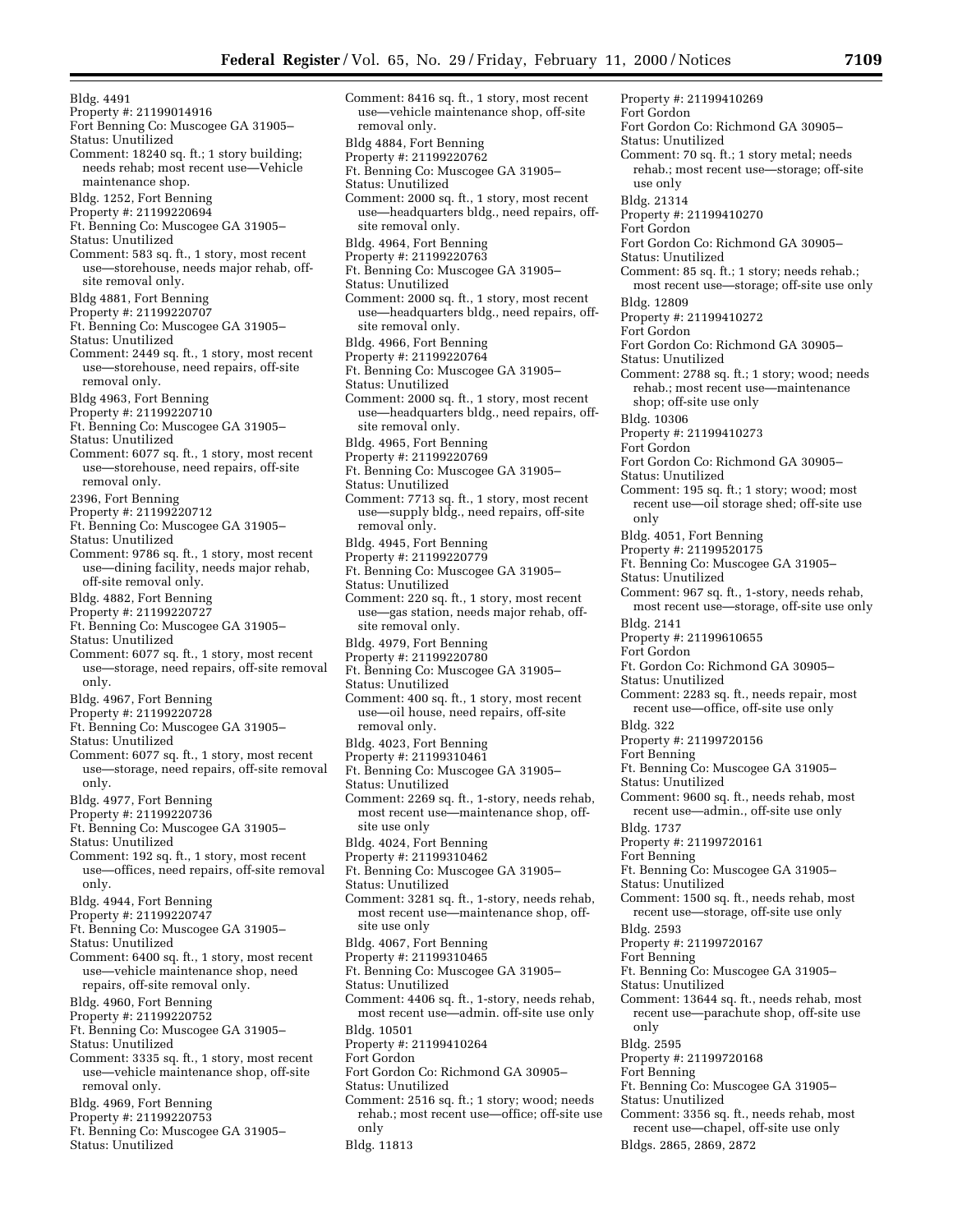Bldg. 4491
Property #: 21199014916
Fort Benning Co: Muscogee GA 31905–
Status: Unutilized
Comment: 18240 sq. ft.; 1 story building; needs rehab; most recent use—Vehicle maintenance shop.

Bldg. 1252, Fort Benning
Property #: 21199220694
Ft. Benning Co: Muscogee GA 31905–
Status: Unutilized
Comment: 583 sq. ft., 1 story, most recent use—storehouse, needs major rehab, off-site removal only.

Bldg 4881, Fort Benning
Property #: 21199220707
Ft. Benning Co: Muscogee GA 31905–
Status: Unutilized
Comment: 2449 sq. ft., 1 story, most recent use—storehouse, need repairs, off-site removal only.

Bldg 4963, Fort Benning
Property #: 21199220710
Ft. Benning Co: Muscogee GA 31905–
Status: Unutilized
Comment: 6077 sq. ft., 1 story, most recent use—storehouse, need repairs, off-site removal only.

2396, Fort Benning
Property #: 21199220712
Ft. Benning Co: Muscogee GA 31905–
Status: Unutilized
Comment: 9786 sq. ft., 1 story, most recent use—dining facility, needs major rehab, off-site removal only.

Bldg. 4882, Fort Benning
Property #: 21199220727
Ft. Benning Co: Muscogee GA 31905–
Status: Unutilized
Comment: 6077 sq. ft., 1 story, most recent use—storage, need repairs, off-site removal only.

Bldg. 4967, Fort Benning
Property #: 21199220728
Ft. Benning Co: Muscogee GA 31905–
Status: Unutilized
Comment: 6077 sq. ft., 1 story, most recent use—storage, need repairs, off-site removal only.

Bldg. 4977, Fort Benning
Property #: 21199220736
Ft. Benning Co: Muscogee GA 31905–
Status: Unutilized
Comment: 192 sq. ft., 1 story, most recent use—offices, need repairs, off-site removal only.

Bldg. 4944, Fort Benning
Property #: 21199220747
Ft. Benning Co: Muscogee GA 31905–
Status: Unutilized
Comment: 6400 sq. ft., 1 story, most recent use—vehicle maintenance shop, need repairs, off-site removal only.

Bldg. 4960, Fort Benning
Property #: 21199220752
Ft. Benning Co: Muscogee GA 31905–
Status: Unutilized
Comment: 3335 sq. ft., 1 story, most recent use—vehicle maintenance shop, off-site removal only.

Bldg. 4969, Fort Benning
Property #: 21199220753
Ft. Benning Co: Muscogee GA 31905–
Status: Unutilized
Comment: 8416 sq. ft., 1 story, most recent use—vehicle maintenance shop, off-site removal only.

Bldg 4884, Fort Benning
Property #: 21199220762
Ft. Benning Co: Muscogee GA 31905–
Status: Unutilized
Comment: 2000 sq. ft., 1 story, most recent use—headquarters bldg., need repairs, off-site removal only.

Bldg. 4964, Fort Benning
Property #: 21199220763
Ft. Benning Co: Muscogee GA 31905–
Status: Unutilized
Comment: 2000 sq. ft., 1 story, most recent use—headquarters bldg., need repairs, off-site removal only.

Bldg. 4966, Fort Benning
Property #: 21199220764
Ft. Benning Co: Muscogee GA 31905–
Status: Unutilized
Comment: 2000 sq. ft., 1 story, most recent use—headquarters bldg., need repairs, off-site removal only.

Bldg. 4965, Fort Benning
Property #: 21199220769
Ft. Benning Co: Muscogee GA 31905–
Status: Unutilized
Comment: 7713 sq. ft., 1 story, most recent use—supply bldg., need repairs, off-site removal only.

Bldg. 4945, Fort Benning
Property #: 21199220779
Ft. Benning Co: Muscogee GA 31905–
Status: Unutilized
Comment: 220 sq. ft., 1 story, most recent use—gas station, needs major rehab, off-site removal only.

Bldg. 4979, Fort Benning
Property #: 21199220780
Ft. Benning Co: Muscogee GA 31905–
Status: Unutilized
Comment: 400 sq. ft., 1 story, most recent use—oil house, need repairs, off-site removal only.

Bldg. 4023, Fort Benning
Property #: 21199310461
Ft. Benning Co: Muscogee GA 31905–
Status: Unutilized
Comment: 2269 sq. ft., 1-story, needs rehab, most recent use—maintenance shop, off-site use only

Bldg. 4024, Fort Benning
Property #: 21199310462
Ft. Benning Co: Muscogee GA 31905–
Status: Unutilized
Comment: 3281 sq. ft., 1-story, needs rehab, most recent use—maintenance shop, off-site use only

Bldg. 4067, Fort Benning
Property #: 21199310465
Ft. Benning Co: Muscogee GA 31905–
Status: Unutilized
Comment: 4406 sq. ft., 1-story, needs rehab, most recent use—admin. off-site use only

Bldg. 10501
Property #: 21199410264
Fort Gordon
Fort Gordon Co: Richmond GA 30905–
Status: Unutilized
Comment: 2516 sq. ft.; 1 story; wood; needs rehab.; most recent use—office; off-site use only

Bldg. 11813
Property #: 21199410269
Fort Gordon
Fort Gordon Co: Richmond GA 30905–
Status: Unutilized
Comment: 70 sq. ft.; 1 story metal; needs rehab.; most recent use—storage; off-site use only

Bldg. 21314
Property #: 21199410270
Fort Gordon
Fort Gordon Co: Richmond GA 30905–
Status: Unutilized
Comment: 85 sq. ft.; 1 story; needs rehab.; most recent use—storage; off-site use only

Bldg. 12809
Property #: 21199410272
Fort Gordon
Fort Gordon Co: Richmond GA 30905–
Status: Unutilized
Comment: 2788 sq. ft.; 1 story; wood; needs rehab.; most recent use—maintenance shop; off-site use only

Bldg. 10306
Property #: 21199410273
Fort Gordon
Fort Gordon Co: Richmond GA 30905–
Status: Unutilized
Comment: 195 sq. ft.; 1 story; wood; most recent use—oil storage shed; off-site use only

Bldg. 4051, Fort Benning
Property #: 21199520175
Ft. Benning Co: Muscogee GA 31905–
Status: Unutilized
Comment: 967 sq. ft., 1-story, needs rehab, most recent use—storage, off-site use only

Bldg. 2141
Property #: 21199610655
Fort Gordon
Ft. Gordon Co: Richmond GA 30905–
Status: Unutilized
Comment: 2283 sq. ft., needs repair, most recent use—office, off-site use only

Bldg. 322
Property #: 21199720156
Fort Benning
Ft. Benning Co: Muscogee GA 31905–
Status: Unutilized
Comment: 9600 sq. ft., needs rehab, most recent use—admin., off-site use only

Bldg. 1737
Property #: 21199720161
Fort Benning
Ft. Benning Co: Muscogee GA 31905–
Status: Unutilized
Comment: 1500 sq. ft., needs rehab, most recent use—storage, off-site use only

Bldg. 2593
Property #: 21199720167
Fort Benning
Ft. Benning Co: Muscogee GA 31905–
Status: Unutilized
Comment: 13644 sq. ft., needs rehab, most recent use—parachute shop, off-site use only

Bldg. 2595
Property #: 21199720168
Fort Benning
Ft. Benning Co: Muscogee GA 31905–
Status: Unutilized
Comment: 3356 sq. ft., needs rehab, most recent use—chapel, off-site use only

Bldgs. 2865, 2869, 2872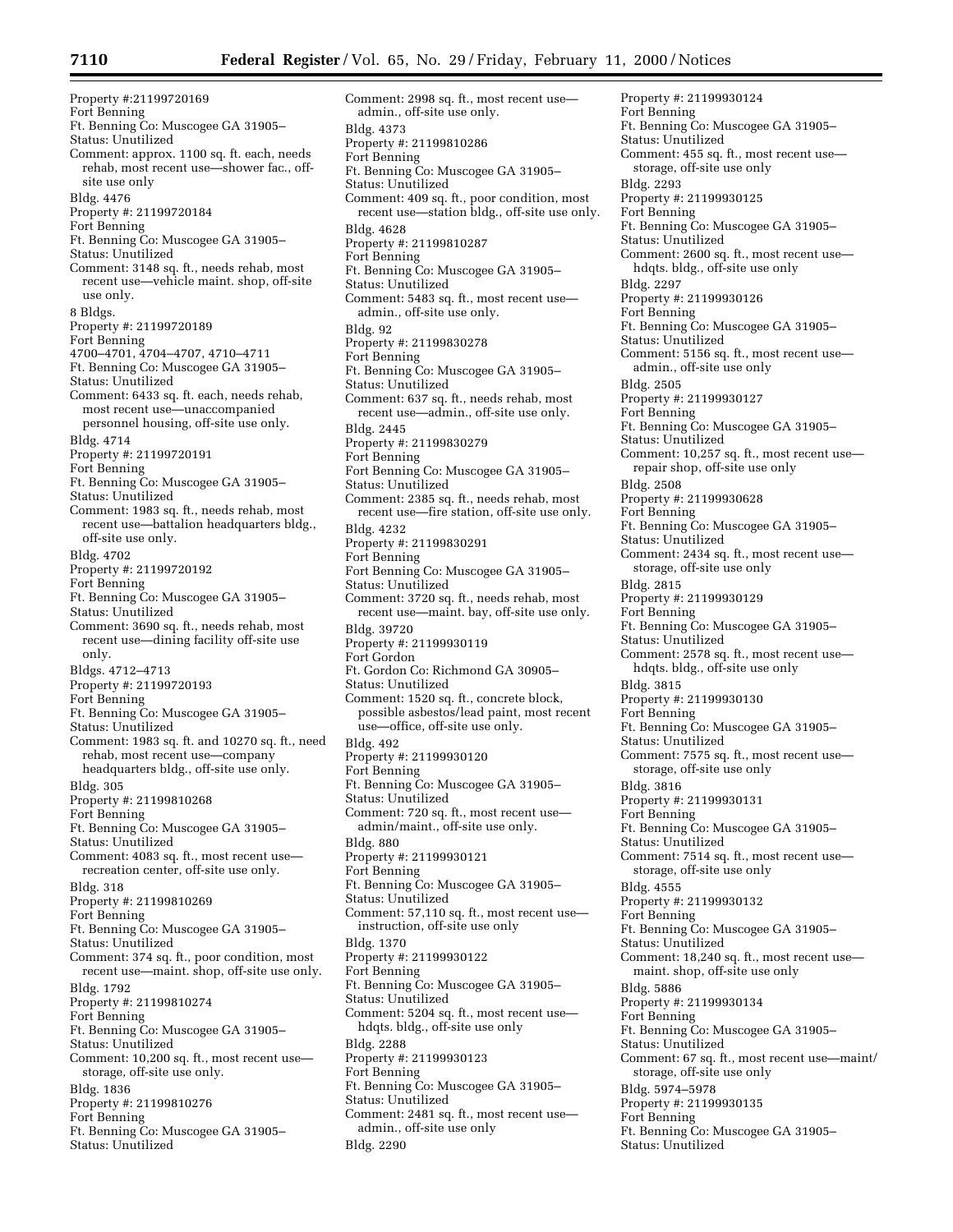Property #:21199720169
Fort Benning
Ft. Benning Co: Muscogee GA 31905–
Status: Unutilized
Comment: approx. 1100 sq. ft. each, needs rehab, most recent use—shower fac., off-site use only

Bldg. 4476
Property #: 21199720184
Fort Benning
Ft. Benning Co: Muscogee GA 31905–
Status: Unutilized
Comment: 3148 sq. ft., needs rehab, most recent use—vehicle maint. shop, off-site use only.

8 Bldgs.
Property #: 21199720189
Fort Benning
4700–4701, 4704–4707, 4710–4711
Ft. Benning Co: Muscogee GA 31905–
Status: Unutilized
Comment: 6433 sq. ft. each, needs rehab, most recent use—unaccompanied personnel housing, off-site use only.

Bldg. 4714
Property #: 21199720191
Fort Benning
Ft. Benning Co: Muscogee GA 31905–
Status: Unutilized
Comment: 1983 sq. ft., needs rehab, most recent use—battalion headquarters bldg., off-site use only.

Bldg. 4702
Property #: 21199720192
Fort Benning
Ft. Benning Co: Muscogee GA 31905–
Status: Unutilized
Comment: 3690 sq. ft., needs rehab, most recent use—dining facility off-site use only.

Bldgs. 4712–4713
Property #: 21199720193
Fort Benning
Ft. Benning Co: Muscogee GA 31905–
Status: Unutilized
Comment: 1983 sq. ft. and 10270 sq. ft., need rehab, most recent use—company headquarters bldg., off-site use only.

Bldg. 305
Property #: 21199810268
Fort Benning
Ft. Benning Co: Muscogee GA 31905–
Status: Unutilized
Comment: 4083 sq. ft., most recent use—recreation center, off-site use only.

Bldg. 318
Property #: 21199810269
Fort Benning
Ft. Benning Co: Muscogee GA 31905–
Status: Unutilized
Comment: 374 sq. ft., poor condition, most recent use—maint. shop, off-site use only.

Bldg. 1792
Property #: 21199810274
Fort Benning
Ft. Benning Co: Muscogee GA 31905–
Status: Unutilized
Comment: 10,200 sq. ft., most recent use—storage, off-site use only.

Bldg. 1836
Property #: 21199810276
Fort Benning
Ft. Benning Co: Muscogee GA 31905–
Status: Unutilized
Comment: 2998 sq. ft., most recent use—admin., off-site use only.

Bldg. 4373
Property #: 21199810286
Fort Benning
Ft. Benning Co: Muscogee GA 31905–
Status: Unutilized
Comment: 409 sq. ft., poor condition, most recent use—station bldg., off-site use only.

Bldg. 4628
Property #: 21199810287
Fort Benning
Ft. Benning Co: Muscogee GA 31905–
Status: Unutilized
Comment: 5483 sq. ft., most recent use—admin., off-site use only.

Bldg. 92
Property #: 21199830278
Fort Benning
Ft. Benning Co: Muscogee GA 31905–
Status: Unutilized
Comment: 637 sq. ft., needs rehab, most recent use—admin., off-site use only.

Bldg. 2445
Property #: 21199830279
Fort Benning
Fort Benning Co: Muscogee GA 31905–
Status: Unutilized
Comment: 2385 sq. ft., needs rehab, most recent use—fire station, off-site use only.

Bldg. 4232
Property #: 21199830291
Fort Benning
Fort Benning Co: Muscogee GA 31905–
Status: Unutilized
Comment: 3720 sq. ft., needs rehab, most recent use—maint. bay, off-site use only.

Bldg. 39720
Property #: 21199930119
Fort Gordon
Ft. Gordon Co: Richmond GA 30905–
Status: Unutilized
Comment: 1520 sq. ft., concrete block, possible asbestos/lead paint, most recent use—office, off-site use only.

Bldg. 492
Property #: 21199930120
Fort Benning
Ft. Benning Co: Muscogee GA 31905–
Status: Unutilized
Comment: 720 sq. ft., most recent use—admin/maint., off-site use only.

Bldg. 880
Property #: 21199930121
Fort Benning
Ft. Benning Co: Muscogee GA 31905–
Status: Unutilized
Comment: 57,110 sq. ft., most recent use—instruction, off-site use only

Bldg. 1370
Property #: 21199930122
Fort Benning
Ft. Benning Co: Muscogee GA 31905–
Status: Unutilized
Comment: 5204 sq. ft., most recent use—hdqts. bldg., off-site use only

Bldg. 2288
Property #: 21199930123
Fort Benning
Ft. Benning Co: Muscogee GA 31905–
Status: Unutilized
Comment: 2481 sq. ft., most recent use—admin., off-site use only

Bldg. 2290
Property #: 21199930124
Fort Benning
Ft. Benning Co: Muscogee GA 31905–
Status: Unutilized
Comment: 455 sq. ft., most recent use—storage, off-site use only

Bldg. 2293
Property #: 21199930125
Fort Benning
Ft. Benning Co: Muscogee GA 31905–
Status: Unutilized
Comment: 2600 sq. ft., most recent use—hdqts. bldg., off-site use only

Bldg. 2297
Property #: 21199930126
Fort Benning
Ft. Benning Co: Muscogee GA 31905–
Status: Unutilized
Comment: 5156 sq. ft., most recent use—admin., off-site use only

Bldg. 2505
Property #: 21199930127
Fort Benning
Ft. Benning Co: Muscogee GA 31905–
Status: Unutilized
Comment: 10,257 sq. ft., most recent use—repair shop, off-site use only

Bldg. 2508
Property #: 21199930628
Fort Benning
Ft. Benning Co: Muscogee GA 31905–
Status: Unutilized
Comment: 2434 sq. ft., most recent use—storage, off-site use only

Bldg. 2815
Property #: 21199930129
Fort Benning
Ft. Benning Co: Muscogee GA 31905–
Status: Unutilized
Comment: 2578 sq. ft., most recent use—hdqts. bldg., off-site use only

Bldg. 3815
Property #: 21199930130
Fort Benning
Ft. Benning Co: Muscogee GA 31905–
Status: Unutilized
Comment: 7575 sq. ft., most recent use—storage, off-site use only

Bldg. 3816
Property #: 21199930131
Fort Benning
Ft. Benning Co: Muscogee GA 31905–
Status: Unutilized
Comment: 7514 sq. ft., most recent use—storage, off-site use only

Bldg. 4555
Property #: 21199930132
Fort Benning
Ft. Benning Co: Muscogee GA 31905–
Status: Unutilized
Comment: 18,240 sq. ft., most recent use—maint. shop, off-site use only

Bldg. 5886
Property #: 21199930134
Fort Benning
Ft. Benning Co: Muscogee GA 31905–
Status: Unutilized
Comment: 67 sq. ft., most recent use—maint/storage, off-site use only

Bldg. 5974–5978
Property #: 21199930135
Fort Benning
Ft. Benning Co: Muscogee GA 31905–
Status: Unutilized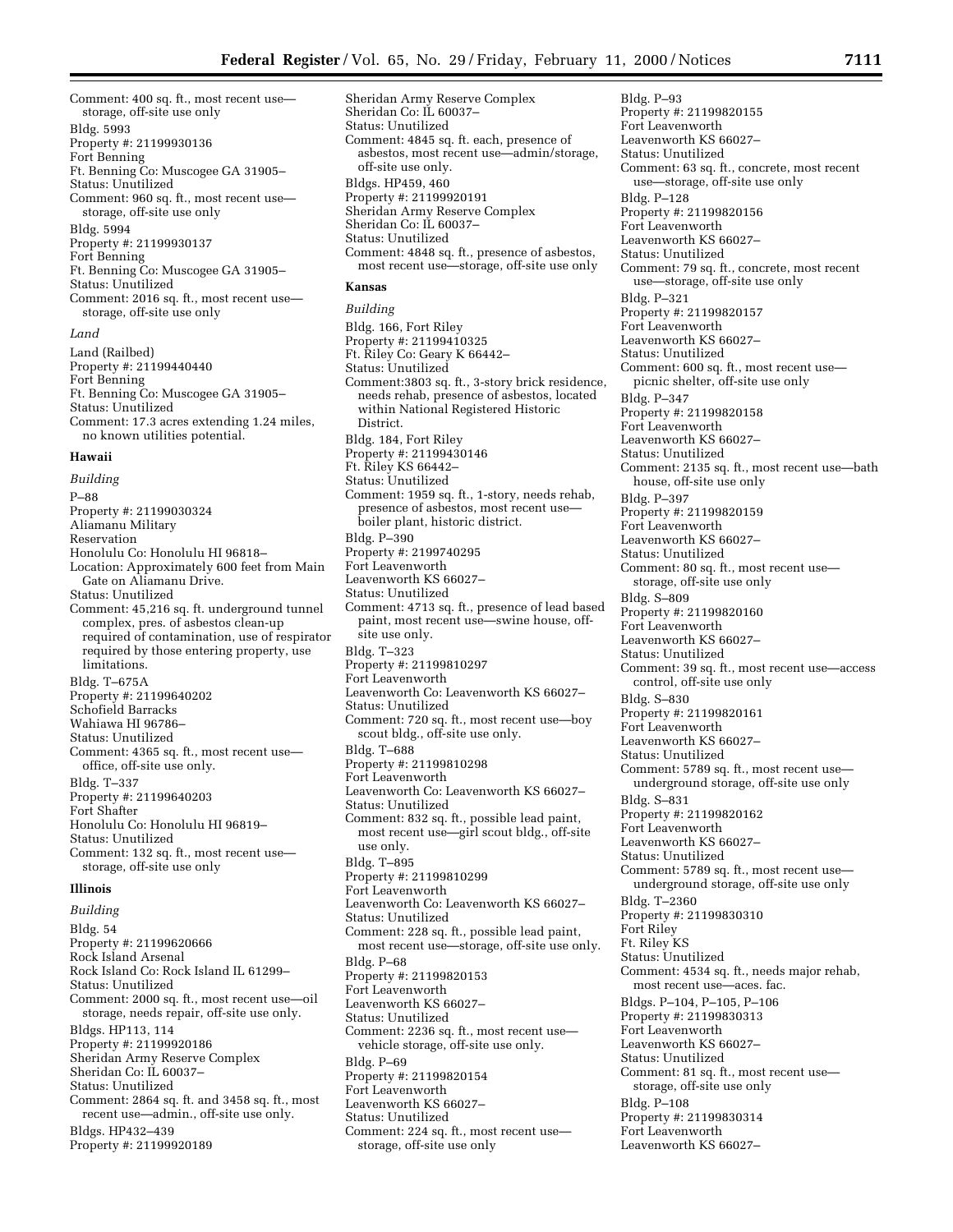Comment: 400 sq. ft., most recent use—storage, off-site use only

Bldg. 5993
Property #: 21199930136
Fort Benning
Ft. Benning Co: Muscogee GA 31905–
Status: Unutilized
Comment: 960 sq. ft., most recent use—storage, off-site use only

Bldg. 5994
Property #: 21199930137
Fort Benning
Ft. Benning Co: Muscogee GA 31905–
Status: Unutilized
Comment: 2016 sq. ft., most recent use—storage, off-site use only

*Land*

Land (Railbed)
Property #: 21199440440
Fort Benning
Ft. Benning Co: Muscogee GA 31905–
Status: Unutilized
Comment: 17.3 acres extending 1.24 miles, no known utilities potential.

**Hawaii**

*Building*

P–88
Property #: 21199030324
Aliamanu Military Reservation
Honolulu Co: Honolulu HI 96818–
Location: Approximately 600 feet from Main Gate on Aliamanu Drive.
Status: Unutilized
Comment: 45,216 sq. ft. underground tunnel complex, pres. of asbestos clean-up required of contamination, use of respirator required by those entering property, use limitations.

Bldg. T–675A
Property #: 21199640202
Schofield Barracks
Wahiawa HI 96786–
Status: Unutilized
Comment: 4365 sq. ft., most recent use—office, off-site use only.

Bldg. T–337
Property #: 21199640203
Fort Shafter
Honolulu Co: Honolulu HI 96819–
Status: Unutilized
Comment: 132 sq. ft., most recent use—storage, off-site use only

**Illinois**

*Building*

Bldg. 54
Property #: 21199620666
Rock Island Arsenal
Rock Island Co: Rock Island IL 61299–
Status: Unutilized
Comment: 2000 sq. ft., most recent use—oil storage, needs repair, off-site use only.

Bldgs. HP113, 114
Property #: 21199920186
Sheridan Army Reserve Complex
Sheridan Co: IL 60037–
Status: Unutilized
Comment: 2864 sq. ft. and 3458 sq. ft., most recent use—admin., off-site use only.

Bldgs. HP432–439
Property #: 21199920189
Sheridan Army Reserve Complex
Sheridan Co: IL 60037–
Status: Unutilized
Comment: 4845 sq. ft. each, presence of asbestos, most recent use—admin/storage, off-site use only.

Bldgs. HP459, 460
Property #: 21199920191
Sheridan Army Reserve Complex
Sheridan Co: IL 60037–
Status: Unutilized
Comment: 4848 sq. ft., presence of asbestos, most recent use—storage, off-site use only

**Kansas**

*Building*

Bldg. 166, Fort Riley
Property #: 21199410325
Ft. Riley Co: Geary K 66442–
Status: Unutilized
Comment:3803 sq. ft., 3-story brick residence, needs rehab, presence of asbestos, located within National Registered Historic District.

Bldg. 184, Fort Riley
Property #: 21199430146
Ft. Riley KS 66442–
Status: Unutilized
Comment: 1959 sq. ft., 1-story, needs rehab, presence of asbestos, most recent use—boiler plant, historic district.

Bldg. P–390
Property #: 2199740295
Fort Leavenworth
Leavenworth KS 66027–
Status: Unutilized
Comment: 4713 sq. ft., presence of lead based paint, most recent use—swine house, off-site use only.

Bldg. T–323
Property #: 21199810297
Fort Leavenworth
Leavenworth Co: Leavenworth KS 66027–
Status: Unutilized
Comment: 720 sq. ft., most recent use—boy scout bldg., off-site use only.

Bldg. T–688
Property #: 21199810298
Fort Leavenworth
Leavenworth Co: Leavenworth KS 66027–
Status: Unutilized
Comment: 832 sq. ft., possible lead paint, most recent use—girl scout bldg., off-site use only.

Bldg. T–895
Property #: 21199810299
Fort Leavenworth
Leavenworth Co: Leavenworth KS 66027–
Status: Unutilized
Comment: 228 sq. ft., possible lead paint, most recent use—storage, off-site use only.

Bldg. P–68
Property #: 21199820153
Fort Leavenworth
Leavenworth KS 66027–
Status: Unutilized
Comment: 2236 sq. ft., most recent use—vehicle storage, off-site use only.

Bldg. P–69
Property #: 21199820154
Fort Leavenworth
Leavenworth KS 66027–
Status: Unutilized
Comment: 224 sq. ft., most recent use—storage, off-site use only

Bldg. P–93
Property #: 21199820155
Fort Leavenworth
Leavenworth KS 66027–
Status: Unutilized
Comment: 63 sq. ft., concrete, most recent use—storage, off-site use only

Bldg. P–128
Property #: 21199820156
Fort Leavenworth
Leavenworth KS 66027–
Status: Unutilized
Comment: 79 sq. ft., concrete, most recent use—storage, off-site use only

Bldg. P–321
Property #: 21199820157
Fort Leavenworth
Leavenworth KS 66027–
Status: Unutilized
Comment: 600 sq. ft., most recent use—picnic shelter, off-site use only

Bldg. P–347
Property #: 21199820158
Fort Leavenworth
Leavenworth KS 66027–
Status: Unutilized
Comment: 2135 sq. ft., most recent use—bath house, off-site use only

Bldg. P–397
Property #: 21199820159
Fort Leavenworth
Leavenworth KS 66027–
Status: Unutilized
Comment: 80 sq. ft., most recent use—storage, off-site use only

Bldg. S–809
Property #: 21199820160
Fort Leavenworth
Leavenworth KS 66027–
Status: Unutilized
Comment: 39 sq. ft., most recent use—access control, off-site use only

Bldg. S–830
Property #: 21199820161
Fort Leavenworth
Leavenworth KS 66027–
Status: Unutilized
Comment: 5789 sq. ft., most recent use—underground storage, off-site use only

Bldg. S–831
Property #: 21199820162
Fort Leavenworth
Leavenworth KS 66027–
Status: Unutilized
Comment: 5789 sq. ft., most recent use—underground storage, off-site use only

Bldg. T–2360
Property #: 21199830310
Fort Riley
Ft. Riley KS
Status: Unutilized
Comment: 4534 sq. ft., needs major rehab, most recent use—aces. fac.

Bldgs. P–104, P–105, P–106
Property #: 21199830313
Fort Leavenworth
Leavenworth KS 66027–
Status: Unutilized
Comment: 81 sq. ft., most recent use—storage, off-site use only

Bldg. P–108
Property #: 21199830314
Fort Leavenworth
Leavenworth KS 66027–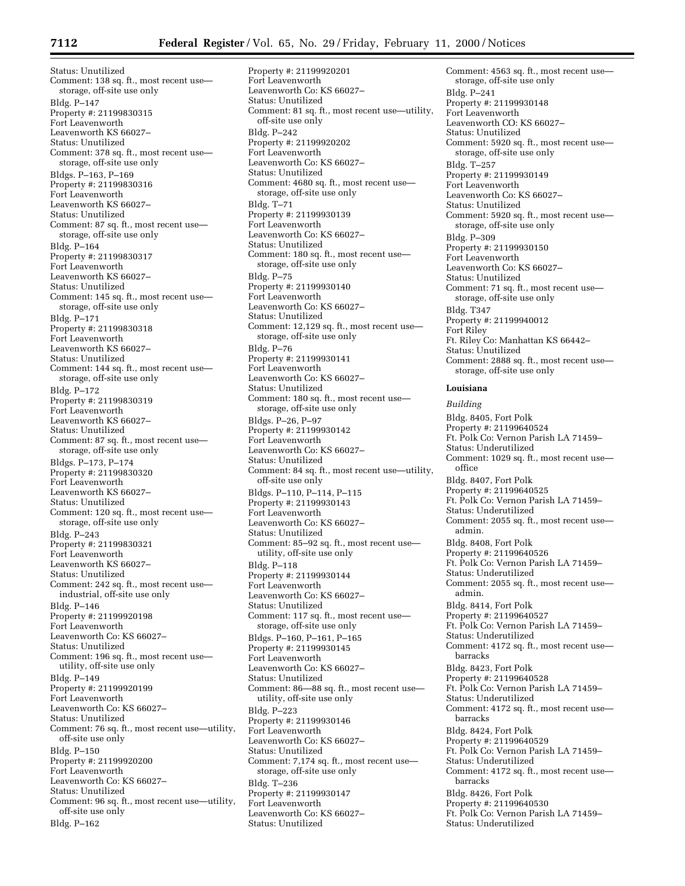Status: Unutilized
Comment: 138 sq. ft., most recent use—storage, off-site use only

Bldg. P–147
Property #: 21199830315
Fort Leavenworth
Leavenworth KS 66027–
Status: Unutilized
Comment: 378 sq. ft., most recent use—storage, off-site use only

Bldgs. P–163, P–169
Property #: 21199830316
Fort Leavenworth
Leavenworth KS 66027–
Status: Unutilized
Comment: 87 sq. ft., most recent use—storage, off-site use only

Bldg. P–164
Property #: 21199830317
Fort Leavenworth
Leavenworth KS 66027–
Status: Unutilized
Comment: 145 sq. ft., most recent use—storage, off-site use only

Bldg. P–171
Property #: 21199830318
Fort Leavenworth
Leavenworth KS 66027–
Status: Unutilized
Comment: 144 sq. ft., most recent use—storage, off-site use only

Bldg. P–172
Property #: 21199830319
Fort Leavenworth
Leavenworth KS 66027–
Status: Unutilized
Comment: 87 sq. ft., most recent use—storage, off-site use only

Bldgs. P–173, P–174
Property #: 21199830320
Fort Leavenworth
Leavenworth KS 66027–
Status: Unutilized
Comment: 120 sq. ft., most recent use—storage, off-site use only

Bldg. P–243
Property #: 21199830321
Fort Leavenworth
Leavenworth KS 66027–
Status: Unutilized
Comment: 242 sq. ft., most recent use—industrial, off-site use only

Bldg. P–146
Property #: 21199920198
Fort Leavenworth
Leavenworth Co: KS 66027–
Status: Unutilized
Comment: 196 sq. ft., most recent use—utility, off-site use only

Bldg. P–149
Property #: 21199920199
Fort Leavenworth
Leavenworth Co: KS 66027–
Status: Unutilized
Comment: 76 sq. ft., most recent use—utility, off-site use only

Bldg. P–150
Property #: 21199920200
Fort Leavenworth
Leavenworth Co: KS 66027–
Status: Unutilized
Comment: 96 sq. ft., most recent use—utility, off-site use only

Bldg. P–162
Property #: 21199920201
Fort Leavenworth
Leavenworth Co: KS 66027–
Status: Unutilized
Comment: 81 sq. ft., most recent use—utility, off-site use only

Bldg. P–242
Property #: 21199920202
Fort Leavenworth
Leavenworth Co: KS 66027–
Status: Unutilized
Comment: 4680 sq. ft., most recent use—storage, off-site use only

Bldg. T–71
Property #: 21199930139
Fort Leavenworth
Leavenworth Co: KS 66027–
Status: Unutilized
Comment: 180 sq. ft., most recent use—storage, off-site use only

Bldg. P–75
Property #: 21199930140
Fort Leavenworth
Leavenworth Co: KS 66027–
Status: Unutilized
Comment: 12,129 sq. ft., most recent use—storage, off-site use only

Bldg. P–76
Property #: 21199930141
Fort Leavenworth
Leavenworth Co: KS 66027–
Status: Unutilized
Comment: 180 sq. ft., most recent use—storage, off-site use only

Bldgs. P–26, P–97
Property #: 21199930142
Fort Leavenworth
Leavenworth Co: KS 66027–
Status: Unutilized
Comment: 84 sq. ft., most recent use—utility, off-site use only

Bldgs. P–110, P–114, P–115
Property #: 21199930143
Fort Leavenworth
Leavenworth Co: KS 66027–
Status: Unutilized
Comment: 85–92 sq. ft., most recent use—utility, off-site use only

Bldg. P–118
Property #: 21199930144
Fort Leavenworth
Leavenworth Co: KS 66027–
Status: Unutilized
Comment: 117 sq. ft., most recent use—storage, off-site use only

Bldgs. P–160, P–161, P–165
Property #: 21199930145
Fort Leavenworth
Leavenworth Co: KS 66027–
Status: Unutilized
Comment: 86—88 sq. ft., most recent use—utility, off-site use only

Bldg. P–223
Property #: 21199930146
Fort Leavenworth
Leavenworth Co: KS 66027–
Status: Unutilized
Comment: 7,174 sq. ft., most recent use—storage, off-site use only

Bldg. T–236
Property #: 21199930147
Fort Leavenworth
Leavenworth Co: KS 66027–
Status: Unutilized
Comment: 4563 sq. ft., most recent use—storage, off-site use only

Bldg. P–241
Property #: 21199930148
Fort Leavenworth
Leavenworth CO: KS 66027–
Status: Unutilized
Comment: 5920 sq. ft., most recent use—storage, off-site use only

Bldg. T–257
Property #: 21199930149
Fort Leavenworth
Leavenworth Co: KS 66027–
Status: Unutilized
Comment: 5920 sq. ft., most recent use—storage, off-site use only

Bldg. P–309
Property #: 21199930150
Fort Leavenworth
Leavenworth Co: KS 66027–
Status: Unutilized
Comment: 71 sq. ft., most recent use—storage, off-site use only

Bldg. T347
Property #: 21199940012
Fort Riley
Ft. Riley Co: Manhattan KS 66442–
Status: Unutilized
Comment: 2888 sq. ft., most recent use—storage, off-site use only

**Louisiana**

*Building*

Bldg. 8405, Fort Polk
Property #: 21199640524
Ft. Polk Co: Vernon Parish LA 71459–
Status: Underutilized
Comment: 1029 sq. ft., most recent use—office

Bldg. 8407, Fort Polk
Property #: 21199640525
Ft. Polk Co: Vernon Parish LA 71459–
Status: Underutilized
Comment: 2055 sq. ft., most recent use—admin.

Bldg. 8408, Fort Polk
Property #: 21199640526
Ft. Polk Co: Vernon Parish LA 71459–
Status: Underutilized
Comment: 2055 sq. ft., most recent use—admin.

Bldg. 8414, Fort Polk
Property #: 21199640527
Ft. Polk Co: Vernon Parish LA 71459–
Status: Underutilized
Comment: 4172 sq. ft., most recent use—barracks

Bldg. 8423, Fort Polk
Property #: 21199640528
Ft. Polk Co: Vernon Parish LA 71459–
Status: Underutilized
Comment: 4172 sq. ft., most recent use—barracks

Bldg. 8424, Fort Polk
Property #: 21199640529
Ft. Polk Co: Vernon Parish LA 71459–
Status: Underutilized
Comment: 4172 sq. ft., most recent use—barracks

Bldg. 8426, Fort Polk
Property #: 21199640530
Ft. Polk Co: Vernon Parish LA 71459–
Status: Underutilized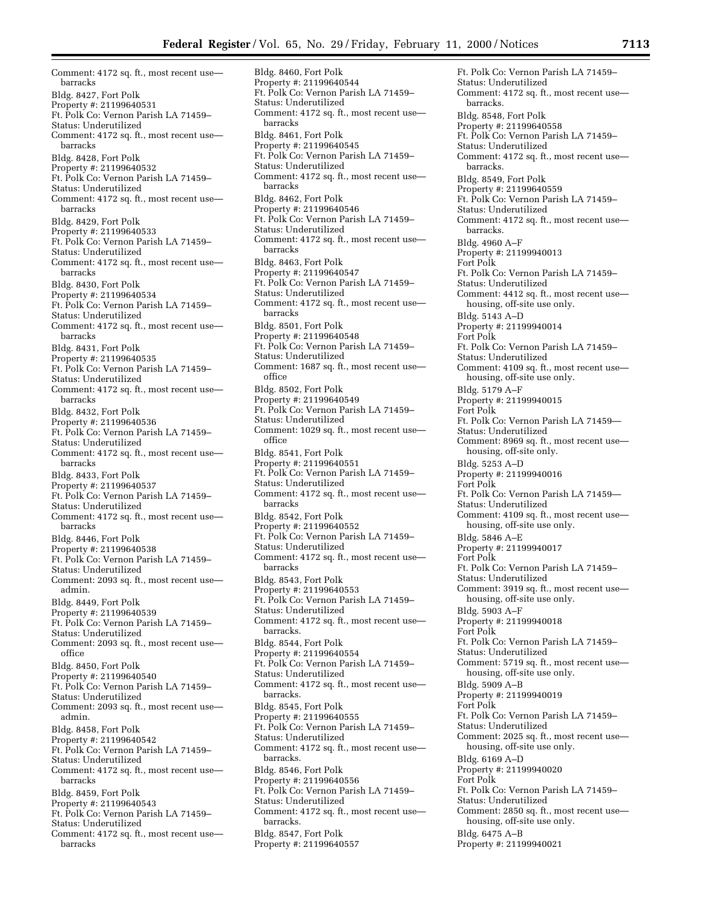Comment: 4172 sq. ft., most recent use—barracks

Bldg. 8427, Fort Polk
Property #: 21199640531
Ft. Polk Co: Vernon Parish LA 71459–
Status: Underutilized
Comment: 4172 sq. ft., most recent use—barracks

Bldg. 8428, Fort Polk
Property #: 21199640532
Ft. Polk Co: Vernon Parish LA 71459–
Status: Underutilized
Comment: 4172 sq. ft., most recent use—barracks

Bldg. 8429, Fort Polk
Property #: 21199640533
Ft. Polk Co: Vernon Parish LA 71459–
Status: Underutilized
Comment: 4172 sq. ft., most recent use—barracks

Bldg. 8430, Fort Polk
Property #: 21199640534
Ft. Polk Co: Vernon Parish LA 71459–
Status: Underutilized
Comment: 4172 sq. ft., most recent use—barracks

Bldg. 8431, Fort Polk
Property #: 21199640535
Ft. Polk Co: Vernon Parish LA 71459–
Status: Underutilized
Comment: 4172 sq. ft., most recent use—barracks

Bldg. 8432, Fort Polk
Property #: 21199640536
Ft. Polk Co: Vernon Parish LA 71459–
Status: Underutilized
Comment: 4172 sq. ft., most recent use—barracks

Bldg. 8433, Fort Polk
Property #: 21199640537
Ft. Polk Co: Vernon Parish LA 71459–
Status: Underutilized
Comment: 4172 sq. ft., most recent use—barracks

Bldg. 8446, Fort Polk
Property #: 21199640538
Ft. Polk Co: Vernon Parish LA 71459–
Status: Underutilized
Comment: 2093 sq. ft., most recent use—admin.

Bldg. 8449, Fort Polk
Property #: 21199640539
Ft. Polk Co: Vernon Parish LA 71459–
Status: Underutilized
Comment: 2093 sq. ft., most recent use—office

Bldg. 8450, Fort Polk
Property #: 21199640540
Ft. Polk Co: Vernon Parish LA 71459–
Status: Underutilized
Comment: 2093 sq. ft., most recent use—admin.

Bldg. 8458, Fort Polk
Property #: 21199640542
Ft. Polk Co: Vernon Parish LA 71459–
Status: Underutilized
Comment: 4172 sq. ft., most recent use—barracks

Bldg. 8459, Fort Polk
Property #: 21199640543
Ft. Polk Co: Vernon Parish LA 71459–
Status: Underutilized
Comment: 4172 sq. ft., most recent use—barracks

Bldg. 8460, Fort Polk
Property #: 21199640544
Ft. Polk Co: Vernon Parish LA 71459–
Status: Underutilized
Comment: 4172 sq. ft., most recent use—barracks

Bldg. 8461, Fort Polk
Property #: 21199640545
Ft. Polk Co: Vernon Parish LA 71459–
Status: Underutilized
Comment: 4172 sq. ft., most recent use—barracks

Bldg. 8462, Fort Polk
Property #: 21199640546
Ft. Polk Co: Vernon Parish LA 71459–
Status: Underutilized
Comment: 4172 sq. ft., most recent use—barracks

Bldg. 8463, Fort Polk
Property #: 21199640547
Ft. Polk Co: Vernon Parish LA 71459–
Status: Underutilized
Comment: 4172 sq. ft., most recent use—barracks

Bldg. 8501, Fort Polk
Property #: 21199640548
Ft. Polk Co: Vernon Parish LA 71459–
Status: Underutilized
Comment: 1687 sq. ft., most recent use—office

Bldg. 8502, Fort Polk
Property #: 21199640549
Ft. Polk Co: Vernon Parish LA 71459–
Status: Underutilized
Comment: 1029 sq. ft., most recent use—office

Bldg. 8541, Fort Polk
Property #: 21199640551
Ft. Polk Co: Vernon Parish LA 71459–
Status: Underutilized
Comment: 4172 sq. ft., most recent use—barracks

Bldg. 8542, Fort Polk
Property #: 21199640552
Ft. Polk Co: Vernon Parish LA 71459–
Status: Underutilized
Comment: 4172 sq. ft., most recent use—barracks

Bldg. 8543, Fort Polk
Property #: 21199640553
Ft. Polk Co: Vernon Parish LA 71459–
Status: Underutilized
Comment: 4172 sq. ft., most recent use—barracks.

Bldg. 8544, Fort Polk
Property #: 21199640554
Ft. Polk Co: Vernon Parish LA 71459–
Status: Underutilized
Comment: 4172 sq. ft., most recent use—barracks.

Bldg. 8545, Fort Polk
Property #: 21199640555
Ft. Polk Co: Vernon Parish LA 71459–
Status: Underutilized
Comment: 4172 sq. ft., most recent use—barracks.

Bldg. 8546, Fort Polk
Property #: 21199640556
Ft. Polk Co: Vernon Parish LA 71459–
Status: Underutilized
Comment: 4172 sq. ft., most recent use—barracks.

Bldg. 8547, Fort Polk
Property #: 21199640557
Ft. Polk Co: Vernon Parish LA 71459–
Status: Underutilized
Comment: 4172 sq. ft., most recent use—barracks.

Bldg. 8548, Fort Polk
Property #: 21199640558
Ft. Polk Co: Vernon Parish LA 71459–
Status: Underutilized
Comment: 4172 sq. ft., most recent use—barracks.

Bldg. 8549, Fort Polk
Property #: 21199640559
Ft. Polk Co: Vernon Parish LA 71459–
Status: Underutilized
Comment: 4172 sq. ft., most recent use—barracks.

Bldg. 4960 A–F
Property #: 21199940013
Fort Polk
Ft. Polk Co: Vernon Parish LA 71459–
Status: Underutilized
Comment: 4412 sq. ft., most recent use—housing, off-site use only.

Bldg. 5143 A–D
Property #: 21199940014
Fort Polk
Ft. Polk Co: Vernon Parish LA 71459–
Status: Underutilized
Comment: 4109 sq. ft., most recent use—housing, off-site use only.

Bldg. 5179 A–F
Property #: 21199940015
Fort Polk
Ft. Polk Co: Vernon Parish LA 71459—
Status: Underutilized
Comment: 8969 sq. ft., most recent use—housing, off-site only.

Bldg. 5253 A–D
Property #: 21199940016
Fort Polk
Ft. Polk Co: Vernon Parish LA 71459—
Status: Underutilized
Comment: 4109 sq. ft., most recent use—housing, off-site use only.

Bldg. 5846 A–E
Property #: 21199940017
Fort Polk
Ft. Polk Co: Vernon Parish LA 71459–
Status: Underutilized
Comment: 3919 sq. ft., most recent use—housing, off-site use only.

Bldg. 5903 A–F
Property #: 21199940018
Fort Polk
Ft. Polk Co: Vernon Parish LA 71459–
Status: Underutilized
Comment: 5719 sq. ft., most recent use—housing, off-site use only.

Bldg. 5909 A–B
Property #: 21199940019
Fort Polk
Ft. Polk Co: Vernon Parish LA 71459–
Status: Underutilized
Comment: 2025 sq. ft., most recent use—housing, off-site use only.

Bldg. 6169 A–D
Property #: 21199940020
Fort Polk
Ft. Polk Co: Vernon Parish LA 71459–
Status: Underutilized
Comment: 2850 sq. ft., most recent use—housing, off-site use only.

Bldg. 6475 A–B
Property #: 21199940021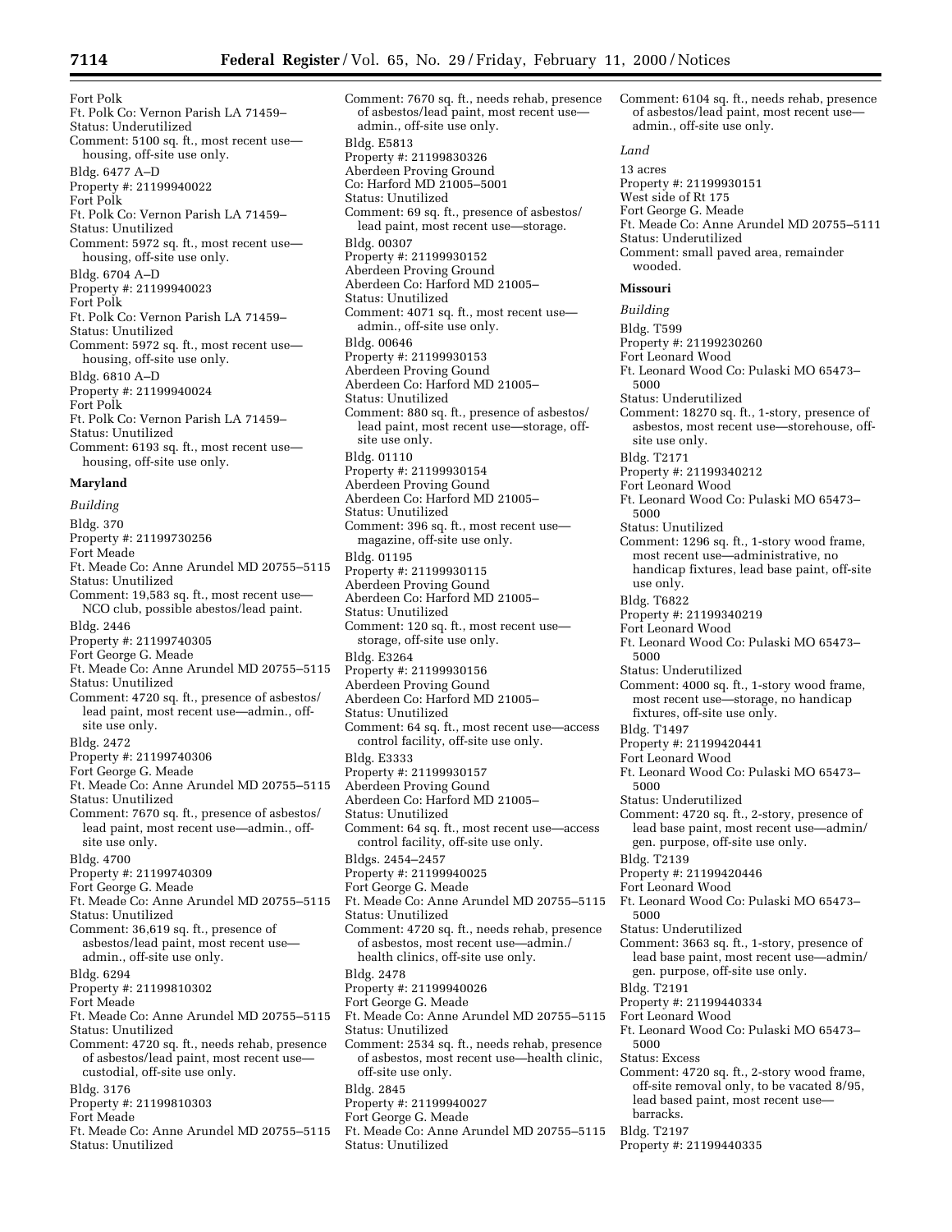Fort Polk
Ft. Polk Co: Vernon Parish LA 71459–
Status: Underutilized
Comment: 5100 sq. ft., most recent use—housing, off-site use only.

Bldg. 6477 A–D
Property #: 21199940022
Fort Polk
Ft. Polk Co: Vernon Parish LA 71459–
Status: Unutilized
Comment: 5972 sq. ft., most recent use—housing, off-site use only.

Bldg. 6704 A–D
Property #: 21199940023
Fort Polk
Ft. Polk Co: Vernon Parish LA 71459–
Status: Unutilized
Comment: 5972 sq. ft., most recent use—housing, off-site use only.

Bldg. 6810 A–D
Property #: 21199940024
Fort Polk
Ft. Polk Co: Vernon Parish LA 71459–
Status: Unutilized
Comment: 6193 sq. ft., most recent use—housing, off-site use only.

**Maryland**

*Building*

Bldg. 370
Property #: 21199730256
Fort Meade
Ft. Meade Co: Anne Arundel MD 20755–5115
Status: Unutilized
Comment: 19,583 sq. ft., most recent use—NCO club, possible abestos/lead paint.

Bldg. 2446
Property #: 21199740305
Fort George G. Meade
Ft. Meade Co: Anne Arundel MD 20755–5115
Status: Unutilized
Comment: 4720 sq. ft., presence of asbestos/lead paint, most recent use—admin., off-site use only.

Bldg. 2472
Property #: 21199740306
Fort George G. Meade
Ft. Meade Co: Anne Arundel MD 20755–5115
Status: Unutilized
Comment: 7670 sq. ft., presence of asbestos/lead paint, most recent use—admin., off-site use only.

Bldg. 4700
Property #: 21199740309
Fort George G. Meade
Ft. Meade Co: Anne Arundel MD 20755–5115
Status: Unutilized
Comment: 36,619 sq. ft., presence of asbestos/lead paint, most recent use—admin., off-site use only.

Bldg. 6294
Property #: 21199810302
Fort Meade
Ft. Meade Co: Anne Arundel MD 20755–5115
Status: Unutilized
Comment: 4720 sq. ft., needs rehab, presence of asbestos/lead paint, most recent use—custodial, off-site use only.

Bldg. 3176
Property #: 21199810303
Fort Meade
Ft. Meade Co: Anne Arundel MD 20755–5115
Status: Unutilized
Comment: 7670 sq. ft., needs rehab, presence of asbestos/lead paint, most recent use—admin., off-site use only.

Bldg. E5813
Property #: 21199830326
Aberdeen Proving Ground
Co: Harford MD 21005–5001
Status: Unutilized
Comment: 69 sq. ft., presence of asbestos/lead paint, most recent use—storage.

Bldg. 00307
Property #: 21199930152
Aberdeen Proving Ground
Aberdeen Co: Harford MD 21005–
Status: Unutilized
Comment: 4071 sq. ft., most recent use—admin., off-site use only.

Bldg. 00646
Property #: 21199930153
Aberdeen Proving Gound
Aberdeen Co: Harford MD 21005–
Status: Unutilized
Comment: 880 sq. ft., presence of asbestos/lead paint, most recent use—storage, off-site use only.

Bldg. 01110
Property #: 21199930154
Aberdeen Proving Gound
Aberdeen Co: Harford MD 21005–
Status: Unutilized
Comment: 396 sq. ft., most recent use—magazine, off-site use only.

Bldg. 01195
Property #: 21199930115
Aberdeen Proving Gound
Aberdeen Co: Harford MD 21005–
Status: Unutilized
Comment: 120 sq. ft., most recent use—storage, off-site use only.

Bldg. E3264
Property #: 21199930156
Aberdeen Proving Gound
Aberdeen Co: Harford MD 21005–
Status: Unutilized
Comment: 64 sq. ft., most recent use—access control facility, off-site use only.

Bldg. E3333
Property #: 21199930157
Aberdeen Proving Gound
Aberdeen Co: Harford MD 21005–
Status: Unutilized
Comment: 64 sq. ft., most recent use—access control facility, off-site use only.

Bldgs. 2454–2457
Property #: 21199940025
Fort George G. Meade
Ft. Meade Co: Anne Arundel MD 20755–5115
Status: Unutilized
Comment: 4720 sq. ft., needs rehab, presence of asbestos, most recent use—admin./health clinics, off-site use only.

Bldg. 2478
Property #: 21199940026
Fort George G. Meade
Ft. Meade Co: Anne Arundel MD 20755–5115
Status: Unutilized
Comment: 2534 sq. ft., needs rehab, presence of asbestos, most recent use—health clinic, off-site use only.

Bldg. 2845
Property #: 21199940027
Fort George G. Meade
Ft. Meade Co: Anne Arundel MD 20755–5115
Status: Unutilized
Comment: 6104 sq. ft., needs rehab, presence of asbestos/lead paint, most recent use—admin., off-site use only.

*Land*

13 acres
Property #: 21199930151
West side of Rt 175
Fort George G. Meade
Ft. Meade Co: Anne Arundel MD 20755–5111
Status: Underutilized
Comment: small paved area, remainder wooded.

**Missouri**

*Building*

Bldg. T599
Property #: 21199230260
Fort Leonard Wood
Ft. Leonard Wood Co: Pulaski MO 65473–5000
Status: Underutilized
Comment: 18270 sq. ft., 1-story, presence of asbestos, most recent use—storehouse, off-site use only.

Bldg. T2171
Property #: 21199340212
Fort Leonard Wood
Ft. Leonard Wood Co: Pulaski MO 65473–5000
Status: Unutilized
Comment: 1296 sq. ft., 1-story wood frame, most recent use—administrative, no handicap fixtures, lead base paint, off-site use only.

Bldg. T6822
Property #: 21199340219
Fort Leonard Wood
Ft. Leonard Wood Co: Pulaski MO 65473–5000
Status: Underutilized
Comment: 4000 sq. ft., 1-story wood frame, most recent use—storage, no handicap fixtures, off-site use only.

Bldg. T1497
Property #: 21199420441
Fort Leonard Wood
Ft. Leonard Wood Co: Pulaski MO 65473–5000
Status: Underutilized
Comment: 4720 sq. ft., 2-story, presence of lead base paint, most recent use—admin/gen. purpose, off-site use only.

Bldg. T2139
Property #: 21199420446
Fort Leonard Wood
Ft. Leonard Wood Co: Pulaski MO 65473–5000
Status: Underutilized
Comment: 3663 sq. ft., 1-story, presence of lead base paint, most recent use—admin/gen. purpose, off-site use only.

Bldg. T2191
Property #: 21199440334
Fort Leonard Wood
Ft. Leonard Wood Co: Pulaski MO 65473–5000
Status: Excess
Comment: 4720 sq. ft., 2-story wood frame, off-site removal only, to be vacated 8/95, lead based paint, most recent use—barracks.

Bldg. T2197
Property #: 21199440335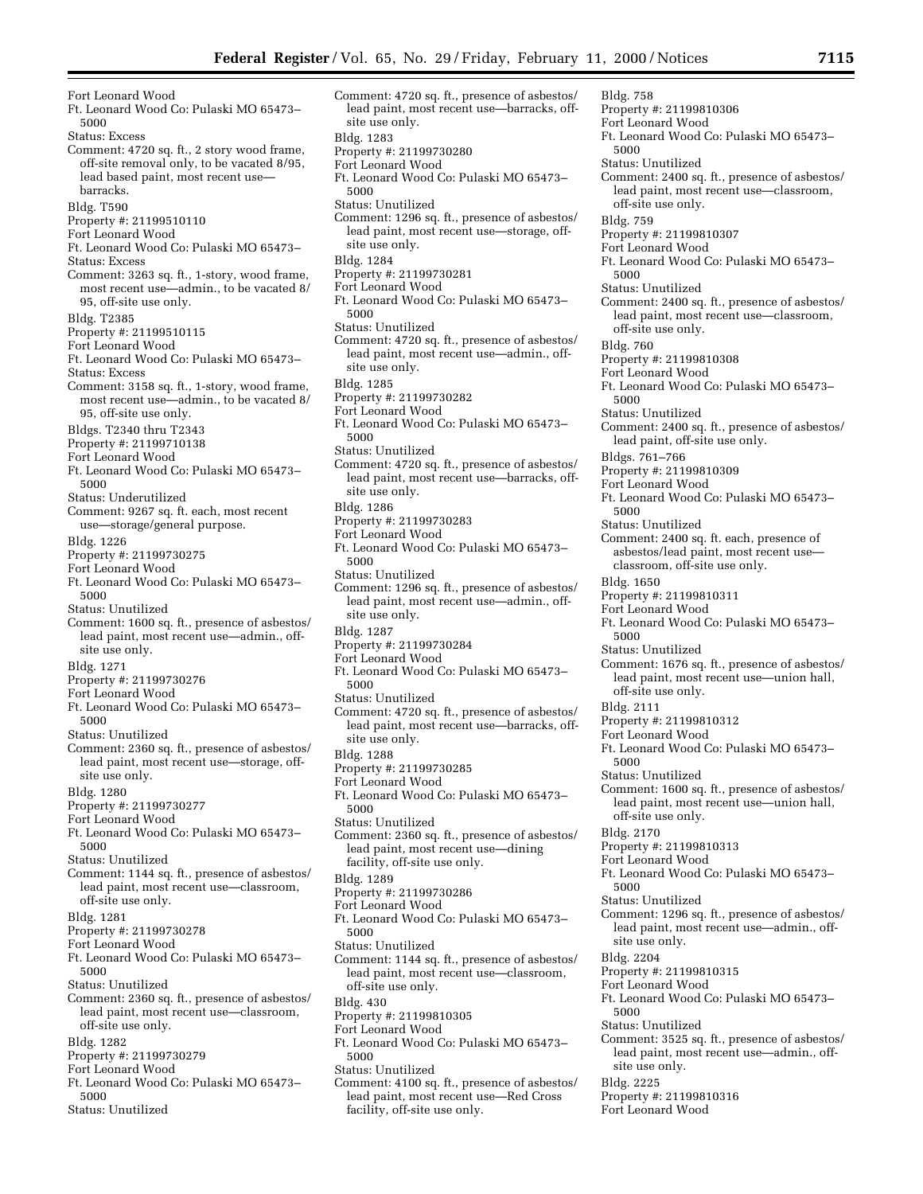Fort Leonard Wood
Ft. Leonard Wood Co: Pulaski MO 65473–5000
Status: Excess
Comment: 4720 sq. ft., 2 story wood frame, off-site removal only, to be vacated 8/95, lead based paint, most recent use—barracks.

Bldg. T590
Property #: 21199510110
Fort Leonard Wood
Ft. Leonard Wood Co: Pulaski MO 65473–
Status: Excess
Comment: 3263 sq. ft., 1-story, wood frame, most recent use—admin., to be vacated 8/95, off-site use only.

Bldg. T2385
Property #: 21199510115
Fort Leonard Wood
Ft. Leonard Wood Co: Pulaski MO 65473–
Status: Excess
Comment: 3158 sq. ft., 1-story, wood frame, most recent use—admin., to be vacated 8/95, off-site use only.

Bldgs. T2340 thru T2343
Property #: 21199710138
Fort Leonard Wood
Ft. Leonard Wood Co: Pulaski MO 65473–5000
Status: Underutilized
Comment: 9267 sq. ft. each, most recent use—storage/general purpose.

Bldg. 1226
Property #: 21199730275
Fort Leonard Wood
Ft. Leonard Wood Co: Pulaski MO 65473–5000
Status: Unutilized
Comment: 1600 sq. ft., presence of asbestos/lead paint, most recent use—admin., off-site use only.

Bldg. 1271
Property #: 21199730276
Fort Leonard Wood
Ft. Leonard Wood Co: Pulaski MO 65473–5000
Status: Unutilized
Comment: 2360 sq. ft., presence of asbestos/lead paint, most recent use—storage, off-site use only.

Bldg. 1280
Property #: 21199730277
Fort Leonard Wood
Ft. Leonard Wood Co: Pulaski MO 65473–5000
Status: Unutilized
Comment: 1144 sq. ft., presence of asbestos/lead paint, most recent use—classroom, off-site use only.

Bldg. 1281
Property #: 21199730278
Fort Leonard Wood
Ft. Leonard Wood Co: Pulaski MO 65473–5000
Status: Unutilized
Comment: 2360 sq. ft., presence of asbestos/lead paint, most recent use—classroom, off-site use only.

Bldg. 1282
Property #: 21199730279
Fort Leonard Wood
Ft. Leonard Wood Co: Pulaski MO 65473–5000
Status: Unutilized
Comment: 4720 sq. ft., presence of asbestos/lead paint, most recent use—barracks, off-site use only.

Bldg. 1283
Property #: 21199730280
Fort Leonard Wood
Ft. Leonard Wood Co: Pulaski MO 65473–5000
Status: Unutilized
Comment: 1296 sq. ft., presence of asbestos/lead paint, most recent use—storage, off-site use only.

Bldg. 1284
Property #: 21199730281
Fort Leonard Wood
Ft. Leonard Wood Co: Pulaski MO 65473–5000
Status: Unutilized
Comment: 4720 sq. ft., presence of asbestos/lead paint, most recent use—admin., off-site use only.

Bldg. 1285
Property #: 21199730282
Fort Leonard Wood
Ft. Leonard Wood Co: Pulaski MO 65473–5000
Status: Unutilized
Comment: 4720 sq. ft., presence of asbestos/lead paint, most recent use—barracks, off-site use only.

Bldg. 1286
Property #: 21199730283
Fort Leonard Wood
Ft. Leonard Wood Co: Pulaski MO 65473–5000
Status: Unutilized
Comment: 1296 sq. ft., presence of asbestos/lead paint, most recent use—admin., off-site use only.

Bldg. 1287
Property #: 21199730284
Fort Leonard Wood
Ft. Leonard Wood Co: Pulaski MO 65473–5000
Status: Unutilized
Comment: 4720 sq. ft., presence of asbestos/lead paint, most recent use—barracks, off-site use only.

Bldg. 1288
Property #: 21199730285
Fort Leonard Wood
Ft. Leonard Wood Co: Pulaski MO 65473–5000
Status: Unutilized
Comment: 2360 sq. ft., presence of asbestos/lead paint, most recent use—dining facility, off-site use only.

Bldg. 1289
Property #: 21199730286
Fort Leonard Wood
Ft. Leonard Wood Co: Pulaski MO 65473–5000
Status: Unutilized
Comment: 1144 sq. ft., presence of asbestos/lead paint, most recent use—classroom, off-site use only.

Bldg. 430
Property #: 21199810305
Fort Leonard Wood
Ft. Leonard Wood Co: Pulaski MO 65473–5000
Status: Unutilized
Comment: 4100 sq. ft., presence of asbestos/lead paint, most recent use—Red Cross facility, off-site use only.

Bldg. 758
Property #: 21199810306
Fort Leonard Wood
Ft. Leonard Wood Co: Pulaski MO 65473–5000
Status: Unutilized
Comment: 2400 sq. ft., presence of asbestos/lead paint, most recent use—classroom, off-site use only.

Bldg. 759
Property #: 21199810307
Fort Leonard Wood
Ft. Leonard Wood Co: Pulaski MO 65473–5000
Status: Unutilized
Comment: 2400 sq. ft., presence of asbestos/lead paint, most recent use—classroom, off-site use only.

Bldg. 760
Property #: 21199810308
Fort Leonard Wood
Ft. Leonard Wood Co: Pulaski MO 65473–5000
Status: Unutilized
Comment: 2400 sq. ft., presence of asbestos/lead paint, off-site use only.

Bldgs. 761–766
Property #: 21199810309
Fort Leonard Wood
Ft. Leonard Wood Co: Pulaski MO 65473–5000
Status: Unutilized
Comment: 2400 sq. ft. each, presence of asbestos/lead paint, most recent use—classroom, off-site use only.

Bldg. 1650
Property #: 21199810311
Fort Leonard Wood
Ft. Leonard Wood Co: Pulaski MO 65473–5000
Status: Unutilized
Comment: 1676 sq. ft., presence of asbestos/lead paint, most recent use—union hall, off-site use only.

Bldg. 2111
Property #: 21199810312
Fort Leonard Wood
Ft. Leonard Wood Co: Pulaski MO 65473–5000
Status: Unutilized
Comment: 1600 sq. ft., presence of asbestos/lead paint, most recent use—union hall, off-site use only.

Bldg. 2170
Property #: 21199810313
Fort Leonard Wood
Ft. Leonard Wood Co: Pulaski MO 65473–5000
Status: Unutilized
Comment: 1296 sq. ft., presence of asbestos/lead paint, most recent use—admin., off-site use only.

Bldg. 2204
Property #: 21199810315
Fort Leonard Wood
Ft. Leonard Wood Co: Pulaski MO 65473–5000
Status: Unutilized
Comment: 3525 sq. ft., presence of asbestos/lead paint, most recent use—admin., off-site use only.

Bldg. 2225
Property #: 21199810316
Fort Leonard Wood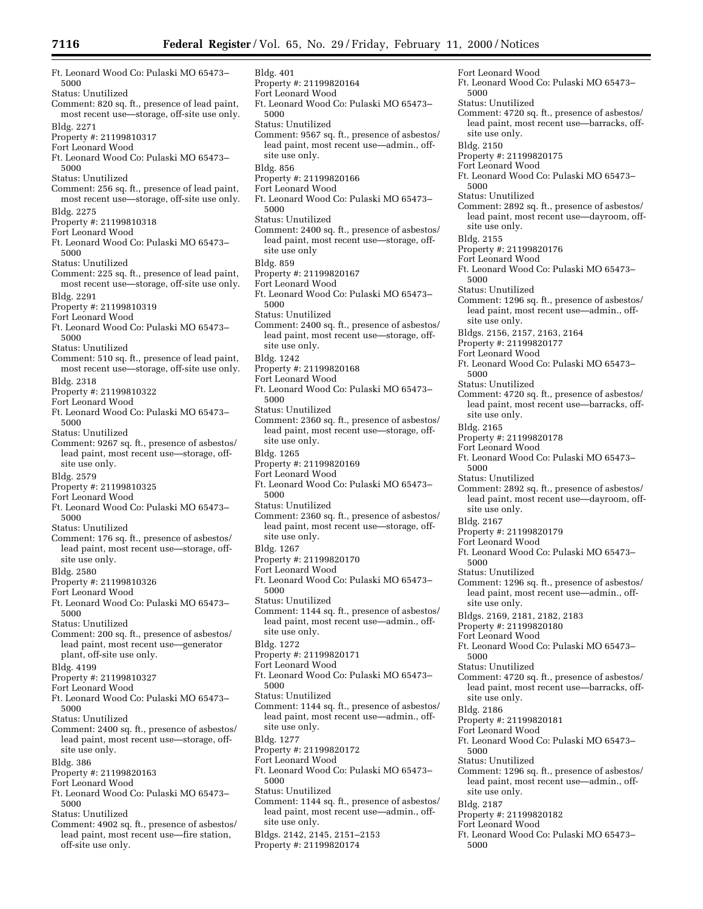Ft. Leonard Wood Co: Pulaski MO 65473–5000
Status: Unutilized
Comment: 820 sq. ft., presence of lead paint, most recent use—storage, off-site use only.

Bldg. 2271
Property #: 21199810317
Fort Leonard Wood
Ft. Leonard Wood Co: Pulaski MO 65473–5000
Status: Unutilized
Comment: 256 sq. ft., presence of lead paint, most recent use—storage, off-site use only.

Bldg. 2275
Property #: 21199810318
Fort Leonard Wood
Ft. Leonard Wood Co: Pulaski MO 65473–5000
Status: Unutilized
Comment: 225 sq. ft., presence of lead paint, most recent use—storage, off-site use only.

Bldg. 2291
Property #: 21199810319
Fort Leonard Wood
Ft. Leonard Wood Co: Pulaski MO 65473–5000
Status: Unutilized
Comment: 510 sq. ft., presence of lead paint, most recent use—storage, off-site use only.

Bldg. 2318
Property #: 21199810322
Fort Leonard Wood
Ft. Leonard Wood Co: Pulaski MO 65473–5000
Status: Unutilized
Comment: 9267 sq. ft., presence of asbestos/lead paint, most recent use—storage, off-site use only.

Bldg. 2579
Property #: 21199810325
Fort Leonard Wood
Ft. Leonard Wood Co: Pulaski MO 65473–5000
Status: Unutilized
Comment: 176 sq. ft., presence of asbestos/lead paint, most recent use—storage, off-site use only.

Bldg. 2580
Property #: 21199810326
Fort Leonard Wood
Ft. Leonard Wood Co: Pulaski MO 65473–5000
Status: Unutilized
Comment: 200 sq. ft., presence of asbestos/lead paint, most recent use—generator plant, off-site use only.

Bldg. 4199
Property #: 21199810327
Fort Leonard Wood
Ft. Leonard Wood Co: Pulaski MO 65473–5000
Status: Unutilized
Comment: 2400 sq. ft., presence of asbestos/lead paint, most recent use—storage, off-site use only.

Bldg. 386
Property #: 21199820163
Fort Leonard Wood
Ft. Leonard Wood Co: Pulaski MO 65473–5000
Status: Unutilized
Comment: 4902 sq. ft., presence of asbestos/lead paint, most recent use—fire station, off-site use only.

Bldg. 401
Property #: 21199820164
Fort Leonard Wood
Ft. Leonard Wood Co: Pulaski MO 65473–5000
Status: Unutilized
Comment: 9567 sq. ft., presence of asbestos/lead paint, most recent use—admin., off-site use only.

Bldg. 856
Property #: 21199820166
Fort Leonard Wood
Ft. Leonard Wood Co: Pulaski MO 65473–5000
Status: Unutilized
Comment: 2400 sq. ft., presence of asbestos/lead paint, most recent use—storage, off-site use only

Bldg. 859
Property #: 21199820167
Fort Leonard Wood
Ft. Leonard Wood Co: Pulaski MO 65473–5000
Status: Unutilized
Comment: 2400 sq. ft., presence of asbestos/lead paint, most recent use—storage, off-site use only.

Bldg. 1242
Property #: 21199820168
Fort Leonard Wood
Ft. Leonard Wood Co: Pulaski MO 65473–5000
Status: Unutilized
Comment: 2360 sq. ft., presence of asbestos/lead paint, most recent use—storage, off-site use only.

Bldg. 1265
Property #: 21199820169
Fort Leonard Wood
Ft. Leonard Wood Co: Pulaski MO 65473–5000
Status: Unutilized
Comment: 2360 sq. ft., presence of asbestos/lead paint, most recent use—storage, off-site use only.

Bldg. 1267
Property #: 21199820170
Fort Leonard Wood
Ft. Leonard Wood Co: Pulaski MO 65473–5000
Status: Unutilized
Comment: 1144 sq. ft., presence of asbestos/lead paint, most recent use—admin., off-site use only.

Bldg. 1272
Property #: 21199820171
Fort Leonard Wood
Ft. Leonard Wood Co: Pulaski MO 65473–5000
Status: Unutilized
Comment: 1144 sq. ft., presence of asbestos/lead paint, most recent use—admin., off-site use only.

Bldg. 1277
Property #: 21199820172
Fort Leonard Wood
Ft. Leonard Wood Co: Pulaski MO 65473–5000
Status: Unutilized
Comment: 1144 sq. ft., presence of asbestos/lead paint, most recent use—admin., off-site use only.

Bldgs. 2142, 2145, 2151–2153
Property #: 21199820174
Fort Leonard Wood
Ft. Leonard Wood Co: Pulaski MO 65473–5000
Status: Unutilized
Comment: 4720 sq. ft., presence of asbestos/lead paint, most recent use—barracks, off-site use only.

Bldg. 2150
Property #: 21199820175
Fort Leonard Wood
Ft. Leonard Wood Co: Pulaski MO 65473–5000
Status: Unutilized
Comment: 2892 sq. ft., presence of asbestos/lead paint, most recent use—dayroom, off-site use only.

Bldg. 2155
Property #: 21199820176
Fort Leonard Wood
Ft. Leonard Wood Co: Pulaski MO 65473–5000
Status: Unutilized
Comment: 1296 sq. ft., presence of asbestos/lead paint, most recent use—admin., off-site use only.

Bldgs. 2156, 2157, 2163, 2164
Property #: 21199820177
Fort Leonard Wood
Ft. Leonard Wood Co: Pulaski MO 65473–5000
Status: Unutilized
Comment: 4720 sq. ft., presence of asbestos/lead paint, most recent use—barracks, off-site use only.

Bldg. 2165
Property #: 21199820178
Fort Leonard Wood
Ft. Leonard Wood Co: Pulaski MO 65473–5000
Status: Unutilized
Comment: 2892 sq. ft., presence of asbestos/lead paint, most recent use—dayroom, off-site use only.

Bldg. 2167
Property #: 21199820179
Fort Leonard Wood
Ft. Leonard Wood Co: Pulaski MO 65473–5000
Status: Unutilized
Comment: 1296 sq. ft., presence of asbestos/lead paint, most recent use—admin., off-site use only.

Bldgs. 2169, 2181, 2182, 2183
Property #: 21199820180
Fort Leonard Wood
Ft. Leonard Wood Co: Pulaski MO 65473–5000
Status: Unutilized
Comment: 4720 sq. ft., presence of asbestos/lead paint, most recent use—barracks, off-site use only.

Bldg. 2186
Property #: 21199820181
Fort Leonard Wood
Ft. Leonard Wood Co: Pulaski MO 65473–5000
Status: Unutilized
Comment: 1296 sq. ft., presence of asbestos/lead paint, most recent use—admin., off-site use only.

Bldg. 2187
Property #: 21199820182
Fort Leonard Wood
Ft. Leonard Wood Co: Pulaski MO 65473–5000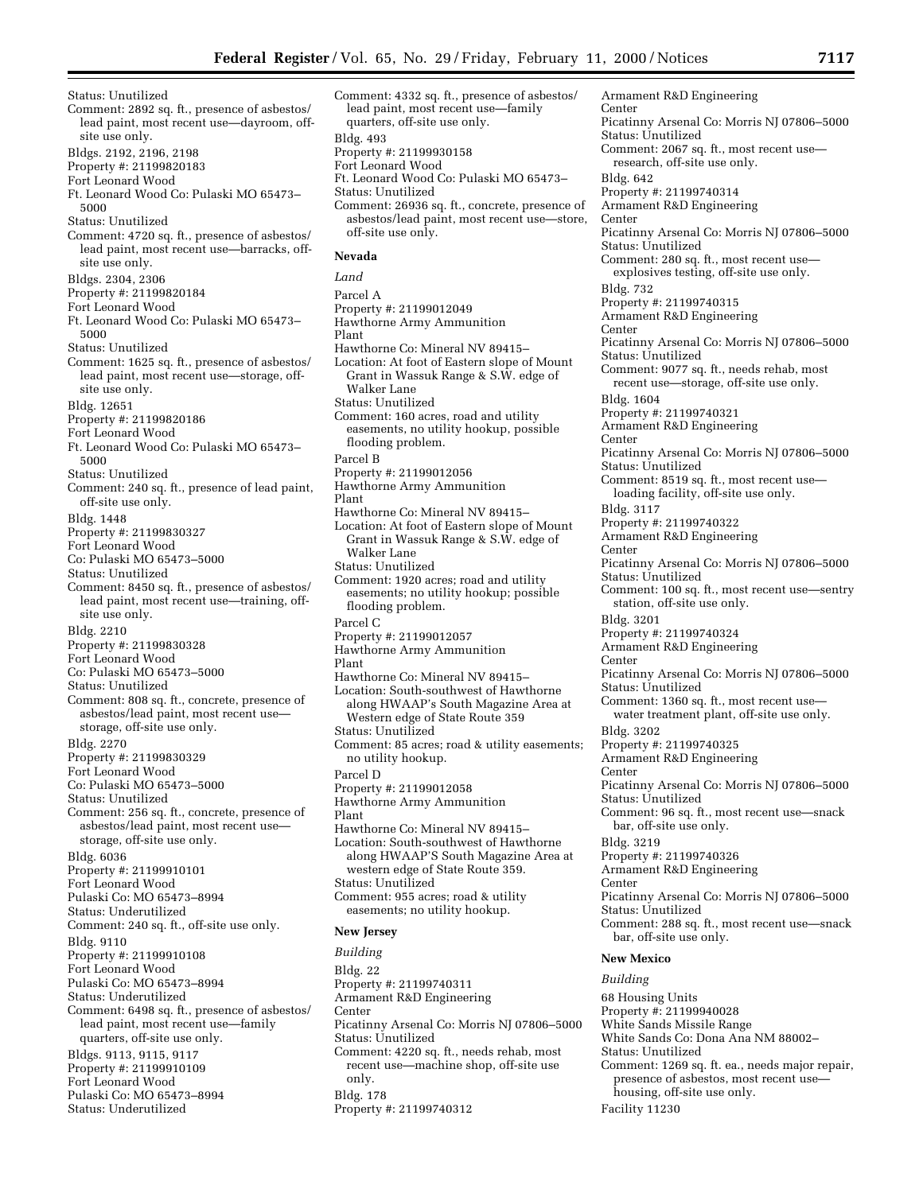Status: Unutilized
Comment: 2892 sq. ft., presence of asbestos/ lead paint, most recent use—dayroom, off-site use only.

Bldgs. 2192, 2196, 2198
Property #: 21199820183
Fort Leonard Wood
Ft. Leonard Wood Co: Pulaski MO 65473–5000
Status: Unutilized
Comment: 4720 sq. ft., presence of asbestos/ lead paint, most recent use—barracks, off-site use only.

Bldgs. 2304, 2306
Property #: 21199820184
Fort Leonard Wood
Ft. Leonard Wood Co: Pulaski MO 65473–5000
Status: Unutilized
Comment: 1625 sq. ft., presence of asbestos/ lead paint, most recent use—storage, off-site use only.

Bldg. 12651
Property #: 21199820186
Fort Leonard Wood
Ft. Leonard Wood Co: Pulaski MO 65473–5000
Status: Unutilized
Comment: 240 sq. ft., presence of lead paint, off-site use only.

Bldg. 1448
Property #: 21199830327
Fort Leonard Wood
Co: Pulaski MO 65473–5000
Status: Unutilized
Comment: 8450 sq. ft., presence of asbestos/ lead paint, most recent use—training, off-site use only.

Bldg. 2210
Property #: 21199830328
Fort Leonard Wood
Co: Pulaski MO 65473–5000
Status: Unutilized
Comment: 808 sq. ft., concrete, presence of asbestos/lead paint, most recent use—storage, off-site use only.

Bldg. 2270
Property #: 21199830329
Fort Leonard Wood
Co: Pulaski MO 65473–5000
Status: Unutilized
Comment: 256 sq. ft., concrete, presence of asbestos/lead paint, most recent use—storage, off-site use only.

Bldg. 6036
Property #: 21199910101
Fort Leonard Wood
Pulaski Co: MO 65473–8994
Status: Underutilized
Comment: 240 sq. ft., off-site use only.

Bldg. 9110
Property #: 21199910108
Fort Leonard Wood
Pulaski Co: MO 65473–8994
Status: Underutilized
Comment: 6498 sq. ft., presence of asbestos/ lead paint, most recent use—family quarters, off-site use only.

Bldgs. 9113, 9115, 9117
Property #: 21199910109
Fort Leonard Wood
Pulaski Co: MO 65473–8994
Status: Underutilized
Comment: 4332 sq. ft., presence of asbestos/ lead paint, most recent use—family quarters, off-site use only.

Bldg. 493
Property #: 21199930158
Fort Leonard Wood
Ft. Leonard Wood Co: Pulaski MO 65473–
Status: Unutilized
Comment: 26936 sq. ft., concrete, presence of asbestos/lead paint, most recent use—store, off-site use only.

**Nevada**

*Land*

Parcel A
Property #: 21199012049
Hawthorne Army Ammunition Plant
Hawthorne Co: Mineral NV 89415–
Location: At foot of Eastern slope of Mount Grant in Wassuk Range & S.W. edge of Walker Lane
Status: Unutilized
Comment: 160 acres, road and utility easements, no utility hookup, possible flooding problem.

Parcel B
Property #: 21199012056
Hawthorne Army Ammunition Plant
Hawthorne Co: Mineral NV 89415–
Location: At foot of Eastern slope of Mount Grant in Wassuk Range & S.W. edge of Walker Lane
Status: Unutilized
Comment: 1920 acres; road and utility easements; no utility hookup; possible flooding problem.

Parcel C
Property #: 21199012057
Hawthorne Army Ammunition Plant
Hawthorne Co: Mineral NV 89415–
Location: South-southwest of Hawthorne along HWAAP's South Magazine Area at Western edge of State Route 359
Status: Unutilized
Comment: 85 acres; road & utility easements; no utility hookup.

Parcel D
Property #: 21199012058
Hawthorne Army Ammunition Plant
Hawthorne Co: Mineral NV 89415–
Location: South-southwest of Hawthorne along HWAAP'S South Magazine Area at western edge of State Route 359.
Status: Unutilized
Comment: 955 acres; road & utility easements; no utility hookup.

**New Jersey**

*Building*

Bldg. 22
Property #: 21199740311
Armament R&D Engineering Center
Picatinny Arsenal Co: Morris NJ 07806–5000
Status: Unutilized
Comment: 4220 sq. ft., needs rehab, most recent use—machine shop, off-site use only.

Bldg. 178
Property #: 21199740312
Armament R&D Engineering Center
Picatinny Arsenal Co: Morris NJ 07806–5000
Status: Unutilized
Comment: 2067 sq. ft., most recent use—research, off-site use only.

Bldg. 642
Property #: 21199740314
Armament R&D Engineering Center
Picatinny Arsenal Co: Morris NJ 07806–5000
Status: Unutilized
Comment: 280 sq. ft., most recent use—explosives testing, off-site use only.

Bldg. 732
Property #: 21199740315
Armament R&D Engineering Center
Picatinny Arsenal Co: Morris NJ 07806–5000
Status: Unutilized
Comment: 9077 sq. ft., needs rehab, most recent use—storage, off-site use only.

Bldg. 1604
Property #: 21199740321
Armament R&D Engineering Center
Picatinny Arsenal Co: Morris NJ 07806–5000
Status: Unutilized
Comment: 8519 sq. ft., most recent use—loading facility, off-site use only.

Bldg. 3117
Property #: 21199740322
Armament R&D Engineering Center
Picatinny Arsenal Co: Morris NJ 07806–5000
Status: Unutilized
Comment: 100 sq. ft., most recent use—sentry station, off-site use only.

Bldg. 3201
Property #: 21199740324
Armament R&D Engineering Center
Picatinny Arsenal Co: Morris NJ 07806–5000
Status: Unutilized
Comment: 1360 sq. ft., most recent use—water treatment plant, off-site use only.

Bldg. 3202
Property #: 21199740325
Armament R&D Engineering Center
Picatinny Arsenal Co: Morris NJ 07806–5000
Status: Unutilized
Comment: 96 sq. ft., most recent use—snack bar, off-site use only.

Bldg. 3219
Property #: 21199740326
Armament R&D Engineering Center
Picatinny Arsenal Co: Morris NJ 07806–5000
Status: Unutilized
Comment: 288 sq. ft., most recent use—snack bar, off-site use only.

**New Mexico**

*Building*

68 Housing Units
Property #: 21199940028
White Sands Missile Range
White Sands Co: Dona Ana NM 88002–
Status: Unutilized
Comment: 1269 sq. ft. ea., needs major repair, presence of asbestos, most recent use—housing, off-site use only.

Facility 11230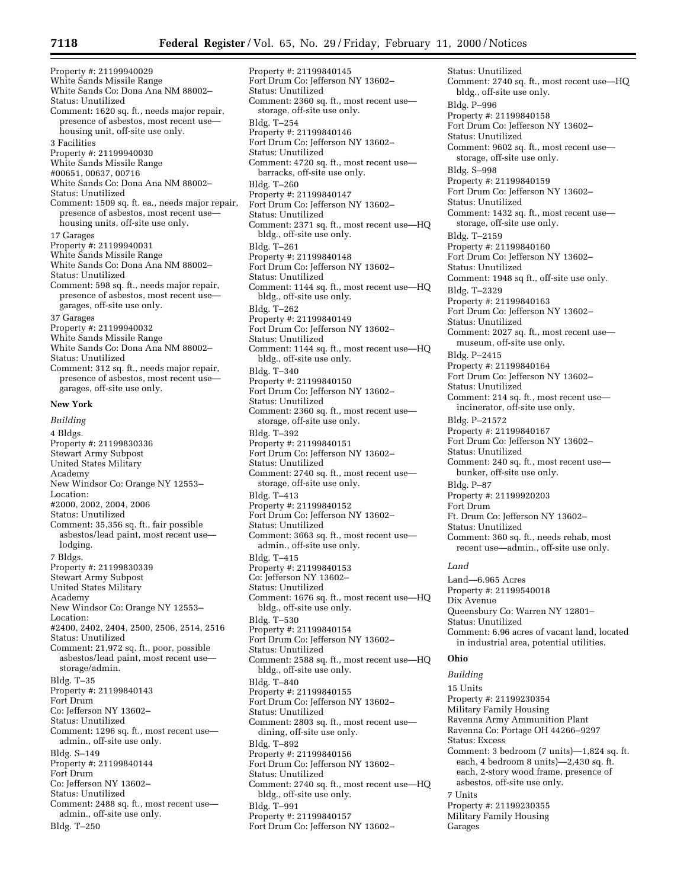Property #: 21199940029
White Sands Missile Range
White Sands Co: Dona Ana NM 88002–
Status: Unutilized
Comment: 1620 sq. ft., needs major repair, presence of asbestos, most recent use—housing unit, off-site use only.

3 Facilities
Property #: 21199940030
White Sands Missile Range
#00651, 00637, 00716
White Sands Co: Dona Ana NM 88002–
Status: Unutilized
Comment: 1509 sq. ft. ea., needs major repair, presence of asbestos, most recent use—housing units, off-site use only.

17 Garages
Property #: 21199940031
White Sands Missile Range
White Sands Co: Dona Ana NM 88002–
Status: Unutilized
Comment: 598 sq. ft., needs major repair, presence of asbestos, most recent use—garages, off-site use only.

37 Garages
Property #: 21199940032
White Sands Missile Range
White Sands Co: Dona Ana NM 88002–
Status: Unutilized
Comment: 312 sq. ft., needs major repair, presence of asbestos, most recent use—garages, off-site use only.

**New York**

*Building*

4 Bldgs.
Property #: 21199830336
Stewart Army Subpost
United States Military Academy
New Windsor Co: Orange NY 12553–
Location:
#2000, 2002, 2004, 2006
Status: Unutilized
Comment: 35,356 sq. ft., fair possible asbestos/lead paint, most recent use—lodging.

7 Bldgs.
Property #: 21199830339
Stewart Army Subpost
United States Military Academy
New Windsor Co: Orange NY 12553–
Location:
#2400, 2402, 2404, 2500, 2506, 2514, 2516
Status: Unutilized
Comment: 21,972 sq. ft., poor, possible asbestos/lead paint, most recent use—storage/admin.

Bldg. T–35
Property #: 21199840143
Fort Drum
Co: Jefferson NY 13602–
Status: Unutilized
Comment: 1296 sq. ft., most recent use—admin., off-site use only.

Bldg. S–149
Property #: 21199840144
Fort Drum
Co: Jefferson NY 13602–
Status: Unutilized
Comment: 2488 sq. ft., most recent use—admin., off-site use only.

Bldg. T–250
Property #: 21199840145
Fort Drum Co: Jefferson NY 13602–
Status: Unutilized
Comment: 2360 sq. ft., most recent use—storage, off-site use only.

Bldg. T–254
Property #: 21199840146
Fort Drum Co: Jefferson NY 13602–
Status: Unutilized
Comment: 4720 sq. ft., most recent use—barracks, off-site use only.

Bldg. T–260
Property #: 21199840147
Fort Drum Co: Jefferson NY 13602–
Status: Unutilized
Comment: 2371 sq. ft., most recent use—HQ bldg., off-site use only.

Bldg. T–261
Property #: 21199840148
Fort Drum Co: Jefferson NY 13602–
Status: Unutilized
Comment: 1144 sq. ft., most recent use—HQ bldg., off-site use only.

Bldg. T–262
Property #: 21199840149
Fort Drum Co: Jefferson NY 13602–
Status: Unutilized
Comment: 1144 sq. ft., most recent use—HQ bldg., off-site use only.

Bldg. T–340
Property #: 21199840150
Fort Drum Co: Jefferson NY 13602–
Status: Unutilized
Comment: 2360 sq. ft., most recent use—storage, off-site use only.

Bldg. T–392
Property #: 21199840151
Fort Drum Co: Jefferson NY 13602–
Status: Unutilized
Comment: 2740 sq. ft., most recent use—storage, off-site use only.

Bldg. T–413
Property #: 21199840152
Fort Drum Co: Jefferson NY 13602–
Status: Unutilized
Comment: 3663 sq. ft., most recent use—admin., off-site use only.

Bldg. T–415
Property #: 21199840153
Co: Jefferson NY 13602–
Status: Unutilized
Comment: 1676 sq. ft., most recent use—HQ bldg., off-site use only.

Bldg. T–530
Property #: 21199840154
Fort Drum Co: Jefferson NY 13602–
Status: Unutilized
Comment: 2588 sq. ft., most recent use—HQ bldg., off-site use only.

Bldg. T–840
Property #: 21199840155
Fort Drum Co: Jefferson NY 13602–
Status: Unutilized
Comment: 2803 sq. ft., most recent use—dining, off-site use only.

Bldg. T–892
Property #: 21199840156
Fort Drum Co: Jefferson NY 13602–
Status: Unutilized
Comment: 2740 sq. ft., most recent use—HQ bldg., off-site use only.

Bldg. T–991
Property #: 21199840157
Fort Drum Co: Jefferson NY 13602–
Status: Unutilized
Comment: 2740 sq. ft., most recent use—HQ bldg., off-site use only.

Bldg. P–996
Property #: 21199840158
Fort Drum Co: Jefferson NY 13602–
Status: Unutilized
Comment: 9602 sq. ft., most recent use—storage, off-site use only.

Bldg. S–998
Property #: 21199840159
Fort Drum Co: Jefferson NY 13602–
Status: Unutilized
Comment: 1432 sq. ft., most recent use—storage, off-site use only.

Bldg. T–2159
Property #: 21199840160
Fort Drum Co: Jefferson NY 13602–
Status: Unutilized
Comment: 1948 sq ft., off-site use only.

Bldg. T–2329
Property #: 21199840163
Fort Drum Co: Jefferson NY 13602–
Status: Unutilized
Comment: 2027 sq. ft., most recent use—museum, off-site use only.

Bldg. P–2415
Property #: 21199840164
Fort Drum Co: Jefferson NY 13602–
Status: Unutilized
Comment: 214 sq. ft., most recent use—incinerator, off-site use only.

Bldg. P–21572
Property #: 21199840167
Fort Drum Co: Jefferson NY 13602–
Status: Unutilized
Comment: 240 sq. ft., most recent use—bunker, off-site use only.

Bldg. P–87
Property #: 21199920203
Fort Drum
Ft. Drum Co: Jefferson NY 13602–
Status: Unutilized
Comment: 360 sq. ft., needs rehab, most recent use—admin., off-site use only.

*Land*

Land—6.965 Acres
Property #: 21199540018
Dix Avenue
Queensbury Co: Warren NY 12801–
Status: Unutilized
Comment: 6.96 acres of vacant land, located in industrial area, potential utilities.

**Ohio**

*Building*

15 Units
Property #: 21199230354
Military Family Housing
Ravenna Army Ammunition Plant
Ravenna Co: Portage OH 44266–9297
Status: Excess
Comment: 3 bedroom (7 units)—1,824 sq. ft. each, 4 bedroom 8 units)—2,430 sq. ft. each, 2-story wood frame, presence of asbestos, off-site use only.

7 Units
Property #: 21199230355
Military Family Housing
Garages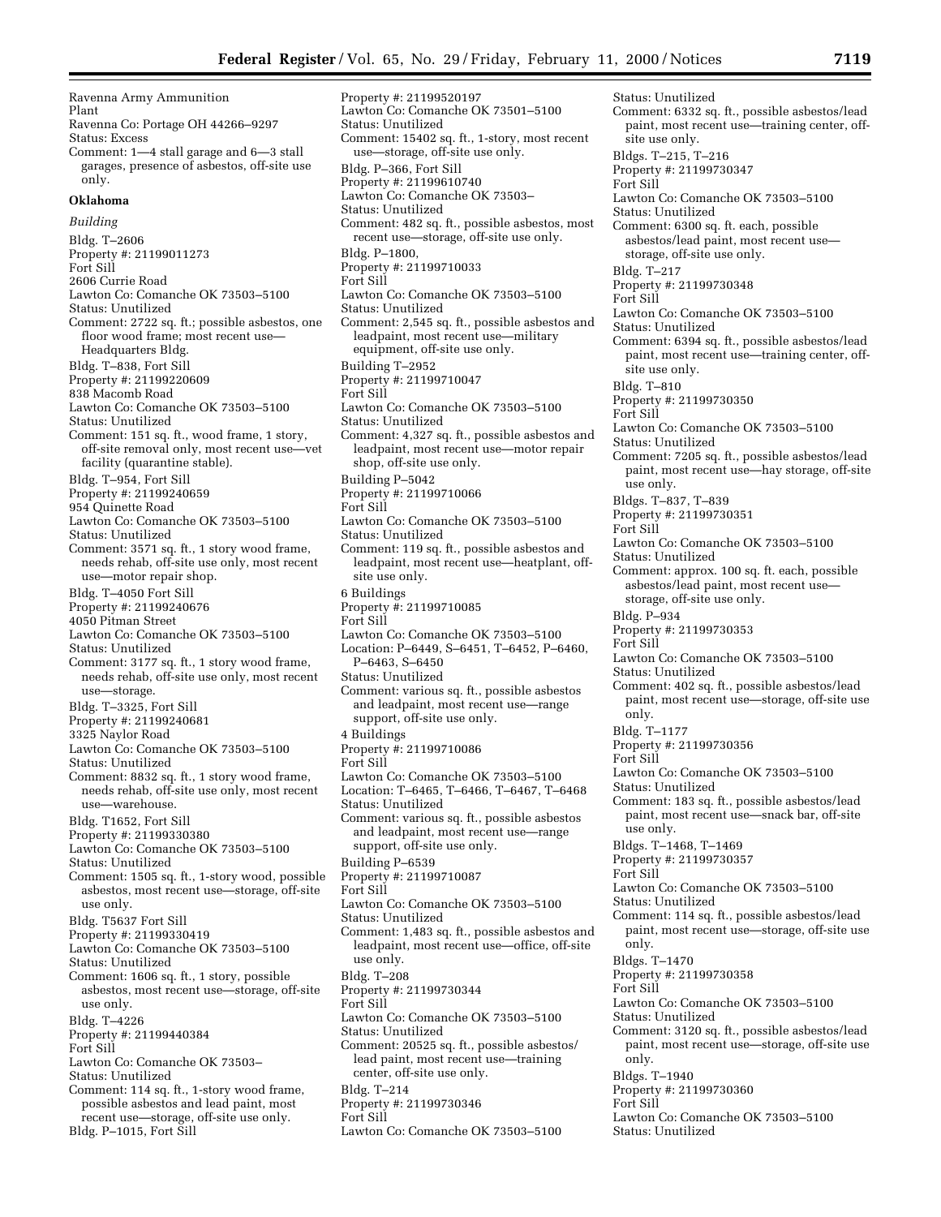Ravenna Army Ammunition Plant
Ravenna Co: Portage OH 44266–9297
Status: Excess
Comment: 1—4 stall garage and 6—3 stall garages, presence of asbestos, off-site use only.

**Oklahoma**

*Building*

Bldg. T–2606
Property #: 21199011273
Fort Sill
2606 Currie Road
Lawton Co: Comanche OK 73503–5100
Status: Unutilized
Comment: 2722 sq. ft.; possible asbestos, one floor wood frame; most recent use—Headquarters Bldg.

Bldg. T–838, Fort Sill
Property #: 21199220609
838 Macomb Road
Lawton Co: Comanche OK 73503–5100
Status: Unutilized
Comment: 151 sq. ft., wood frame, 1 story, off-site removal only, most recent use—vet facility (quarantine stable).

Bldg. T–954, Fort Sill
Property #: 21199240659
954 Quinette Road
Lawton Co: Comanche OK 73503–5100
Status: Unutilized
Comment: 3571 sq. ft., 1 story wood frame, needs rehab, off-site use only, most recent use—motor repair shop.

Bldg. T–4050 Fort Sill
Property #: 21199240676
4050 Pitman Street
Lawton Co: Comanche OK 73503–5100
Status: Unutilized
Comment: 3177 sq. ft., 1 story wood frame, needs rehab, off-site use only, most recent use—storage.

Bldg. T–3325, Fort Sill
Property #: 21199240681
3325 Naylor Road
Lawton Co: Comanche OK 73503–5100
Status: Unutilized
Comment: 8832 sq. ft., 1 story wood frame, needs rehab, off-site use only, most recent use—warehouse.

Bldg. T1652, Fort Sill
Property #: 21199330380
Lawton Co: Comanche OK 73503–5100
Status: Unutilized
Comment: 1505 sq. ft., 1-story wood, possible asbestos, most recent use—storage, off-site use only.

Bldg. T5637 Fort Sill
Property #: 21199330419
Lawton Co: Comanche OK 73503–5100
Status: Unutilized
Comment: 1606 sq. ft., 1 story, possible asbestos, most recent use—storage, off-site use only.

Bldg. T–4226
Property #: 21199440384
Fort Sill
Lawton Co: Comanche OK 73503–
Status: Unutilized
Comment: 114 sq. ft., 1-story wood frame, possible asbestos and lead paint, most recent use—storage, off-site use only.

Bldg. P–1015, Fort Sill
Property #: 21199520197
Lawton Co: Comanche OK 73501–5100
Status: Unutilized
Comment: 15402 sq. ft., 1-story, most recent use—storage, off-site use only.

Bldg. P–366, Fort Sill
Property #: 21199610740
Lawton Co: Comanche OK 73503–
Status: Unutilized
Comment: 482 sq. ft., possible asbestos, most recent use—storage, off-site use only.

Bldg. P–1800,
Property #: 21199710033
Fort Sill
Lawton Co: Comanche OK 73503–5100
Status: Unutilized
Comment: 2,545 sq. ft., possible asbestos and leadpaint, most recent use—military equipment, off-site use only.

Building T–2952
Property #: 21199710047
Fort Sill
Lawton Co: Comanche OK 73503–5100
Status: Unutilized
Comment: 4,327 sq. ft., possible asbestos and leadpaint, most recent use—motor repair shop, off-site use only.

Building P–5042
Property #: 21199710066
Fort Sill
Lawton Co: Comanche OK 73503–5100
Status: Unutilized
Comment: 119 sq. ft., possible asbestos and leadpaint, most recent use—heatplant, off-site use only.

6 Buildings
Property #: 21199710085
Fort Sill
Lawton Co: Comanche OK 73503–5100
Location: P–6449, S–6451, T–6452, P–6460, P–6463, S–6450
Status: Unutilized
Comment: various sq. ft., possible asbestos and leadpaint, most recent use—range support, off-site use only.

4 Buildings
Property #: 21199710086
Fort Sill
Lawton Co: Comanche OK 73503–5100
Location: T–6465, T–6466, T–6467, T–6468
Status: Unutilized
Comment: various sq. ft., possible asbestos and leadpaint, most recent use—range support, off-site use only.

Building P–6539
Property #: 21199710087
Fort Sill
Lawton Co: Comanche OK 73503–5100
Status: Unutilized
Comment: 1,483 sq. ft., possible asbestos and leadpaint, most recent use—office, off-site use only.

Bldg. T–208
Property #: 21199730344
Fort Sill
Lawton Co: Comanche OK 73503–5100
Status: Unutilized
Comment: 20525 sq. ft., possible asbestos/lead paint, most recent use—training center, off-site use only.

Bldg. T–214
Property #: 21199730346
Fort Sill
Lawton Co: Comanche OK 73503–5100
Status: Unutilized
Comment: 6332 sq. ft., possible asbestos/lead paint, most recent use—training center, off-site use only.

Bldgs. T–215, T–216
Property #: 21199730347
Fort Sill
Lawton Co: Comanche OK 73503–5100
Status: Unutilized
Comment: 6300 sq. ft. each, possible asbestos/lead paint, most recent use—storage, off-site use only.

Bldg. T–217
Property #: 21199730348
Fort Sill
Lawton Co: Comanche OK 73503–5100
Status: Unutilized
Comment: 6394 sq. ft., possible asbestos/lead paint, most recent use—training center, off-site use only.

Bldg. T–810
Property #: 21199730350
Fort Sill
Lawton Co: Comanche OK 73503–5100
Status: Unutilized
Comment: 7205 sq. ft., possible asbestos/lead paint, most recent use—hay storage, off-site use only.

Bldgs. T–837, T–839
Property #: 21199730351
Fort Sill
Lawton Co: Comanche OK 73503–5100
Status: Unutilized
Comment: approx. 100 sq. ft. each, possible asbestos/lead paint, most recent use—storage, off-site use only.

Bldg. P–934
Property #: 21199730353
Fort Sill
Lawton Co: Comanche OK 73503–5100
Status: Unutilized
Comment: 402 sq. ft., possible asbestos/lead paint, most recent use—storage, off-site use only.

Bldg. T–1177
Property #: 21199730356
Fort Sill
Lawton Co: Comanche OK 73503–5100
Status: Unutilized
Comment: 183 sq. ft., possible asbestos/lead paint, most recent use—snack bar, off-site use only.

Bldgs. T–1468, T–1469
Property #: 21199730357
Fort Sill
Lawton Co: Comanche OK 73503–5100
Status: Unutilized
Comment: 114 sq. ft., possible asbestos/lead paint, most recent use—storage, off-site use only.

Bldgs. T–1470
Property #: 21199730358
Fort Sill
Lawton Co: Comanche OK 73503–5100
Status: Unutilized
Comment: 3120 sq. ft., possible asbestos/lead paint, most recent use—storage, off-site use only.

Bldgs. T–1940
Property #: 21199730360
Fort Sill
Lawton Co: Comanche OK 73503–5100
Status: Unutilized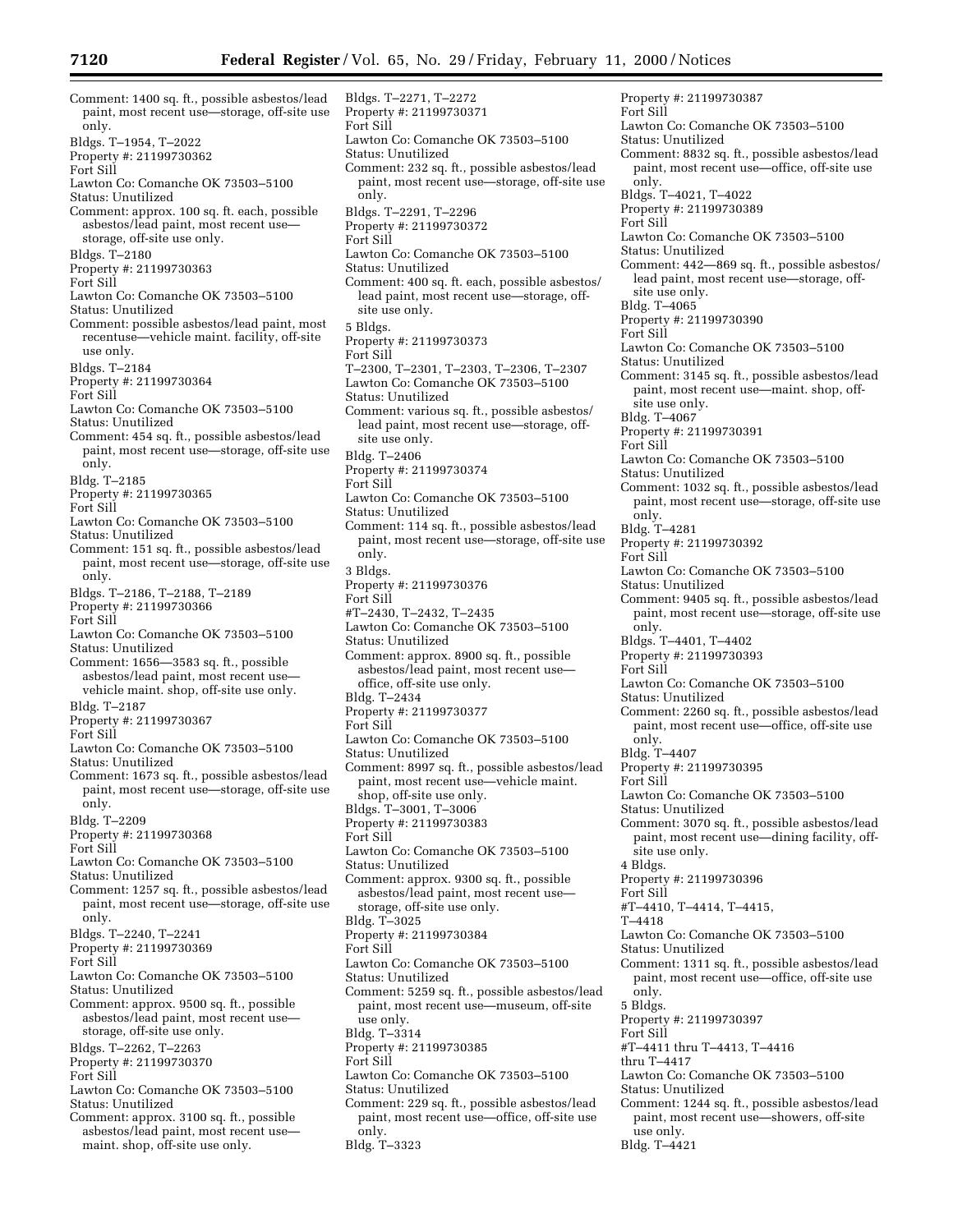Comment: 1400 sq. ft., possible asbestos/lead paint, most recent use—storage, off-site use only.

Bldgs. T–1954, T–2022
Property #: 21199730362
Fort Sill
Lawton Co: Comanche OK 73503–5100
Status: Unutilized
Comment: approx. 100 sq. ft. each, possible asbestos/lead paint, most recent use—storage, off-site use only.

Bldgs. T–2180
Property #: 21199730363
Fort Sill
Lawton Co: Comanche OK 73503–5100
Status: Unutilized
Comment: possible asbestos/lead paint, most recentuse—vehicle maint. facility, off-site use only.

Bldgs. T–2184
Property #: 21199730364
Fort Sill
Lawton Co: Comanche OK 73503–5100
Status: Unutilized
Comment: 454 sq. ft., possible asbestos/lead paint, most recent use—storage, off-site use only.

Bldg. T–2185
Property #: 21199730365
Fort Sill
Lawton Co: Comanche OK 73503–5100
Status: Unutilized
Comment: 151 sq. ft., possible asbestos/lead paint, most recent use—storage, off-site use only.

Bldgs. T–2186, T–2188, T–2189
Property #: 21199730366
Fort Sill
Lawton Co: Comanche OK 73503–5100
Status: Unutilized
Comment: 1656—3583 sq. ft., possible asbestos/lead paint, most recent use—vehicle maint. shop, off-site use only.

Bldg. T–2187
Property #: 21199730367
Fort Sill
Lawton Co: Comanche OK 73503–5100
Status: Unutilized
Comment: 1673 sq. ft., possible asbestos/lead paint, most recent use—storage, off-site use only.

Bldg. T–2209
Property #: 21199730368
Fort Sill
Lawton Co: Comanche OK 73503–5100
Status: Unutilized
Comment: 1257 sq. ft., possible asbestos/lead paint, most recent use—storage, off-site use only.

Bldgs. T–2240, T–2241
Property #: 21199730369
Fort Sill
Lawton Co: Comanche OK 73503–5100
Status: Unutilized
Comment: approx. 9500 sq. ft., possible asbestos/lead paint, most recent use—storage, off-site use only.

Bldgs. T–2262, T–2263
Property #: 21199730370
Fort Sill
Lawton Co: Comanche OK 73503–5100
Status: Unutilized
Comment: approx. 3100 sq. ft., possible asbestos/lead paint, most recent use—maint. shop, off-site use only.

Bldgs. T–2271, T–2272
Property #: 21199730371
Fort Sill
Lawton Co: Comanche OK 73503–5100
Status: Unutilized
Comment: 232 sq. ft., possible asbestos/lead paint, most recent use—storage, off-site use only.

Bldgs. T–2291, T–2296
Property #: 21199730372
Fort Sill
Lawton Co: Comanche OK 73503–5100
Status: Unutilized
Comment: 400 sq. ft. each, possible asbestos/lead paint, most recent use—storage, off-site use only.

5 Bldgs.
Property #: 21199730373
Fort Sill
T–2300, T–2301, T–2303, T–2306, T–2307
Lawton Co: Comanche OK 73503–5100
Status: Unutilized
Comment: various sq. ft., possible asbestos/lead paint, most recent use—storage, off-site use only.

Bldg. T–2406
Property #: 21199730374
Fort Sill
Lawton Co: Comanche OK 73503–5100
Status: Unutilized
Comment: 114 sq. ft., possible asbestos/lead paint, most recent use—storage, off-site use only.

3 Bldgs.
Property #: 21199730376
Fort Sill
#T–2430, T–2432, T–2435
Lawton Co: Comanche OK 73503–5100
Status: Unutilized
Comment: approx. 8900 sq. ft., possible asbestos/lead paint, most recent use—office, off-site use only.

Bldg. T–2434
Property #: 21199730377
Fort Sill
Lawton Co: Comanche OK 73503–5100
Status: Unutilized
Comment: 8997 sq. ft., possible asbestos/lead paint, most recent use—vehicle maint. shop, off-site use only.

Bldgs. T–3001, T–3006
Property #: 21199730383
Fort Sill
Lawton Co: Comanche OK 73503–5100
Status: Unutilized
Comment: approx. 9300 sq. ft., possible asbestos/lead paint, most recent use—storage, off-site use only.

Bldg. T–3025
Property #: 21199730384
Fort Sill
Lawton Co: Comanche OK 73503–5100
Status: Unutilized
Comment: 5259 sq. ft., possible asbestos/lead paint, most recent use—museum, off-site use only.

Bldg. T–3314
Property #: 21199730385
Fort Sill
Lawton Co: Comanche OK 73503–5100
Status: Unutilized
Comment: 229 sq. ft., possible asbestos/lead paint, most recent use—office, off-site use only.

Bldg. T–3323
Property #: 21199730387
Fort Sill
Lawton Co: Comanche OK 73503–5100
Status: Unutilized
Comment: 8832 sq. ft., possible asbestos/lead paint, most recent use—office, off-site use only.

Bldgs. T–4021, T–4022
Property #: 21199730389
Fort Sill
Lawton Co: Comanche OK 73503–5100
Status: Unutilized
Comment: 442—869 sq. ft., possible asbestos/lead paint, most recent use—storage, off-site use only.

Bldg. T–4065
Property #: 21199730390
Fort Sill
Lawton Co: Comanche OK 73503–5100
Status: Unutilized
Comment: 3145 sq. ft., possible asbestos/lead paint, most recent use—maint. shop, off-site use only.

Bldg. T–4067
Property #: 21199730391
Fort Sill
Lawton Co: Comanche OK 73503–5100
Status: Unutilized
Comment: 1032 sq. ft., possible asbestos/lead paint, most recent use—storage, off-site use only.

Bldg. T–4281
Property #: 21199730392
Fort Sill
Lawton Co: Comanche OK 73503–5100
Status: Unutilized
Comment: 9405 sq. ft., possible asbestos/lead paint, most recent use—storage, off-site use only.

Bldgs. T–4401, T–4402
Property #: 21199730393
Fort Sill
Lawton Co: Comanche OK 73503–5100
Status: Unutilized
Comment: 2260 sq. ft., possible asbestos/lead paint, most recent use—office, off-site use only.

Bldg. T–4407
Property #: 21199730395
Fort Sill
Lawton Co: Comanche OK 73503–5100
Status: Unutilized
Comment: 3070 sq. ft., possible asbestos/lead paint, most recent use—dining facility, off-site use only.

4 Bldgs.
Property #: 21199730396
Fort Sill
#T–4410, T–4414, T–4415, T–4418
Lawton Co: Comanche OK 73503–5100
Status: Unutilized
Comment: 1311 sq. ft., possible asbestos/lead paint, most recent use—office, off-site use only.

5 Bldgs.
Property #: 21199730397
Fort Sill
#T–4411 thru T–4413, T–4416 thru T–4417
Lawton Co: Comanche OK 73503–5100
Status: Unutilized
Comment: 1244 sq. ft., possible asbestos/lead paint, most recent use—showers, off-site use only.

Bldg. T–4421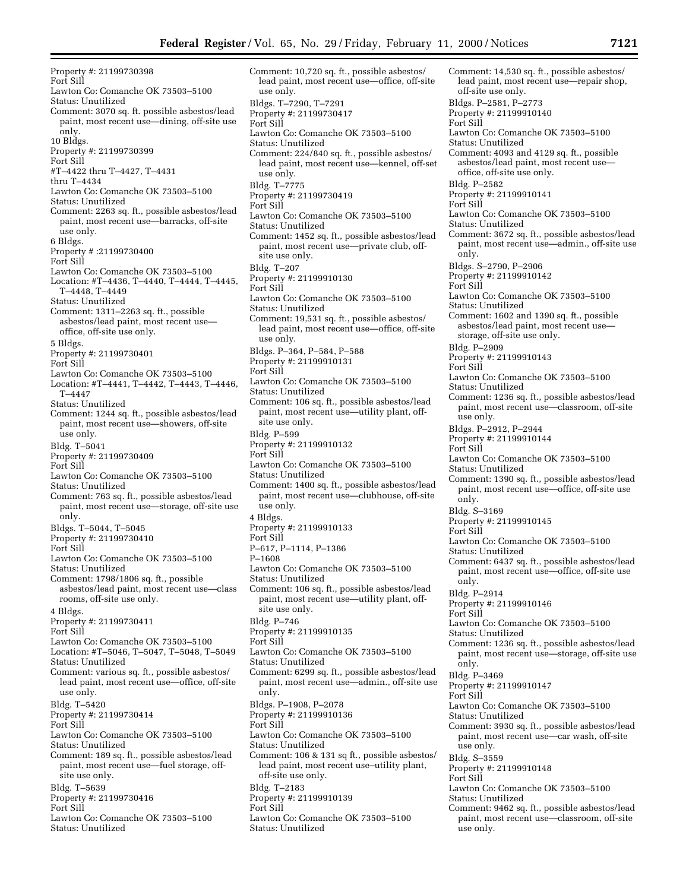Property #: 21199730398
Fort Sill
Lawton Co: Comanche OK 73503–5100
Status: Unutilized
Comment: 3070 sq. ft. possible asbestos/lead paint, most recent use—dining, off-site use only.

10 Bldgs.
Property #: 21199730399
Fort Sill
#T–4422 thru T–4427, T–4431 thru T–4434
Lawton Co: Comanche OK 73503–5100
Status: Unutilized
Comment: 2263 sq. ft., possible asbestos/lead paint, most recent use—barracks, off-site use only.

6 Bldgs.
Property # :21199730400
Fort Sill
Lawton Co: Comanche OK 73503–5100
Location: #T–4436, T–4440, T–4444, T–4445, T–4448, T–4449
Status: Unutilized
Comment: 1311–2263 sq. ft., possible asbestos/lead paint, most recent use—office, off-site use only.

5 Bldgs.
Property #: 21199730401
Fort Sill
Lawton Co: Comanche OK 73503–5100
Location: #T–4441, T–4442, T–4443, T–4446, T–4447
Status: Unutilized
Comment: 1244 sq. ft., possible asbestos/lead paint, most recent use—showers, off-site use only.

Bldg. T–5041
Property #: 21199730409
Fort Sill
Lawton Co: Comanche OK 73503–5100
Status: Unutilized
Comment: 763 sq. ft., possible asbestos/lead paint, most recent use—storage, off-site use only.

Bldgs. T–5044, T–5045
Property #: 21199730410
Fort Sill
Lawton Co: Comanche OK 73503–5100
Status: Unutilized
Comment: 1798/1806 sq. ft., possible asbestos/lead paint, most recent use—class rooms, off-site use only.

4 Bldgs.
Property #: 21199730411
Fort Sill
Lawton Co: Comanche OK 73503–5100
Location: #T–5046, T–5047, T–5048, T–5049
Status: Unutilized
Comment: various sq. ft., possible asbestos/lead paint, most recent use—office, off-site use only.

Bldg. T–5420
Property #: 21199730414
Fort Sill
Lawton Co: Comanche OK 73503–5100
Status: Unutilized
Comment: 189 sq. ft., possible asbestos/lead paint, most recent use—fuel storage, off-site use only.

Bldg. T–5639
Property #: 21199730416
Fort Sill
Lawton Co: Comanche OK 73503–5100
Status: Unutilized
Comment: 10,720 sq. ft., possible asbestos/lead paint, most recent use—office, off-site use only.

Bldgs. T–7290, T–7291
Property #: 21199730417
Fort Sill
Lawton Co: Comanche OK 73503–5100
Status: Unutilized
Comment: 224/840 sq. ft., possible asbestos/lead paint, most recent use—kennel, off-set use only.

Bldg. T–7775
Property #: 21199730419
Fort Sill
Lawton Co: Comanche OK 73503–5100
Status: Unutilized
Comment: 1452 sq. ft., possible asbestos/lead paint, most recent use—private club, off-site use only.

Bldg. T–207
Property #: 21199910130
Fort Sill
Lawton Co: Comanche OK 73503–5100
Status: Unutilized
Comment: 19,531 sq. ft., possible asbestos/lead paint, most recent use—office, off-site use only.

Bldgs. P–364, P–584, P–588
Property #: 21199910131
Fort Sill
Lawton Co: Comanche OK 73503–5100
Status: Unutilized
Comment: 106 sq. ft., possible asbestos/lead paint, most recent use—utility plant, off-site use only.

Bldg. P–599
Property #: 21199910132
Fort Sill
Lawton Co: Comanche OK 73503–5100
Status: Unutilized
Comment: 1400 sq. ft., possible asbestos/lead paint, most recent use—clubhouse, off-site use only.

4 Bldgs.
Property #: 21199910133
Fort Sill
P–617, P–1114, P–1386
P–1608
Lawton Co: Comanche OK 73503–5100
Status: Unutilized
Comment: 106 sq. ft., possible asbestos/lead paint, most recent use—utility plant, off-site use only.

Bldg. P–746
Property #: 21199910135
Fort Sill
Lawton Co: Comanche OK 73503–5100
Status: Unutilized
Comment: 6299 sq. ft., possible asbestos/lead paint, most recent use—admin., off-site use only.

Bldgs. P–1908, P–2078
Property #: 21199910136
Fort Sill
Lawton Co: Comanche OK 73503–5100
Status: Unutilized
Comment: 106 & 131 sq ft., possible asbestos/lead paint, most recent use–utility plant, off-site use only.

Bldg. T–2183
Property #: 21199910139
Fort Sill
Lawton Co: Comanche OK 73503–5100
Status: Unutilized
Comment: 14,530 sq. ft., possible asbestos/lead paint, most recent use—repair shop, off-site use only.

Bldgs. P–2581, P–2773
Property #: 21199910140
Fort Sill
Lawton Co: Comanche OK 73503–5100
Status: Unutilized
Comment: 4093 and 4129 sq. ft., possible asbestos/lead paint, most recent use—office, off-site use only.

Bldg. P–2582
Property #: 21199910141
Fort Sill
Lawton Co: Comanche OK 73503–5100
Status: Unutilized
Comment: 3672 sq. ft., possible asbestos/lead paint, most recent use—admin., off-site use only.

Bldgs. S–2790, P–2906
Property #: 21199910142
Fort Sill
Lawton Co: Comanche OK 73503–5100
Status: Unutilized
Comment: 1602 and 1390 sq. ft., possible asbestos/lead paint, most recent use—storage, off-site use only.

Bldg. P–2909
Property #: 21199910143
Fort Sill
Lawton Co: Comanche OK 73503–5100
Status: Unutilized
Comment: 1236 sq. ft., possible asbestos/lead paint, most recent use—classroom, off-site use only.

Bldgs. P–2912, P–2944
Property #: 21199910144
Fort Sill
Lawton Co: Comanche OK 73503–5100
Status: Unutilized
Comment: 1390 sq. ft., possible asbestos/lead paint, most recent use—office, off-site use only.

Bldg. S–3169
Property #: 21199910145
Fort Sill
Lawton Co: Comanche OK 73503–5100
Status: Unutilized
Comment: 6437 sq. ft., possible asbestos/lead paint, most recent use—office, off-site use only.

Bldg. P–2914
Property #: 21199910146
Fort Sill
Lawton Co: Comanche OK 73503–5100
Status: Unutilized
Comment: 1236 sq. ft., possible asbestos/lead paint, most recent use—storage, off-site use only.

Bldg. P–3469
Property #: 21199910147
Fort Sill
Lawton Co: Comanche OK 73503–5100
Status: Unutilized
Comment: 3930 sq. ft., possible asbestos/lead paint, most recent use—car wash, off-site use only.

Bldg. S–3559
Property #: 21199910148
Fort Sill
Lawton Co: Comanche OK 73503–5100
Status: Unutilized
Comment: 9462 sq. ft., possible asbestos/lead paint, most recent use—classroom, off-site use only.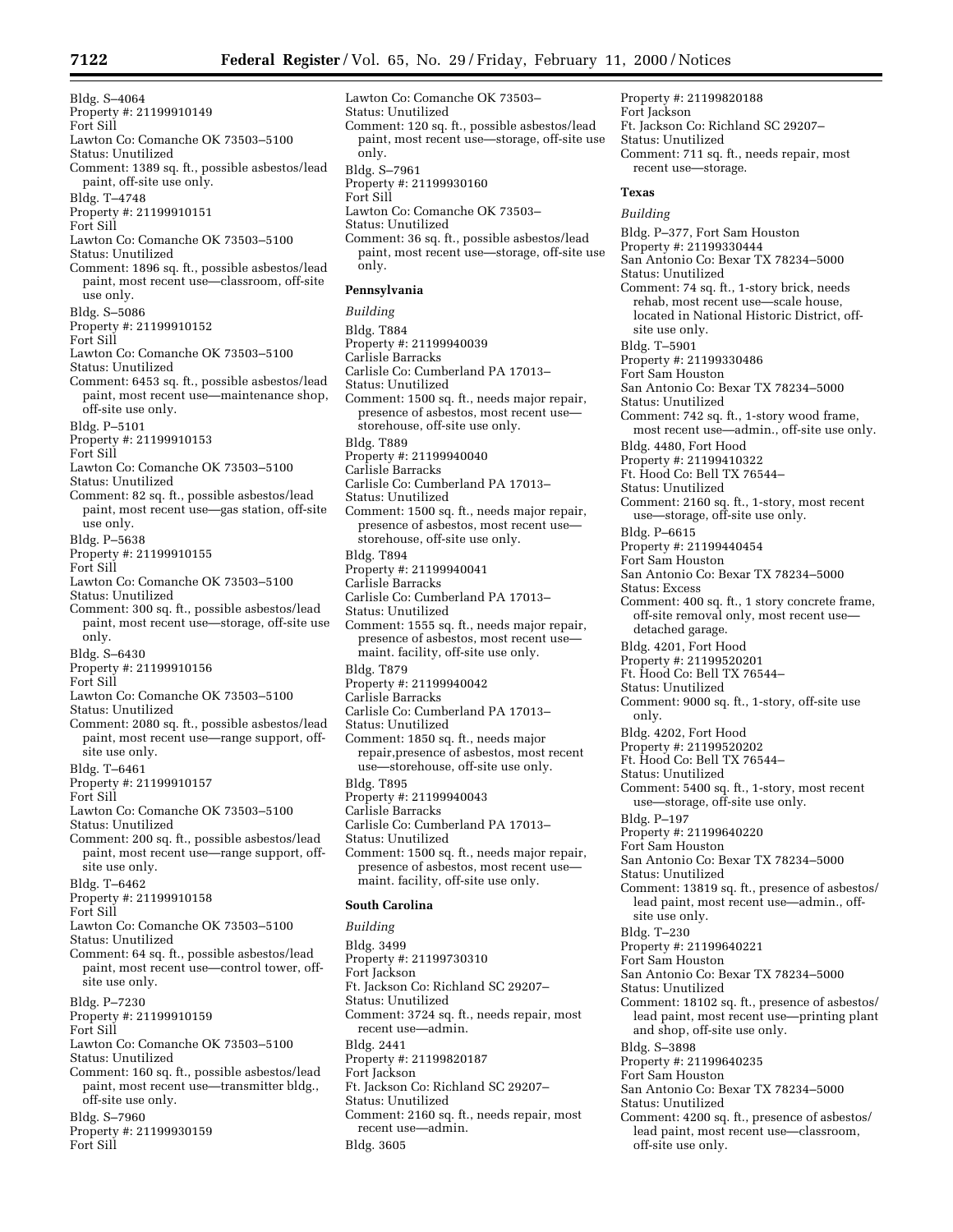Bldg. S–4064
Property #: 21199910149
Fort Sill
Lawton Co: Comanche OK 73503–5100
Status: Unutilized
Comment: 1389 sq. ft., possible asbestos/lead paint, off-site use only.

Bldg. T–4748
Property #: 21199910151
Fort Sill
Lawton Co: Comanche OK 73503–5100
Status: Unutilized
Comment: 1896 sq. ft., possible asbestos/lead paint, most recent use—classroom, off-site use only.

Bldg. S–5086
Property #: 21199910152
Fort Sill
Lawton Co: Comanche OK 73503–5100
Status: Unutilized
Comment: 6453 sq. ft., possible asbestos/lead paint, most recent use—maintenance shop, off-site use only.

Bldg. P–5101
Property #: 21199910153
Fort Sill
Lawton Co: Comanche OK 73503–5100
Status: Unutilized
Comment: 82 sq. ft., possible asbestos/lead paint, most recent use—gas station, off-site use only.

Bldg. P–5638
Property #: 21199910155
Fort Sill
Lawton Co: Comanche OK 73503–5100
Status: Unutilized
Comment: 300 sq. ft., possible asbestos/lead paint, most recent use—storage, off-site use only.

Bldg. S–6430
Property #: 21199910156
Fort Sill
Lawton Co: Comanche OK 73503–5100
Status: Unutilized
Comment: 2080 sq. ft., possible asbestos/lead paint, most recent use—range support, off-site use only.

Bldg. T–6461
Property #: 21199910157
Fort Sill
Lawton Co: Comanche OK 73503–5100
Status: Unutilized
Comment: 200 sq. ft., possible asbestos/lead paint, most recent use—range support, off-site use only.

Bldg. T–6462
Property #: 21199910158
Fort Sill
Lawton Co: Comanche OK 73503–5100
Status: Unutilized
Comment: 64 sq. ft., possible asbestos/lead paint, most recent use—control tower, off-site use only.

Bldg. P–7230
Property #: 21199910159
Fort Sill
Lawton Co: Comanche OK 73503–5100
Status: Unutilized
Comment: 160 sq. ft., possible asbestos/lead paint, most recent use—transmitter bldg., off-site use only.

Bldg. S–7960
Property #: 21199930159
Fort Sill
Lawton Co: Comanche OK 73503–
Status: Unutilized
Comment: 120 sq. ft., possible asbestos/lead paint, most recent use—storage, off-site use only.

Bldg. S–7961
Property #: 21199930160
Fort Sill
Lawton Co: Comanche OK 73503–
Status: Unutilized
Comment: 36 sq. ft., possible asbestos/lead paint, most recent use—storage, off-site use only.

**Pennsylvania**

*Building*

Bldg. T884
Property #: 21199940039
Carlisle Barracks
Carlisle Co: Cumberland PA 17013–
Status: Unutilized
Comment: 1500 sq. ft., needs major repair, presence of asbestos, most recent use—storehouse, off-site use only.

Bldg. T889
Property #: 21199940040
Carlisle Barracks
Carlisle Co: Cumberland PA 17013–
Status: Unutilized
Comment: 1500 sq. ft., needs major repair, presence of asbestos, most recent use—storehouse, off-site use only.

Bldg. T894
Property #: 21199940041
Carlisle Barracks
Carlisle Co: Cumberland PA 17013–
Status: Unutilized
Comment: 1555 sq. ft., needs major repair, presence of asbestos, most recent use—maint. facility, off-site use only.

Bldg. T879
Property #: 21199940042
Carlisle Barracks
Carlisle Co: Cumberland PA 17013–
Status: Unutilized
Comment: 1850 sq. ft., needs major repair,presence of asbestos, most recent use—storehouse, off-site use only.

Bldg. T895
Property #: 21199940043
Carlisle Barracks
Carlisle Co: Cumberland PA 17013–
Status: Unutilized
Comment: 1500 sq. ft., needs major repair, presence of asbestos, most recent use—maint. facility, off-site use only.

**South Carolina**

*Building*

Bldg. 3499
Property #: 21199730310
Fort Jackson
Ft. Jackson Co: Richland SC 29207–
Status: Unutilized
Comment: 3724 sq. ft., needs repair, most recent use—admin.

Bldg. 2441
Property #: 21199820187
Fort Jackson
Ft. Jackson Co: Richland SC 29207–
Status: Unutilized
Comment: 2160 sq. ft., needs repair, most recent use—admin.

Bldg. 3605
Property #: 21199820188
Fort Jackson
Ft. Jackson Co: Richland SC 29207–
Status: Unutilized
Comment: 711 sq. ft., needs repair, most recent use—storage.

**Texas**

*Building*

Bldg. P–377, Fort Sam Houston
Property #: 21199330444
San Antonio Co: Bexar TX 78234–5000
Status: Unutilized
Comment: 74 sq. ft., 1-story brick, needs rehab, most recent use—scale house, located in National Historic District, off-site use only.

Bldg. T–5901
Property #: 21199330486
Fort Sam Houston
San Antonio Co: Bexar TX 78234–5000
Status: Unutilized
Comment: 742 sq. ft., 1-story wood frame, most recent use—admin., off-site use only.

Bldg. 4480, Fort Hood
Property #: 21199410322
Ft. Hood Co: Bell TX 76544–
Status: Unutilized
Comment: 2160 sq. ft., 1-story, most recent use—storage, off-site use only.

Bldg. P–6615
Property #: 21199440454
Fort Sam Houston
San Antonio Co: Bexar TX 78234–5000
Status: Excess
Comment: 400 sq. ft., 1 story concrete frame, off-site removal only, most recent use—detached garage.

Bldg. 4201, Fort Hood
Property #: 21199520201
Ft. Hood Co: Bell TX 76544–
Status: Unutilized
Comment: 9000 sq. ft., 1-story, off-site use only.

Bldg. 4202, Fort Hood
Property #: 21199520202
Ft. Hood Co: Bell TX 76544–
Status: Unutilized
Comment: 5400 sq. ft., 1-story, most recent use—storage, off-site use only.

Bldg. P–197
Property #: 21199640220
Fort Sam Houston
San Antonio Co: Bexar TX 78234–5000
Status: Unutilized
Comment: 13819 sq. ft., presence of asbestos/lead paint, most recent use—admin., off-site use only.

Bldg. T–230
Property #: 21199640221
Fort Sam Houston
San Antonio Co: Bexar TX 78234–5000
Status: Unutilized
Comment: 18102 sq. ft., presence of asbestos/lead paint, most recent use—printing plant and shop, off-site use only.

Bldg. S–3898
Property #: 21199640235
Fort Sam Houston
San Antonio Co: Bexar TX 78234–5000
Status: Unutilized
Comment: 4200 sq. ft., presence of asbestos/lead paint, most recent use—classroom, off-site use only.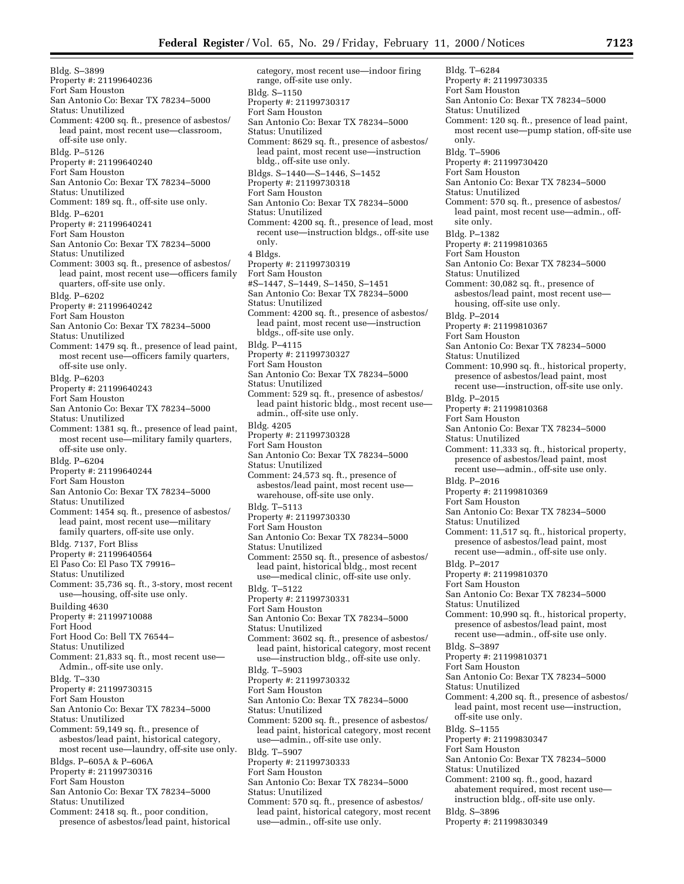Bldg. S–3899
Property #: 21199640236
Fort Sam Houston
San Antonio Co: Bexar TX 78234–5000
Status: Unutilized
Comment: 4200 sq. ft., presence of asbestos/lead paint, most recent use—classroom, off-site use only.

Bldg. P–5126
Property #: 21199640240
Fort Sam Houston
San Antonio Co: Bexar TX 78234–5000
Status: Unutilized
Comment: 189 sq. ft., off-site use only.

Bldg. P–6201
Property #: 21199640241
Fort Sam Houston
San Antonio Co: Bexar TX 78234–5000
Status: Unutilized
Comment: 3003 sq. ft., presence of asbestos/lead paint, most recent use—officers family quarters, off-site use only.

Bldg. P–6202
Property #: 21199640242
Fort Sam Houston
San Antonio Co: Bexar TX 78234–5000
Status: Unutilized
Comment: 1479 sq. ft., presence of lead paint, most recent use—officers family quarters, off-site use only.

Bldg. P–6203
Property #: 21199640243
Fort Sam Houston
San Antonio Co: Bexar TX 78234–5000
Status: Unutilized
Comment: 1381 sq. ft., presence of lead paint, most recent use—military family quarters, off-site use only.

Bldg. P–6204
Property #: 21199640244
Fort Sam Houston
San Antonio Co: Bexar TX 78234–5000
Status: Unutilized
Comment: 1454 sq. ft., presence of asbestos/lead paint, most recent use—military family quarters, off-site use only.

Bldg. 7137, Fort Bliss
Property #: 21199640564
El Paso Co: El Paso TX 79916–
Status: Unutilized
Comment: 35,736 sq. ft., 3-story, most recent use—housing, off-site use only.

Building 4630
Property #: 21199710088
Fort Hood
Fort Hood Co: Bell TX 76544–
Status: Unutilized
Comment: 21,833 sq. ft., most recent use—Admin., off-site use only.

Bldg. T–330
Property #: 21199730315
Fort Sam Houston
San Antonio Co: Bexar TX 78234–5000
Status: Unutilized
Comment: 59,149 sq. ft., presence of asbestos/lead paint, historical category, most recent use—laundry, off-site use only.

Bldgs. P–605A & P–606A
Property #: 21199730316
Fort Sam Houston
San Antonio Co: Bexar TX 78234–5000
Status: Unutilized
Comment: 2418 sq. ft., poor condition, presence of asbestos/lead paint, historical category, most recent use—indoor firing range, off-site use only.

Bldg. S–1150
Property #: 21199730317
Fort Sam Houston
San Antonio Co: Bexar TX 78234–5000
Status: Unutilized
Comment: 8629 sq. ft., presence of asbestos/lead paint, most recent use—instruction bldg., off-site use only.

Bldgs. S–1440—S–1446, S–1452
Property #: 21199730318
Fort Sam Houston
San Antonio Co: Bexar TX 78234–5000
Status: Unutilized
Comment: 4200 sq. ft., presence of lead, most recent use—instruction bldgs., off-site use only.

4 Bldgs.
Property #: 21199730319
Fort Sam Houston
#S–1447, S–1449, S–1450, S–1451
San Antonio Co: Bexar TX 78234–5000
Status: Unutilized
Comment: 4200 sq. ft., presence of asbestos/lead paint, most recent use—instruction bldgs., off-site use only.

Bldg. P–4115
Property #: 21199730327
Fort Sam Houston
San Antonio Co: Bexar TX 78234–5000
Status: Unutilized
Comment: 529 sq. ft., presence of asbestos/lead paint historic bldg., most recent use—admin., off-site use only.

Bldg. 4205
Property #: 21199730328
Fort Sam Houston
San Antonio Co: Bexar TX 78234–5000
Status: Unutilized
Comment: 24,573 sq. ft., presence of asbestos/lead paint, most recent use—warehouse, off-site use only.

Bldg. T–5113
Property #: 21199730330
Fort Sam Houston
San Antonio Co: Bexar TX 78234–5000
Status: Unutilized
Comment: 2550 sq. ft., presence of asbestos/lead paint, historical bldg., most recent use—medical clinic, off-site use only.

Bldg. T–5122
Property #: 21199730331
Fort Sam Houston
San Antonio Co: Bexar TX 78234–5000
Status: Unutilized
Comment: 3602 sq. ft., presence of asbestos/lead paint, historical category, most recent use—instruction bldg., off-site use only.

Bldg. T–5903
Property #: 21199730332
Fort Sam Houston
San Antonio Co: Bexar TX 78234–5000
Status: Unutilized
Comment: 5200 sq. ft., presence of asbestos/lead paint, historical category, most recent use—admin., off-site use only.

Bldg. T–5907
Property #: 21199730333
Fort Sam Houston
San Antonio Co: Bexar TX 78234–5000
Status: Unutilized
Comment: 570 sq. ft., presence of asbestos/lead paint, historical category, most recent use—admin., off-site use only.

Bldg. T–6284
Property #: 21199730335
Fort Sam Houston
San Antonio Co: Bexar TX 78234–5000
Status: Unutilized
Comment: 120 sq. ft., presence of lead paint, most recent use—pump station, off-site use only.

Bldg. T–5906
Property #: 21199730420
Fort Sam Houston
San Antonio Co: Bexar TX 78234–5000
Status: Unutilized
Comment: 570 sq. ft., presence of asbestos/lead paint, most recent use—admin., off-site only.

Bldg. P–1382
Property #: 21199810365
Fort Sam Houston
San Antonio Co: Bexar TX 78234–5000
Status: Unutilized
Comment: 30,082 sq. ft., presence of asbestos/lead paint, most recent use—housing, off-site use only.

Bldg. P–2014
Property #: 21199810367
Fort Sam Houston
San Antonio Co: Bexar TX 78234–5000
Status: Unutilized
Comment: 10,990 sq. ft., historical property, presence of asbestos/lead paint, most recent use—instruction, off-site use only.

Bldg. P–2015
Property #: 21199810368
Fort Sam Houston
San Antonio Co: Bexar TX 78234–5000
Status: Unutilized
Comment: 11,333 sq. ft., historical property, presence of asbestos/lead paint, most recent use—admin., off-site use only.

Bldg. P–2016
Property #: 21199810369
Fort Sam Houston
San Antonio Co: Bexar TX 78234–5000
Status: Unutilized
Comment: 11,517 sq. ft., historical property, presence of asbestos/lead paint, most recent use—admin., off-site use only.

Bldg. P–2017
Property #: 21199810370
Fort Sam Houston
San Antonio Co: Bexar TX 78234–5000
Status: Unutilized
Comment: 10,990 sq. ft., historical property, presence of asbestos/lead paint, most recent use—admin., off-site use only.

Bldg. S–3897
Property #: 21199810371
Fort Sam Houston
San Antonio Co: Bexar TX 78234–5000
Status: Unutilized
Comment: 4,200 sq. ft., presence of asbestos/lead paint, most recent use—instruction, off-site use only.

Bldg. S–1155
Property #: 21199830347
Fort Sam Houston
San Antonio Co: Bexar TX 78234–5000
Status: Unutilized
Comment: 2100 sq. ft., good, hazard abatement required, most recent use—instruction bldg., off-site use only.

Bldg. S–3896
Property #: 21199830349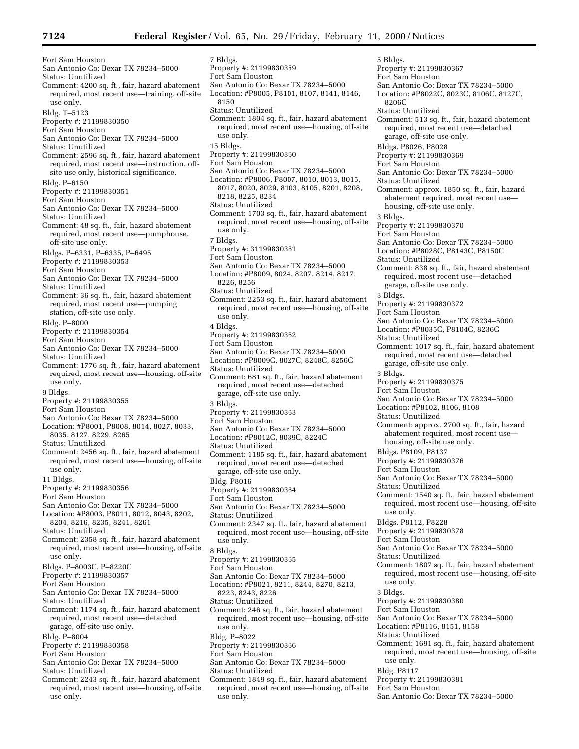Fort Sam Houston
San Antonio Co: Bexar TX 78234–5000
Status: Unutilized
Comment: 4200 sq. ft., fair, hazard abatement required, most recent use—training, off-site use only.

Bldg. T–5123
Property #: 21199830350
Fort Sam Houston
San Antonio Co: Bexar TX 78234–5000
Status: Unutilized
Comment: 2596 sq. ft., fair, hazard abatement required, most recent use—instruction, off-site use only, historical significance.

Bldg. P–6150
Property #: 21199830351
Fort Sam Houston
San Antonio Co: Bexar TX 78234–5000
Status: Unutilized
Comment: 48 sq. ft., fair, hazard abatement required, most recent use—pumphouse, off-site use only.

Bldgs. P–6331, P–6335, P–6495
Property #: 21199830353
Fort Sam Houston
San Antonio Co: Bexar TX 78234–5000
Status: Unutilized
Comment: 36 sq. ft., fair, hazard abatement required, most recent use—pumping station, off-site use only.

Bldg. P–8000
Property #: 21199830354
Fort Sam Houston
San Antonio Co: Bexar TX 78234–5000
Status: Unutilized
Comment: 1776 sq. ft., fair, hazard abatement required, most recent use—housing, off-site use only.

9 Bldgs.
Property #: 21199830355
Fort Sam Houston
San Antonio Co: Bexar TX 78234–5000
Location: #P8001, P8008, 8014, 8027, 8033, 8035, 8127, 8229, 8265
Status: Unutilized
Comment: 2456 sq. ft., fair, hazard abatement required, most recent use—housing, off-site use only.

11 Bldgs.
Property #: 21199830356
Fort Sam Houston
San Antonio Co: Bexar TX 78234–5000
Location: #P8003, P8011, 8012, 8043, 8202, 8204, 8216, 8235, 8241, 8261
Status: Unutilized
Comment: 2358 sq. ft., fair, hazard abatement required, most recent use—housing, off-site use only.

Bldgs. P–8003C, P–8220C
Property #: 21199830357
Fort Sam Houston
San Antonio Co: Bexar TX 78234–5000
Status: Unutilized
Comment: 1174 sq. ft., fair, hazard abatement required, most recent use—detached garage, off-site use only.

Bldg. P–8004
Property #: 21199830358
Fort Sam Houston
San Antonio Co: Bexar TX 78234–5000
Status: Unutilized
Comment: 2243 sq. ft., fair, hazard abatement required, most recent use—housing, off-site use only.

7 Bldgs.
Property #: 21199830359
Fort Sam Houston
San Antonio Co: Bexar TX 78234–5000
Location: #P8005, P8101, 8107, 8141, 8146, 8150
Status: Unutilized
Comment: 1804 sq. ft., fair, hazard abatement required, most recent use—housing, off-site use only.

15 Bldgs.
Property #: 21199830360
Fort Sam Houston
San Antonio Co: Bexar TX 78234–5000
Location: #P8006, P8007, 8010, 8013, 8015, 8017, 8020, 8029, 8103, 8105, 8201, 8208, 8218, 8225, 8234
Status: Unutilized
Comment: 1703 sq. ft., fair, hazard abatement required, most recent use—housing, off-site use only.

7 Bldgs.
Property #: 31199830361
Fort Sam Houston
San Antonio Co: Bexar TX 78234–5000
Location: #P8009, 8024, 8207, 8214, 8217, 8226, 8256
Status: Unutilized
Comment: 2253 sq. ft., fair, hazard abatement required, most recent use—housing, off-site use only.

4 Bldgs.
Property #: 21199830362
Fort Sam Houston
San Antonio Co: Bexar TX 78234–5000
Location: #P8009C, 8027C, 8248C, 8256C
Status: Unutilized
Comment: 681 sq. ft., fair, hazard abatement required, most recent use—detached garage, off-site use only.

3 Bldgs.
Property #: 21199830363
Fort Sam Houston
San Antonio Co: Bexar TX 78234–5000
Location: #P8012C, 8039C, 8224C
Status: Unutilized
Comment: 1185 sq. ft., fair, hazard abatement required, most recent use—detached garage, off-site use only.

Bldg. P8016
Property #: 21199830364
Fort Sam Houston
San Antonio Co: Bexar TX 78234–5000
Status: Unutilized
Comment: 2347 sq. ft., fair, hazard abatement required, most recent use—housing, off-site use only.

8 Bldgs.
Property #: 21199830365
Fort Sam Houston
San Antonio Co: Bexar TX 78234–5000
Location: #P8021, 8211, 8244, 8270, 8213, 8223, 8243, 8226
Status: Unutilized
Comment: 246 sq. ft., fair, hazard abatement required, most recent use—housing, off-site use only.

Bldg. P–8022
Property #: 21199830366
Fort Sam Houston
San Antonio Co: Bexar TX 78234–5000
Status: Unutilized
Comment: 1849 sq. ft., fair, hazard abatement required, most recent use—housing, off-site use only.

5 Bldgs.
Property #: 21199830367
Fort Sam Houston
San Antonio Co: Bexar TX 78234–5000
Location: #P8022C, 8023C, 8106C, 8127C, 8206C
Status: Unutilized
Comment: 513 sq. ft., fair, hazard abatement required, most recent use—detached garage, off-site use only.

Bldgs. P8026, P8028
Property #: 21199830369
Fort Sam Houston
San Antonio Co: Bexar TX 78234–5000
Status: Unutilized
Comment: approx. 1850 sq. ft., fair, hazard abatement required, most recent use—housing, off-site use only.

3 Bldgs.
Property #: 21199830370
Fort Sam Houston
San Antonio Co: Bexar TX 78234–5000
Location: #P8028C, P8143C, P8150C
Status: Unutilized
Comment: 838 sq. ft., fair, hazard abatement required, most recent use—detached garage, off-site use only.

3 Bldgs.
Property #: 21199830372
Fort Sam Houston
San Antonio Co: Bexar TX 78234–5000
Location: #P8035C, P8104C, 8236C
Status: Unutilized
Comment: 1017 sq. ft., fair, hazard abatement required, most recent use—detached garage, off-site use only.

3 Bldgs.
Property #: 21199830375
Fort Sam Houston
San Antonio Co: Bexar TX 78234–5000
Location: #P8102, 8106, 8108
Status: Unutilized
Comment: approx. 2700 sq. ft., fair, hazard abatement required, most recent use—housing, off-site use only.

Bldgs. P8109, P8137
Property #: 21199830376
Fort Sam Houston
San Antonio Co: Bexar TX 78234–5000
Status: Unutilized
Comment: 1540 sq. ft., fair, hazard abatement required, most recent use—housing, off-site use only.

Bldgs. P8112, P8228
Property #: 21199830378
Fort Sam Houston
San Antonio Co: Bexar TX 78234–5000
Status: Unutilized
Comment: 1807 sq. ft., fair, hazard abatement required, most recent use—housing, off-site use only.

3 Bldgs.
Property #: 21199830380
Fort Sam Houston
San Antonio Co: Bexar TX 78234–5000
Location: #P8116, 8151, 8158
Status: Unutilized
Comment: 1691 sq. ft., fair, hazard abatement required, most recent use—housing, off-site use only.

Bldg. P8117
Property #: 21199830381
Fort Sam Houston
San Antonio Co: Bexar TX 78234–5000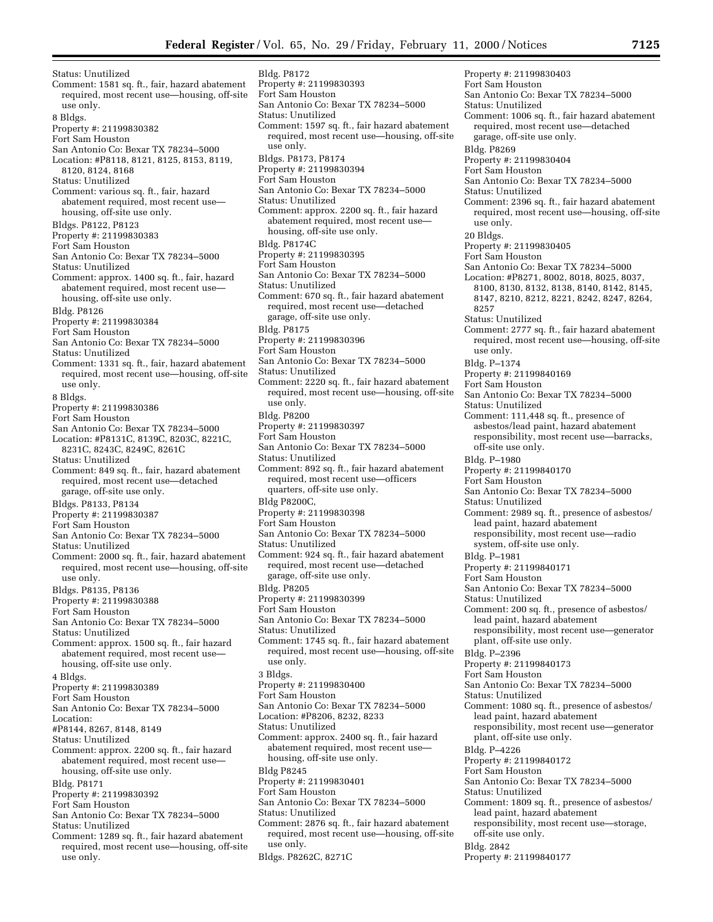Status: Unutilized
Comment: 1581 sq. ft., fair, hazard abatement required, most recent use—housing, off-site use only.

8 Bldgs.
Property #: 21199830382
Fort Sam Houston
San Antonio Co: Bexar TX 78234–5000
Location: #P8118, 8121, 8125, 8153, 8119, 8120, 8124, 8168
Status: Unutilized
Comment: various sq. ft., fair, hazard abatement required, most recent use—housing, off-site use only.

Bldgs. P8122, P8123
Property #: 21199830383
Fort Sam Houston
San Antonio Co: Bexar TX 78234–5000
Status: Unutilized
Comment: approx. 1400 sq. ft., fair, hazard abatement required, most recent use—housing, off-site use only.

Bldg. P8126
Property #: 21199830384
Fort Sam Houston
San Antonio Co: Bexar TX 78234–5000
Status: Unutilized
Comment: 1331 sq. ft., fair, hazard abatement required, most recent use—housing, off-site use only.

8 Bldgs.
Property #: 21199830386
Fort Sam Houston
San Antonio Co: Bexar TX 78234–5000
Location: #P8131C, 8139C, 8203C, 8221C, 8231C, 8243C, 8249C, 8261C
Status: Unutilized
Comment: 849 sq. ft., fair, hazard abatement required, most recent use—detached garage, off-site use only.

Bldgs. P8133, P8134
Property #: 21199830387
Fort Sam Houston
San Antonio Co: Bexar TX 78234–5000
Status: Unutilized
Comment: 2000 sq. ft., fair, hazard abatement required, most recent use—housing, off-site use only.

Bldgs. P8135, P8136
Property #: 21199830388
Fort Sam Houston
San Antonio Co: Bexar TX 78234–5000
Status: Unutilized
Comment: approx. 1500 sq. ft., fair hazard abatement required, most recent use—housing, off-site use only.

4 Bldgs.
Property #: 21199830389
Fort Sam Houston
San Antonio Co: Bexar TX 78234–5000
Location:
#P8144, 8267, 8148, 8149
Status: Unutilized
Comment: approx. 2200 sq. ft., fair hazard abatement required, most recent use—housing, off-site use only.

Bldg. P8171
Property #: 21199830392
Fort Sam Houston
San Antonio Co: Bexar TX 78234–5000
Status: Unutilized
Comment: 1289 sq. ft., fair hazard abatement required, most recent use—housing, off-site use only.

Bldg. P8172
Property #: 21199830393
Fort Sam Houston
San Antonio Co: Bexar TX 78234–5000
Status: Unutilized
Comment: 1597 sq. ft., fair hazard abatement required, most recent use—housing, off-site use only.

Bldgs. P8173, P8174
Property #: 21199830394
Fort Sam Houston
San Antonio Co: Bexar TX 78234–5000
Status: Unutilized
Comment: approx. 2200 sq. ft., fair hazard abatement required, most recent use—housing, off-site use only.

Bldg. P8174C
Property #: 21199830395
Fort Sam Houston
San Antonio Co: Bexar TX 78234–5000
Status: Unutilized
Comment: 670 sq. ft., fair hazard abatement required, most recent use—detached garage, off-site use only.

Bldg. P8175
Property #: 21199830396
Fort Sam Houston
San Antonio Co: Bexar TX 78234–5000
Status: Unutilized
Comment: 2220 sq. ft., fair hazard abatement required, most recent use—housing, off-site use only.

Bldg. P8200
Property #: 21199830397
Fort Sam Houston
San Antonio Co: Bexar TX 78234–5000
Status: Unutilized
Comment: 892 sq. ft., fair hazard abatement required, most recent use—officers quarters, off-site use only.

Bldg P8200C,
Property #: 21199830398
Fort Sam Houston
San Antonio Co: Bexar TX 78234–5000
Status: Unutilized
Comment: 924 sq. ft., fair hazard abatement required, most recent use—detached garage, off-site use only.

Bldg. P8205
Property #: 21199830399
Fort Sam Houston
San Antonio Co: Bexar TX 78234–5000
Status: Unutilized
Comment: 1745 sq. ft., fair hazard abatement required, most recent use—housing, off-site use only.

3 Bldgs.
Property #: 21199830400
Fort Sam Houston
San Antonio Co: Bexar TX 78234–5000
Location: #P8206, 8232, 8233
Status: Unutilized
Comment: approx. 2400 sq. ft., fair hazard abatement required, most recent use—housing, off-site use only.

Bldg P8245
Property #: 21199830401
Fort Sam Houston
San Antonio Co: Bexar TX 78234–5000
Status: Unutilized
Comment: 2876 sq. ft., fair hazard abatement required, most recent use—housing, off-site use only.

Bldgs. P8262C, 8271C
Property #: 21199830403
Fort Sam Houston
San Antonio Co: Bexar TX 78234–5000
Status: Unutilized
Comment: 1006 sq. ft., fair hazard abatement required, most recent use—detached garage, off-site use only.

Bldg. P8269
Property #: 21199830404
Fort Sam Houston
San Antonio Co: Bexar TX 78234–5000
Status: Unutilized
Comment: 2396 sq. ft., fair hazard abatement required, most recent use—housing, off-site use only.

20 Bldgs.
Property #: 21199830405
Fort Sam Houston
San Antonio Co: Bexar TX 78234–5000
Location: #P8271, 8002, 8018, 8025, 8037, 8100, 8130, 8132, 8138, 8140, 8142, 8145, 8147, 8210, 8212, 8221, 8242, 8247, 8264, 8257
Status: Unutilized
Comment: 2777 sq. ft., fair hazard abatement required, most recent use—housing, off-site use only.

Bldg. P–1374
Property #: 21199840169
Fort Sam Houston
San Antonio Co: Bexar TX 78234–5000
Status: Unutilized
Comment: 111,448 sq. ft., presence of asbestos/lead paint, hazard abatement responsibility, most recent use—barracks, off-site use only.

Bldg. P–1980
Property #: 21199840170
Fort Sam Houston
San Antonio Co: Bexar TX 78234–5000
Status: Unutilized
Comment: 2989 sq. ft., presence of asbestos/lead paint, hazard abatement responsibility, most recent use—radio system, off-site use only.

Bldg. P–1981
Property #: 21199840171
Fort Sam Houston
San Antonio Co: Bexar TX 78234–5000
Status: Unutilized
Comment: 200 sq. ft., presence of asbestos/lead paint, hazard abatement responsibility, most recent use—generator plant, off-site use only.

Bldg. P–2396
Property #: 21199840173
Fort Sam Houston
San Antonio Co: Bexar TX 78234–5000
Status: Unutilized
Comment: 1080 sq. ft., presence of asbestos/lead paint, hazard abatement responsibility, most recent use—generator plant, off-site use only.

Bldg. P–4226
Property #: 21199840172
Fort Sam Houston
San Antonio Co: Bexar TX 78234–5000
Status: Unutilized
Comment: 1809 sq. ft., presence of asbestos/lead paint, hazard abatement responsibility, most recent use—storage, off-site use only.

Bldg. 2842
Property #: 21199840177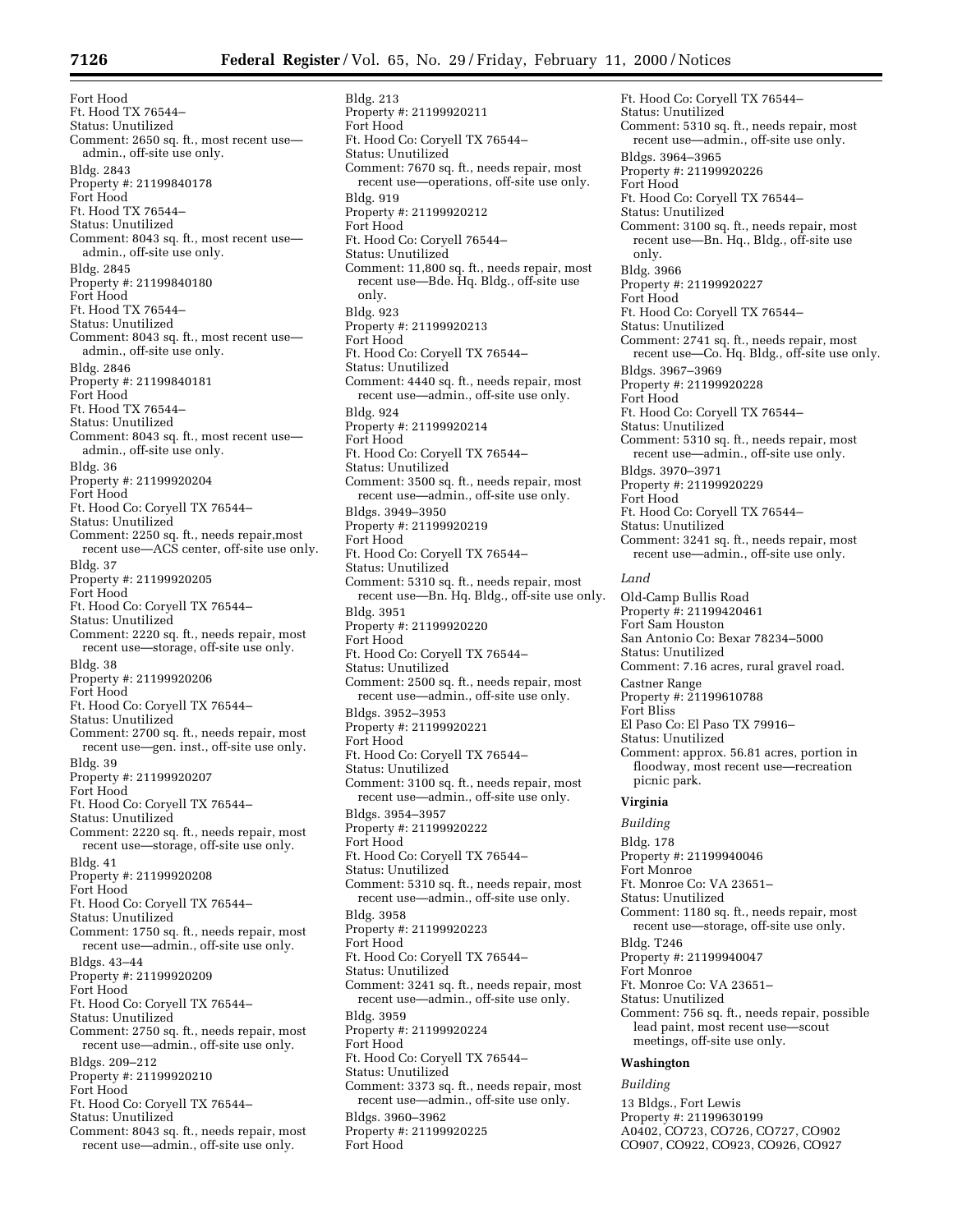Fort Hood
Ft. Hood TX 76544–
Status: Unutilized
Comment: 2650 sq. ft., most recent use—admin., off-site use only.

Bldg. 2843
Property #: 21199840178
Fort Hood
Ft. Hood TX 76544–
Status: Unutilized
Comment: 8043 sq. ft., most recent use—admin., off-site use only.

Bldg. 2845
Property #: 21199840180
Fort Hood
Ft. Hood TX 76544–
Status: Unutilized
Comment: 8043 sq. ft., most recent use—admin., off-site use only.

Bldg. 2846
Property #: 21199840181
Fort Hood
Ft. Hood TX 76544–
Status: Unutilized
Comment: 8043 sq. ft., most recent use—admin., off-site use only.

Bldg. 36
Property #: 21199920204
Fort Hood
Ft. Hood Co: Coryell TX 76544–
Status: Unutilized
Comment: 2250 sq. ft., needs repair,most recent use—ACS center, off-site use only.

Bldg. 37
Property #: 21199920205
Fort Hood
Ft. Hood Co: Coryell TX 76544–
Status: Unutilized
Comment: 2220 sq. ft., needs repair, most recent use—storage, off-site use only.

Bldg. 38
Property #: 21199920206
Fort Hood
Ft. Hood Co: Coryell TX 76544–
Status: Unutilized
Comment: 2700 sq. ft., needs repair, most recent use—gen. inst., off-site use only.

Bldg. 39
Property #: 21199920207
Fort Hood
Ft. Hood Co: Coryell TX 76544–
Status: Unutilized
Comment: 2220 sq. ft., needs repair, most recent use—storage, off-site use only.

Bldg. 41
Property #: 21199920208
Fort Hood
Ft. Hood Co: Coryell TX 76544–
Status: Unutilized
Comment: 1750 sq. ft., needs repair, most recent use—admin., off-site use only.

Bldgs. 43–44
Property #: 21199920209
Fort Hood
Ft. Hood Co: Coryell TX 76544–
Status: Unutilized
Comment: 2750 sq. ft., needs repair, most recent use—admin., off-site use only.

Bldgs. 209–212
Property #: 21199920210
Fort Hood
Ft. Hood Co: Coryell TX 76544–
Status: Unutilized
Comment: 8043 sq. ft., needs repair, most recent use—admin., off-site use only.

Bldg. 213
Property #: 21199920211
Fort Hood
Ft. Hood Co: Coryell TX 76544–
Status: Unutilized
Comment: 7670 sq. ft., needs repair, most recent use—operations, off-site use only.

Bldg. 919
Property #: 21199920212
Fort Hood
Ft. Hood Co: Coryell 76544–
Status: Unutilized
Comment: 11,800 sq. ft., needs repair, most recent use—Bde. Hq. Bldg., off-site use only.

Bldg. 923
Property #: 21199920213
Fort Hood
Ft. Hood Co: Coryell TX 76544–
Status: Unutilized
Comment: 4440 sq. ft., needs repair, most recent use—admin., off-site use only.

Bldg. 924
Property #: 21199920214
Fort Hood
Ft. Hood Co: Coryell TX 76544–
Status: Unutilized
Comment: 3500 sq. ft., needs repair, most recent use—admin., off-site use only.

Bldgs. 3949–3950
Property #: 21199920219
Fort Hood
Ft. Hood Co: Coryell TX 76544–
Status: Unutilized
Comment: 5310 sq. ft., needs repair, most recent use—Bn. Hq. Bldg., off-site use only.

Bldg. 3951
Property #: 21199920220
Fort Hood
Ft. Hood Co: Coryell TX 76544–
Status: Unutilized
Comment: 2500 sq. ft., needs repair, most recent use—admin., off-site use only.

Bldgs. 3952–3953
Property #: 21199920221
Fort Hood
Ft. Hood Co: Coryell TX 76544–
Status: Unutilized
Comment: 3100 sq. ft., needs repair, most recent use—admin., off-site use only.

Bldgs. 3954–3957
Property #: 21199920222
Fort Hood
Ft. Hood Co: Coryell TX 76544–
Status: Unutilized
Comment: 5310 sq. ft., needs repair, most recent use—admin., off-site use only.

Bldg. 3958
Property #: 21199920223
Fort Hood
Ft. Hood Co: Coryell TX 76544–
Status: Unutilized
Comment: 3241 sq. ft., needs repair, most recent use—admin., off-site use only.

Bldg. 3959
Property #: 21199920224
Fort Hood
Ft. Hood Co: Coryell TX 76544–
Status: Unutilized
Comment: 3373 sq. ft., needs repair, most recent use—admin., off-site use only.

Bldgs. 3960–3962
Property #: 21199920225
Fort Hood
Ft. Hood Co: Coryell TX 76544–
Status: Unutilized
Comment: 5310 sq. ft., needs repair, most recent use—admin., off-site use only.

Bldgs. 3964–3965
Property #: 21199920226
Fort Hood
Ft. Hood Co: Coryell TX 76544–
Status: Unutilized
Comment: 3100 sq. ft., needs repair, most recent use—Bn. Hq., Bldg., off-site use only.

Bldg. 3966
Property #: 21199920227
Fort Hood
Ft. Hood Co: Coryell TX 76544–
Status: Unutilized
Comment: 2741 sq. ft., needs repair, most recent use—Co. Hq. Bldg., off-site use only.

Bldgs. 3967–3969
Property #: 21199920228
Fort Hood
Ft. Hood Co: Coryell TX 76544–
Status: Unutilized
Comment: 5310 sq. ft., needs repair, most recent use—admin., off-site use only.

Bldgs. 3970–3971
Property #: 21199920229
Fort Hood
Ft. Hood Co: Coryell TX 76544–
Status: Unutilized
Comment: 3241 sq. ft., needs repair, most recent use—admin., off-site use only.

*Land*

Old-Camp Bullis Road
Property #: 21199420461
Fort Sam Houston
San Antonio Co: Bexar 78234–5000
Status: Unutilized
Comment: 7.16 acres, rural gravel road.

Castner Range
Property #: 21199610788
Fort Bliss
El Paso Co: El Paso TX 79916–
Status: Unutilized
Comment: approx. 56.81 acres, portion in floodway, most recent use—recreation picnic park.

**Virginia**

*Building*

Bldg. 178
Property #: 21199940046
Fort Monroe
Ft. Monroe Co: VA 23651–
Status: Unutilized
Comment: 1180 sq. ft., needs repair, most recent use—storage, off-site use only.

Bldg. T246
Property #: 21199940047
Fort Monroe
Ft. Monroe Co: VA 23651–
Status: Unutilized
Comment: 756 sq. ft., needs repair, possible lead paint, most recent use—scout meetings, off-site use only.

**Washington**

*Building*

13 Bldgs., Fort Lewis
Property #: 21199630199
A0402, CO723, CO726, CO727, CO902
CO907, CO922, CO923, CO926, CO927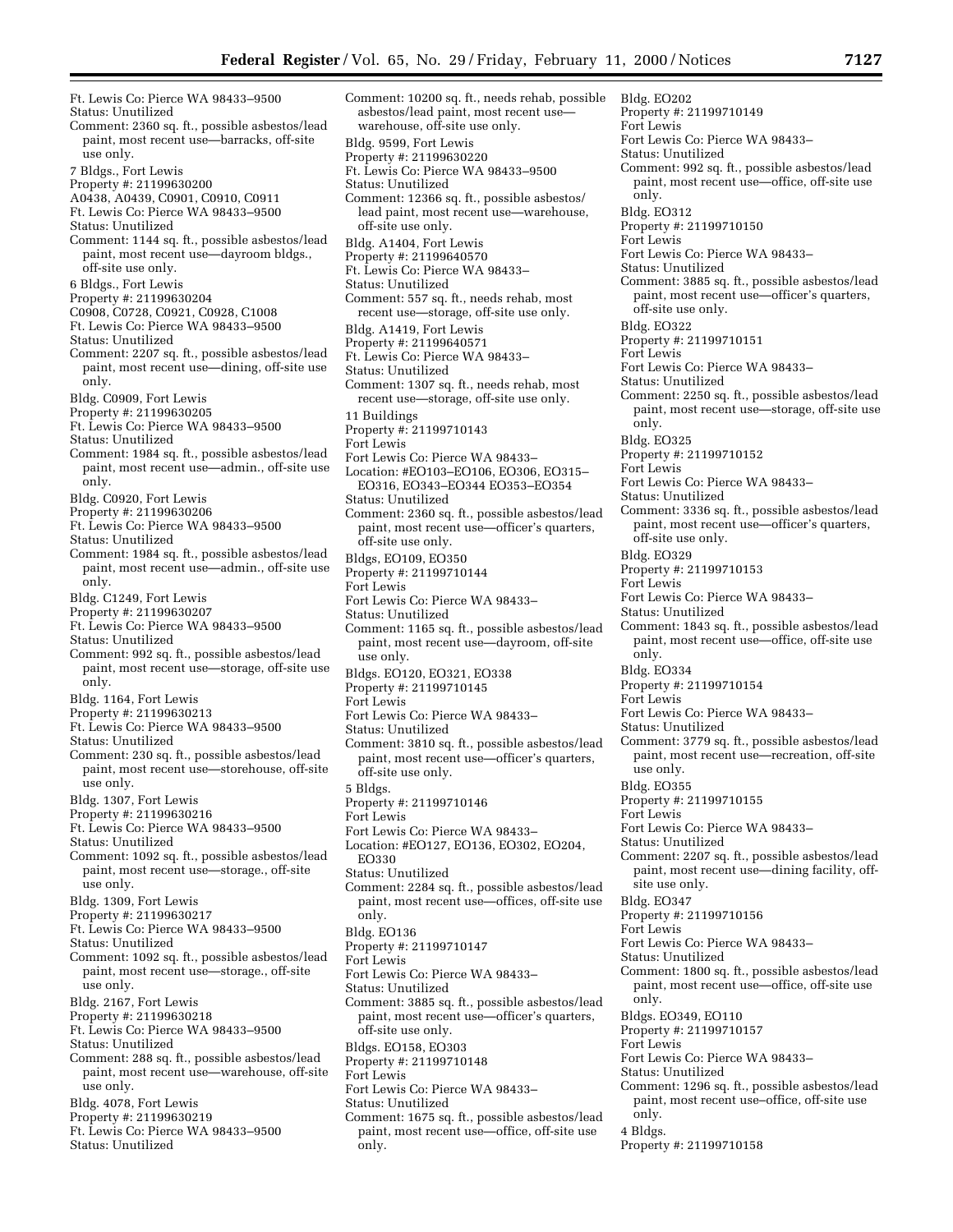Ft. Lewis Co: Pierce WA 98433–9500
Status: Unutilized
Comment: 2360 sq. ft., possible asbestos/lead paint, most recent use—barracks, off-site use only.

7 Bldgs., Fort Lewis
Property #: 21199630200
A0438, A0439, C0901, C0910, C0911
Ft. Lewis Co: Pierce WA 98433–9500
Status: Unutilized
Comment: 1144 sq. ft., possible asbestos/lead paint, most recent use—dayroom bldgs., off-site use only.

6 Bldgs., Fort Lewis
Property #: 21199630204
C0908, C0728, C0921, C0928, C1008
Ft. Lewis Co: Pierce WA 98433–9500
Status: Unutilized
Comment: 2207 sq. ft., possible asbestos/lead paint, most recent use—dining, off-site use only.

Bldg. C0909, Fort Lewis
Property #: 21199630205
Ft. Lewis Co: Pierce WA 98433–9500
Status: Unutilized
Comment: 1984 sq. ft., possible asbestos/lead paint, most recent use—admin., off-site use only.

Bldg. C0920, Fort Lewis
Property #: 21199630206
Ft. Lewis Co: Pierce WA 98433–9500
Status: Unutilized
Comment: 1984 sq. ft., possible asbestos/lead paint, most recent use—admin., off-site use only.

Bldg. C1249, Fort Lewis
Property #: 21199630207
Ft. Lewis Co: Pierce WA 98433–9500
Status: Unutilized
Comment: 992 sq. ft., possible asbestos/lead paint, most recent use—storage, off-site use only.

Bldg. 1164, Fort Lewis
Property #: 21199630213
Ft. Lewis Co: Pierce WA 98433–9500
Status: Unutilized
Comment: 230 sq. ft., possible asbestos/lead paint, most recent use—storehouse, off-site use only.

Bldg. 1307, Fort Lewis
Property #: 21199630216
Ft. Lewis Co: Pierce WA 98433–9500
Status: Unutilized
Comment: 1092 sq. ft., possible asbestos/lead paint, most recent use—storage., off-site use only.

Bldg. 1309, Fort Lewis
Property #: 21199630217
Ft. Lewis Co: Pierce WA 98433–9500
Status: Unutilized
Comment: 1092 sq. ft., possible asbestos/lead paint, most recent use—storage., off-site use only.

Bldg. 2167, Fort Lewis
Property #: 21199630218
Ft. Lewis Co: Pierce WA 98433–9500
Status: Unutilized
Comment: 288 sq. ft., possible asbestos/lead paint, most recent use—warehouse, off-site use only.

Bldg. 4078, Fort Lewis
Property #: 21199630219
Ft. Lewis Co: Pierce WA 98433–9500
Status: Unutilized
Comment: 10200 sq. ft., needs rehab, possible asbestos/lead paint, most recent use—warehouse, off-site use only.

Bldg. 9599, Fort Lewis
Property #: 21199630220
Ft. Lewis Co: Pierce WA 98433–9500
Status: Unutilized
Comment: 12366 sq. ft., possible asbestos/lead paint, most recent use—warehouse, off-site use only.

Bldg. A1404, Fort Lewis
Property #: 21199640570
Ft. Lewis Co: Pierce WA 98433–
Status: Unutilized
Comment: 557 sq. ft., needs rehab, most recent use—storage, off-site use only.

Bldg. A1419, Fort Lewis
Property #: 21199640571
Ft. Lewis Co: Pierce WA 98433–
Status: Unutilized
Comment: 1307 sq. ft., needs rehab, most recent use—storage, off-site use only.

11 Buildings
Property #: 21199710143
Fort Lewis
Fort Lewis Co: Pierce WA 98433–
Location: #EO103–EO106, EO306, EO315–EO316, EO343–EO344 EO353–EO354
Status: Unutilized
Comment: 2360 sq. ft., possible asbestos/lead paint, most recent use—officer's quarters, off-site use only.

Bldgs, EO109, EO350
Property #: 21199710144
Fort Lewis
Fort Lewis Co: Pierce WA 98433–
Status: Unutilized
Comment: 1165 sq. ft., possible asbestos/lead paint, most recent use—dayroom, off-site use only.

Bldgs. EO120, EO321, EO338
Property #: 21199710145
Fort Lewis
Fort Lewis Co: Pierce WA 98433–
Status: Unutilized
Comment: 3810 sq. ft., possible asbestos/lead paint, most recent use—officer's quarters, off-site use only.

5 Bldgs.
Property #: 21199710146
Fort Lewis
Fort Lewis Co: Pierce WA 98433–
Location: #EO127, EO136, EO302, EO204, EO330
Status: Unutilized
Comment: 2284 sq. ft., possible asbestos/lead paint, most recent use—offices, off-site use only.

Bldg. EO136
Property #: 21199710147
Fort Lewis
Fort Lewis Co: Pierce WA 98433–
Status: Unutilized
Comment: 3885 sq. ft., possible asbestos/lead paint, most recent use—officer's quarters, off-site use only.

Bldgs. EO158, EO303
Property #: 21199710148
Fort Lewis
Fort Lewis Co: Pierce WA 98433–
Status: Unutilized
Comment: 1675 sq. ft., possible asbestos/lead paint, most recent use—office, off-site use only.

Bldg. EO202
Property #: 21199710149
Fort Lewis
Fort Lewis Co: Pierce WA 98433–
Status: Unutilized
Comment: 992 sq. ft., possible asbestos/lead paint, most recent use—office, off-site use only.

Bldg. EO312
Property #: 21199710150
Fort Lewis
Fort Lewis Co: Pierce WA 98433–
Status: Unutilized
Comment: 3885 sq. ft., possible asbestos/lead paint, most recent use—officer's quarters, off-site use only.

Bldg. EO322
Property #: 21199710151
Fort Lewis
Fort Lewis Co: Pierce WA 98433–
Status: Unutilized
Comment: 2250 sq. ft., possible asbestos/lead paint, most recent use—storage, off-site use only.

Bldg. EO325
Property #: 21199710152
Fort Lewis
Fort Lewis Co: Pierce WA 98433–
Status: Unutilized
Comment: 3336 sq. ft., possible asbestos/lead paint, most recent use—officer's quarters, off-site use only.

Bldg. EO329
Property #: 21199710153
Fort Lewis
Fort Lewis Co: Pierce WA 98433–
Status: Unutilized
Comment: 1843 sq. ft., possible asbestos/lead paint, most recent use—office, off-site use only.

Bldg. EO334
Property #: 21199710154
Fort Lewis
Fort Lewis Co: Pierce WA 98433–
Status: Unutilized
Comment: 3779 sq. ft., possible asbestos/lead paint, most recent use—recreation, off-site use only.

Bldg. EO355
Property #: 21199710155
Fort Lewis
Fort Lewis Co: Pierce WA 98433–
Status: Unutilized
Comment: 2207 sq. ft., possible asbestos/lead paint, most recent use—dining facility, off-site use only.

Bldg. EO347
Property #: 21199710156
Fort Lewis
Fort Lewis Co: Pierce WA 98433–
Status: Unutilized
Comment: 1800 sq. ft., possible asbestos/lead paint, most recent use—office, off-site use only.

Bldgs. EO349, EO110
Property #: 21199710157
Fort Lewis
Fort Lewis Co: Pierce WA 98433–
Status: Unutilized
Comment: 1296 sq. ft., possible asbestos/lead paint, most recent use–office, off-site use only.

4 Bldgs.
Property #: 21199710158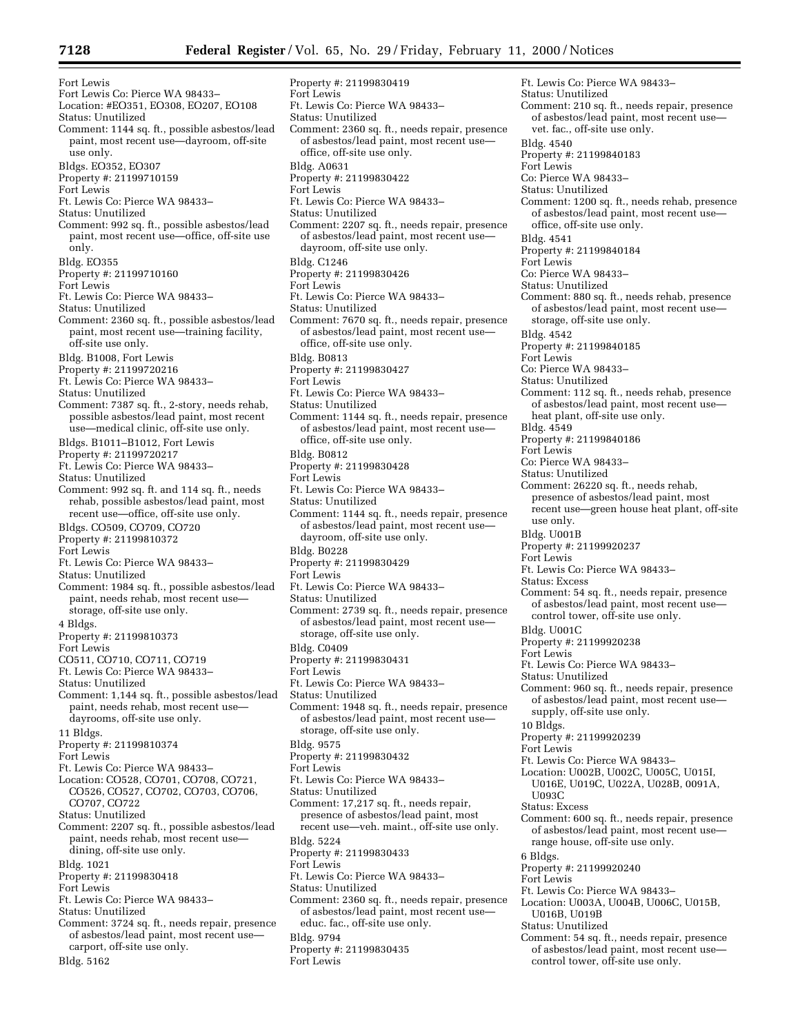Fort Lewis
Fort Lewis Co: Pierce WA 98433–
Location: #EO351, EO308, EO207, EO108
Status: Unutilized
Comment: 1144 sq. ft., possible asbestos/lead paint, most recent use—dayroom, off-site use only.

Bldgs. EO352, EO307
Property #: 21199710159
Fort Lewis
Ft. Lewis Co: Pierce WA 98433–
Status: Unutilized
Comment: 992 sq. ft., possible asbestos/lead paint, most recent use—office, off-site use only.

Bldg. EO355
Property #: 21199710160
Fort Lewis
Ft. Lewis Co: Pierce WA 98433–
Status: Unutilized
Comment: 2360 sq. ft., possible asbestos/lead paint, most recent use—training facility, off-site use only.

Bldg. B1008, Fort Lewis
Property #: 21199720216
Ft. Lewis Co: Pierce WA 98433–
Status: Unutilized
Comment: 7387 sq. ft., 2-story, needs rehab, possible asbestos/lead paint, most recent use—medical clinic, off-site use only.

Bldgs. B1011–B1012, Fort Lewis
Property #: 21199720217
Ft. Lewis Co: Pierce WA 98433–
Status: Unutilized
Comment: 992 sq. ft. and 114 sq. ft., needs rehab, possible asbestos/lead paint, most recent use—office, off-site use only.

Bldgs. CO509, CO709, CO720
Property #: 21199810372
Fort Lewis
Ft. Lewis Co: Pierce WA 98433–
Status: Unutilized
Comment: 1984 sq. ft., possible asbestos/lead paint, needs rehab, most recent use—storage, off-site use only.

4 Bldgs.
Property #: 21199810373
Fort Lewis
CO511, CO710, CO711, CO719
Ft. Lewis Co: Pierce WA 98433–
Status: Unutilized
Comment: 1,144 sq. ft., possible asbestos/lead paint, needs rehab, most recent use—dayrooms, off-site use only.

11 Bldgs.
Property #: 21199810374
Fort Lewis
Ft. Lewis Co: Pierce WA 98433–
Location: CO528, CO701, CO708, CO721, CO526, CO527, CO702, CO703, CO706, CO707, CO722
Status: Unutilized
Comment: 2207 sq. ft., possible asbestos/lead paint, needs rehab, most recent use—dining, off-site use only.

Bldg. 1021
Property #: 21199830418
Fort Lewis
Ft. Lewis Co: Pierce WA 98433–
Status: Unutilized
Comment: 3724 sq. ft., needs repair, presence of asbestos/lead paint, most recent use—carport, off-site use only.

Bldg. 5162
Property #: 21199830419
Fort Lewis
Ft. Lewis Co: Pierce WA 98433–
Status: Unutilized
Comment: 2360 sq. ft., needs repair, presence of asbestos/lead paint, most recent use—office, off-site use only.

Bldg. A0631
Property #: 21199830422
Fort Lewis
Ft. Lewis Co: Pierce WA 98433–
Status: Unutilized
Comment: 2207 sq. ft., needs repair, presence of asbestos/lead paint, most recent use—dayroom, off-site use only.

Bldg. C1246
Property #: 21199830426
Fort Lewis
Ft. Lewis Co: Pierce WA 98433–
Status: Unutilized
Comment: 7670 sq. ft., needs repair, presence of asbestos/lead paint, most recent use—office, off-site use only.

Bldg. B0813
Property #: 21199830427
Fort Lewis
Ft. Lewis Co: Pierce WA 98433–
Status: Unutilized
Comment: 1144 sq. ft., needs repair, presence of asbestos/lead paint, most recent use—office, off-site use only.

Bldg. B0812
Property #: 21199830428
Fort Lewis
Ft. Lewis Co: Pierce WA 98433–
Status: Unutilized
Comment: 1144 sq. ft., needs repair, presence of asbestos/lead paint, most recent use—dayroom, off-site use only.

Bldg. B0228
Property #: 21199830429
Fort Lewis
Ft. Lewis Co: Pierce WA 98433–
Status: Unutilized
Comment: 2739 sq. ft., needs repair, presence of asbestos/lead paint, most recent use—storage, off-site use only.

Bldg. C0409
Property #: 21199830431
Fort Lewis
Ft. Lewis Co: Pierce WA 98433–
Status: Unutilized
Comment: 1948 sq. ft., needs repair, presence of asbestos/lead paint, most recent use—storage, off-site use only.

Bldg. 9575
Property #: 21199830432
Fort Lewis
Ft. Lewis Co: Pierce WA 98433–
Status: Unutilized
Comment: 17,217 sq. ft., needs repair, presence of asbestos/lead paint, most recent use—veh. maint., off-site use only.

Bldg. 5224
Property #: 21199830433
Fort Lewis
Ft. Lewis Co: Pierce WA 98433–
Status: Unutilized
Comment: 2360 sq. ft., needs repair, presence of asbestos/lead paint, most recent use—educ. fac., off-site use only.

Bldg. 9794
Property #: 21199830435
Fort Lewis
Ft. Lewis Co: Pierce WA 98433–
Status: Unutilized
Comment: 210 sq. ft., needs repair, presence of asbestos/lead paint, most recent use—vet. fac., off-site use only.

Bldg. 4540
Property #: 21199840183
Fort Lewis
Co: Pierce WA 98433–
Status: Unutilized
Comment: 1200 sq. ft., needs rehab, presence of asbestos/lead paint, most recent use—office, off-site use only.

Bldg. 4541
Property #: 21199840184
Fort Lewis
Co: Pierce WA 98433–
Status: Unutilized
Comment: 880 sq. ft., needs rehab, presence of asbestos/lead paint, most recent use—storage, off-site use only.

Bldg. 4542
Property #: 21199840185
Fort Lewis
Co: Pierce WA 98433–
Status: Unutilized
Comment: 112 sq. ft., needs rehab, presence of asbestos/lead paint, most recent use—heat plant, off-site use only.

Bldg. 4549
Property #: 21199840186
Fort Lewis
Co: Pierce WA 98433–
Status: Unutilized
Comment: 26220 sq. ft., needs rehab, presence of asbestos/lead paint, most recent use—green house heat plant, off-site use only.

Bldg. U001B
Property #: 21199920237
Fort Lewis
Ft. Lewis Co: Pierce WA 98433–
Status: Excess
Comment: 54 sq. ft., needs repair, presence of asbestos/lead paint, most recent use—control tower, off-site use only.

Bldg. U001C
Property #: 21199920238
Fort Lewis
Ft. Lewis Co: Pierce WA 98433–
Status: Unutilized
Comment: 960 sq. ft., needs repair, presence of asbestos/lead paint, most recent use—supply, off-site use only.

10 Bldgs.
Property #: 21199920239
Fort Lewis
Ft. Lewis Co: Pierce WA 98433–
Location: U002B, U002C, U005C, U015I, U016E, U019C, U022A, U028B, 0091A, U093C
Status: Excess
Comment: 600 sq. ft., needs repair, presence of asbestos/lead paint, most recent use—range house, off-site use only.

6 Bldgs.
Property #: 21199920240
Fort Lewis
Ft. Lewis Co: Pierce WA 98433–
Location: U003A, U004B, U006C, U015B, U016B, U019B
Status: Unutilized
Comment: 54 sq. ft., needs repair, presence of asbestos/lead paint, most recent use—control tower, off-site use only.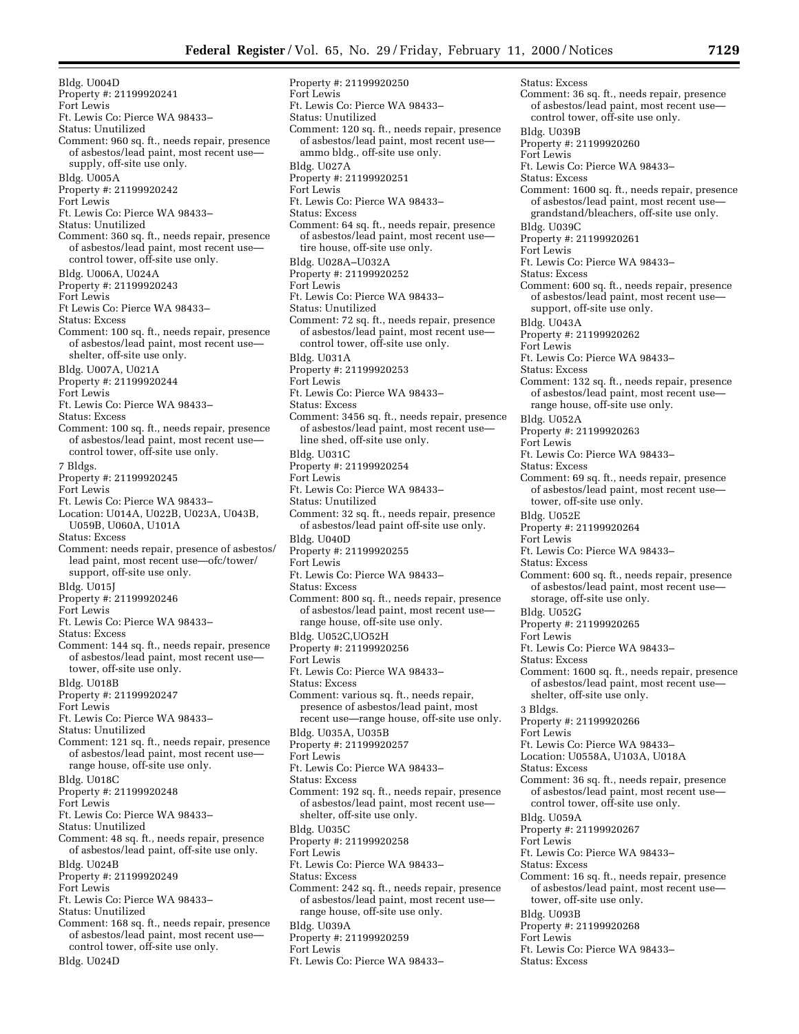Bldg. U004D
Property #: 21199920241
Fort Lewis
Ft. Lewis Co: Pierce WA 98433–
Status: Unutilized
Comment: 960 sq. ft., needs repair, presence of asbestos/lead paint, most recent use—supply, off-site use only.

Bldg. U005A
Property #: 21199920242
Fort Lewis
Ft. Lewis Co: Pierce WA 98433–
Status: Unutilized
Comment: 360 sq. ft., needs repair, presence of asbestos/lead paint, most recent use—control tower, off-site use only.

Bldg. U006A, U024A
Property #: 21199920243
Fort Lewis
Ft Lewis Co: Pierce WA 98433–
Status: Excess
Comment: 100 sq. ft., needs repair, presence of asbestos/lead paint, most recent use—shelter, off-site use only.

Bldg. U007A, U021A
Property #: 21199920244
Fort Lewis
Ft. Lewis Co: Pierce WA 98433–
Status: Excess
Comment: 100 sq. ft., needs repair, presence of asbestos/lead paint, most recent use—control tower, off-site use only.

7 Bldgs.
Property #: 21199920245
Fort Lewis
Ft. Lewis Co: Pierce WA 98433–
Location: U014A, U022B, U023A, U043B, U059B, U060A, U101A
Status: Excess
Comment: needs repair, presence of asbestos/lead paint, most recent use—ofc/tower/support, off-site use only.

Bldg. U015J
Property #: 21199920246
Fort Lewis
Ft. Lewis Co: Pierce WA 98433–
Status: Excess
Comment: 144 sq. ft., needs repair, presence of asbestos/lead paint, most recent use—tower, off-site use only.

Bldg. U018B
Property #: 21199920247
Fort Lewis
Ft. Lewis Co: Pierce WA 98433–
Status: Unutilized
Comment: 121 sq. ft., needs repair, presence of asbestos/lead paint, most recent use—range house, off-site use only.

Bldg. U018C
Property #: 21199920248
Fort Lewis
Ft. Lewis Co: Pierce WA 98433–
Status: Unutilized
Comment: 48 sq. ft., needs repair, presence of asbestos/lead paint, off-site use only.

Bldg. U024B
Property #: 21199920249
Fort Lewis
Ft. Lewis Co: Pierce WA 98433–
Status: Unutilized
Comment: 168 sq. ft., needs repair, presence of asbestos/lead paint, most recent use—control tower, off-site use only.

Bldg. U024D
Property #: 21199920250
Fort Lewis
Ft. Lewis Co: Pierce WA 98433–
Status: Unutilized
Comment: 120 sq. ft., needs repair, presence of asbestos/lead paint, most recent use—ammo bldg., off-site use only.

Bldg. U027A
Property #: 21199920251
Fort Lewis
Ft. Lewis Co: Pierce WA 98433–
Status: Excess
Comment: 64 sq. ft., needs repair, presence of asbestos/lead paint, most recent use—tire house, off-site use only.

Bldg. U028A–U032A
Property #: 21199920252
Fort Lewis
Ft. Lewis Co: Pierce WA 98433–
Status: Unutilized
Comment: 72 sq. ft., needs repair, presence of asbestos/lead paint, most recent use—control tower, off-site use only.

Bldg. U031A
Property #: 21199920253
Fort Lewis
Ft. Lewis Co: Pierce WA 98433–
Status: Excess
Comment: 3456 sq. ft., needs repair, presence of asbestos/lead paint, most recent use—line shed, off-site use only.

Bldg. U031C
Property #: 21199920254
Fort Lewis
Ft. Lewis Co: Pierce WA 98433–
Status: Unutilized
Comment: 32 sq. ft., needs repair, presence of asbestos/lead paint off-site use only.

Bldg. U040D
Property #: 21199920255
Fort Lewis
Ft. Lewis Co: Pierce WA 98433–
Status: Excess
Comment: 800 sq. ft., needs repair, presence of asbestos/lead paint, most recent use—range house, off-site use only.

Bldg. U052C,UO52H
Property #: 21199920256
Fort Lewis
Ft. Lewis Co: Pierce WA 98433–
Status: Excess
Comment: various sq. ft., needs repair, presence of asbestos/lead paint, most recent use—range house, off-site use only.

Bldg. U035A, U035B
Property #: 21199920257
Fort Lewis
Ft. Lewis Co: Pierce WA 98433–
Status: Excess
Comment: 192 sq. ft., needs repair, presence of asbestos/lead paint, most recent use—shelter, off-site use only.

Bldg. U035C
Property #: 21199920258
Fort Lewis
Ft. Lewis Co: Pierce WA 98433–
Status: Excess
Comment: 242 sq. ft., needs repair, presence of asbestos/lead paint, most recent use—range house, off-site use only.

Bldg. U039A
Property #: 21199920259
Fort Lewis
Ft. Lewis Co: Pierce WA 98433–
Status: Excess
Comment: 36 sq. ft., needs repair, presence of asbestos/lead paint, most recent use—control tower, off-site use only.

Bldg. U039B
Property #: 21199920260
Fort Lewis
Ft. Lewis Co: Pierce WA 98433–
Status: Excess
Comment: 1600 sq. ft., needs repair, presence of asbestos/lead paint, most recent use—grandstand/bleachers, off-site use only.

Bldg. U039C
Property #: 21199920261
Fort Lewis
Ft. Lewis Co: Pierce WA 98433–
Status: Excess
Comment: 600 sq. ft., needs repair, presence of asbestos/lead paint, most recent use—support, off-site use only.

Bldg. U043A
Property #: 21199920262
Fort Lewis
Ft. Lewis Co: Pierce WA 98433–
Status: Excess
Comment: 132 sq. ft., needs repair, presence of asbestos/lead paint, most recent use—range house, off-site use only.

Bldg. U052A
Property #: 21199920263
Fort Lewis
Ft. Lewis Co: Pierce WA 98433–
Status: Excess
Comment: 69 sq. ft., needs repair, presence of asbestos/lead paint, most recent use—tower, off-site use only.

Bldg. U052E
Property #: 21199920264
Fort Lewis
Ft. Lewis Co: Pierce WA 98433–
Status: Excess
Comment: 600 sq. ft., needs repair, presence of asbestos/lead paint, most recent use—storage, off-site use only.

Bldg. U052G
Property #: 21199920265
Fort Lewis
Ft. Lewis Co: Pierce WA 98433–
Status: Excess
Comment: 1600 sq. ft., needs repair, presence of asbestos/lead paint, most recent use—shelter, off-site use only.

3 Bldgs.
Property #: 21199920266
Fort Lewis
Ft. Lewis Co: Pierce WA 98433–
Location: U0558A, U103A, U018A
Status: Excess
Comment: 36 sq. ft., needs repair, presence of asbestos/lead paint, most recent use—control tower, off-site use only.

Bldg. U059A
Property #: 21199920267
Fort Lewis
Ft. Lewis Co: Pierce WA 98433–
Status: Excess
Comment: 16 sq. ft., needs repair, presence of asbestos/lead paint, most recent use—tower, off-site use only.

Bldg. U093B
Property #: 21199920268
Fort Lewis
Ft. Lewis Co: Pierce WA 98433–
Status: Excess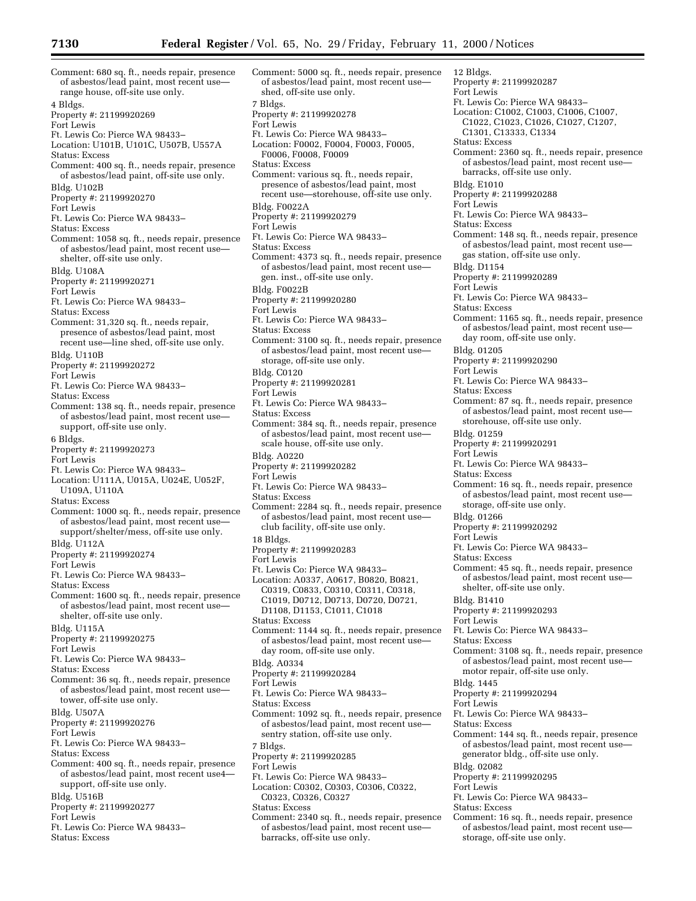Comment: 680 sq. ft., needs repair, presence of asbestos/lead paint, most recent use—range house, off-site use only.

4 Bldgs.
Property #: 21199920269
Fort Lewis
Ft. Lewis Co: Pierce WA 98433–
Location: U101B, U101C, U507B, U557A
Status: Excess
Comment: 400 sq. ft., needs repair, presence of asbestos/lead paint, off-site use only.

Bldg. U102B
Property #: 21199920270
Fort Lewis
Ft. Lewis Co: Pierce WA 98433–
Status: Excess
Comment: 1058 sq. ft., needs repair, presence of asbestos/lead paint, most recent use—shelter, off-site use only.

Bldg. U108A
Property #: 21199920271
Fort Lewis
Ft. Lewis Co: Pierce WA 98433–
Status: Excess
Comment: 31,320 sq. ft., needs repair, presence of asbestos/lead paint, most recent use—line shed, off-site use only.

Bldg. U110B
Property #: 21199920272
Fort Lewis
Ft. Lewis Co: Pierce WA 98433–
Status: Excess
Comment: 138 sq. ft., needs repair, presence of asbestos/lead paint, most recent use—support, off-site use only.

6 Bldgs.
Property #: 21199920273
Fort Lewis
Ft. Lewis Co: Pierce WA 98433–
Location: U111A, U015A, U024E, U052F, U109A, U110A
Status: Excess
Comment: 1000 sq. ft., needs repair, presence of asbestos/lead paint, most recent use—support/shelter/mess, off-site use only.

Bldg. U112A
Property #: 21199920274
Fort Lewis
Ft. Lewis Co: Pierce WA 98433–
Status: Excess
Comment: 1600 sq. ft., needs repair, presence of asbestos/lead paint, most recent use—shelter, off-site use only.

Bldg. U115A
Property #: 21199920275
Fort Lewis
Ft. Lewis Co: Pierce WA 98433–
Status: Excess
Comment: 36 sq. ft., needs repair, presence of asbestos/lead paint, most recent use—tower, off-site use only.

Bldg. U507A
Property #: 21199920276
Fort Lewis
Ft. Lewis Co: Pierce WA 98433–
Status: Excess
Comment: 400 sq. ft., needs repair, presence of asbestos/lead paint, most recent use4—support, off-site use only.

Bldg. U516B
Property #: 21199920277
Fort Lewis
Ft. Lewis Co: Pierce WA 98433–
Status: Excess
Comment: 5000 sq. ft., needs repair, presence of asbestos/lead paint, most recent use—shed, off-site use only.

7 Bldgs.
Property #: 21199920278
Fort Lewis
Ft. Lewis Co: Pierce WA 98433–
Location: F0002, F0004, F0003, F0005, F0006, F0008, F0009
Status: Excess
Comment: various sq. ft., needs repair, presence of asbestos/lead paint, most recent use—storehouse, off-site use only.

Bldg. F0022A
Property #: 21199920279
Fort Lewis
Ft. Lewis Co: Pierce WA 98433–
Status: Excess
Comment: 4373 sq. ft., needs repair, presence of asbestos/lead paint, most recent use—gen. inst., off-site use only.

Bldg. F0022B
Property #: 21199920280
Fort Lewis
Ft. Lewis Co: Pierce WA 98433–
Status: Excess
Comment: 3100 sq. ft., needs repair, presence of asbestos/lead paint, most recent use—storage, off-site use only.

Bldg. C0120
Property #: 21199920281
Fort Lewis
Ft. Lewis Co: Pierce WA 98433–
Status: Excess
Comment: 384 sq. ft., needs repair, presence of asbestos/lead paint, most recent use—scale house, off-site use only.

Bldg. A0220
Property #: 21199920282
Fort Lewis
Ft. Lewis Co: Pierce WA 98433–
Status: Excess
Comment: 2284 sq. ft., needs repair, presence of asbestos/lead paint, most recent use—club facility, off-site use only.

18 Bldgs.
Property #: 21199920283
Fort Lewis
Ft. Lewis Co: Pierce WA 98433–
Location: A0337, A0617, B0820, B0821, C0319, C0833, C0310, C0311, C0318, C1019, D0712, D0713, D0720, D0721, D1108, D1153, C1011, C1018
Status: Excess
Comment: 1144 sq. ft., needs repair, presence of asbestos/lead paint, most recent use—day room, off-site use only.

Bldg. A0334
Property #: 21199920284
Fort Lewis
Ft. Lewis Co: Pierce WA 98433–
Status: Excess
Comment: 1092 sq. ft., needs repair, presence of asbestos/lead paint, most recent use—sentry station, off-site use only.

7 Bldgs.
Property #: 21199920285
Fort Lewis
Ft. Lewis Co: Pierce WA 98433–
Location: C0302, C0303, C0306, C0322, C0323, C0326, C0327
Status: Excess
Comment: 2340 sq. ft., needs repair, presence of asbestos/lead paint, most recent use—barracks, off-site use only.

12 Bldgs.
Property #: 21199920287
Fort Lewis
Ft. Lewis Co: Pierce WA 98433–
Location: C1002, C1003, C1006, C1007, C1022, C1023, C1026, C1027, C1207, C1301, C13333, C1334
Status: Excess
Comment: 2360 sq. ft., needs repair, presence of asbestos/lead paint, most recent use—barracks, off-site use only.

Bldg. E1010
Property #: 21199920288
Fort Lewis
Ft. Lewis Co: Pierce WA 98433–
Status: Excess
Comment: 148 sq. ft., needs repair, presence of asbestos/lead paint, most recent use—gas station, off-site use only.

Bldg. D1154
Property #: 21199920289
Fort Lewis
Ft. Lewis Co: Pierce WA 98433–
Status: Excess
Comment: 1165 sq. ft., needs repair, presence of asbestos/lead paint, most recent use—day room, off-site use only.

Bldg. 01205
Property #: 21199920290
Fort Lewis
Ft. Lewis Co: Pierce WA 98433–
Status: Excess
Comment: 87 sq. ft., needs repair, presence of asbestos/lead paint, most recent use—storehouse, off-site use only.

Bldg. 01259
Property #: 21199920291
Fort Lewis
Ft. Lewis Co: Pierce WA 98433–
Status: Excess
Comment: 16 sq. ft., needs repair, presence of asbestos/lead paint, most recent use—storage, off-site use only.

Bldg. 01266
Property #: 21199920292
Fort Lewis
Ft. Lewis Co: Pierce WA 98433–
Status: Excess
Comment: 45 sq. ft., needs repair, presence of asbestos/lead paint, most recent use—shelter, off-site use only.

Bldg. B1410
Property #: 21199920293
Fort Lewis
Ft. Lewis Co: Pierce WA 98433–
Status: Excess
Comment: 3108 sq. ft., needs repair, presence of asbestos/lead paint, most recent use—motor repair, off-site use only.

Bldg. 1445
Property #: 21199920294
Fort Lewis
Ft. Lewis Co: Pierce WA 98433–
Status: Excess
Comment: 144 sq. ft., needs repair, presence of asbestos/lead paint, most recent use—generator bldg., off-site use only.

Bldg. 02082
Property #: 21199920295
Fort Lewis
Ft. Lewis Co: Pierce WA 98433–
Status: Excess
Comment: 16 sq. ft., needs repair, presence of asbestos/lead paint, most recent use—storage, off-site use only.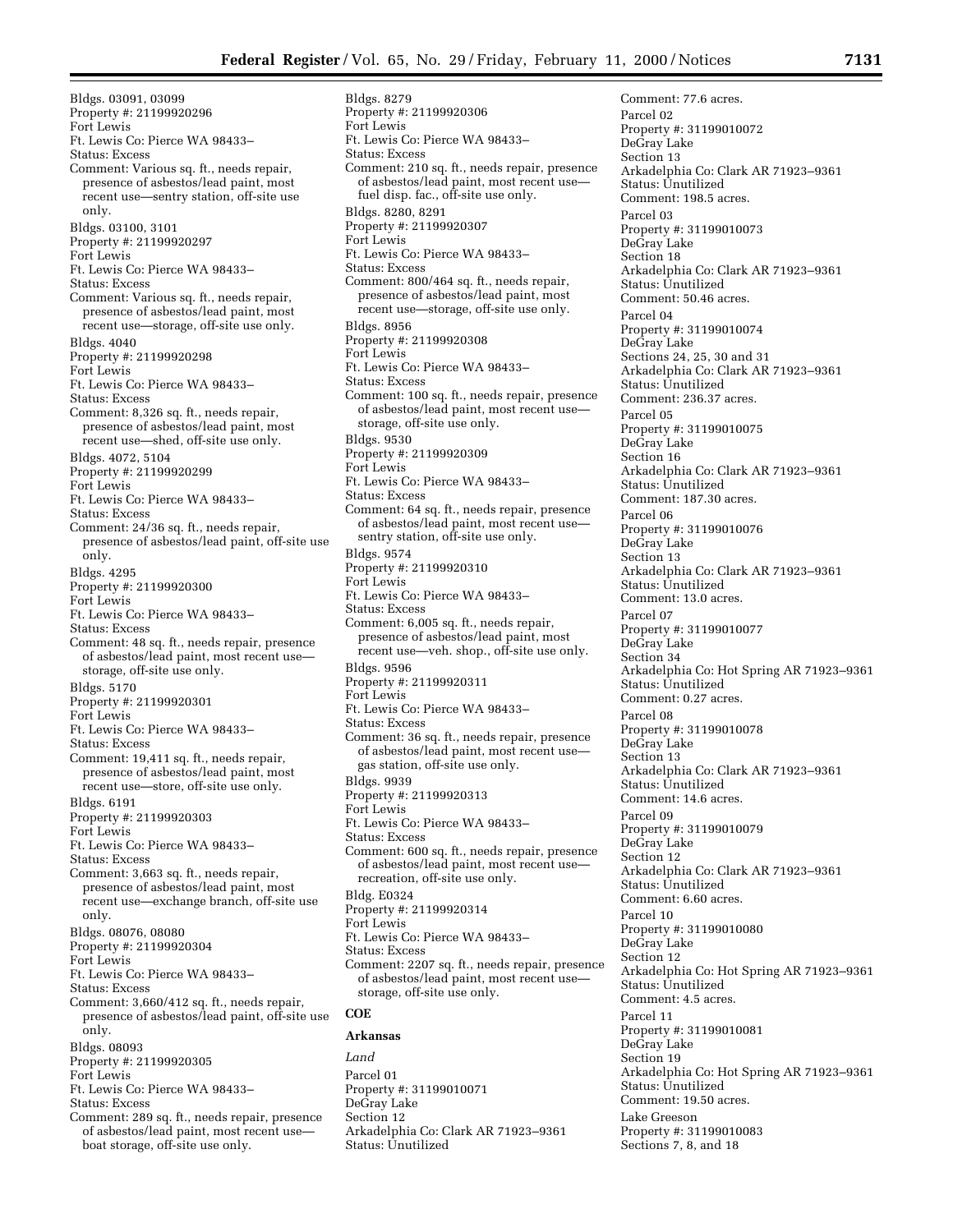Bldgs. 03091, 03099
Property #: 21199920296
Fort Lewis
Ft. Lewis Co: Pierce WA 98433–
Status: Excess
Comment: Various sq. ft., needs repair, presence of asbestos/lead paint, most recent use—sentry station, off-site use only.

Bldgs. 03100, 3101
Property #: 21199920297
Fort Lewis
Ft. Lewis Co: Pierce WA 98433–
Status: Excess
Comment: Various sq. ft., needs repair, presence of asbestos/lead paint, most recent use—storage, off-site use only.

Bldgs. 4040
Property #: 21199920298
Fort Lewis
Ft. Lewis Co: Pierce WA 98433–
Status: Excess
Comment: 8,326 sq. ft., needs repair, presence of asbestos/lead paint, most recent use—shed, off-site use only.

Bldgs. 4072, 5104
Property #: 21199920299
Fort Lewis
Ft. Lewis Co: Pierce WA 98433–
Status: Excess
Comment: 24/36 sq. ft., needs repair, presence of asbestos/lead paint, off-site use only.

Bldgs. 4295
Property #: 21199920300
Fort Lewis
Ft. Lewis Co: Pierce WA 98433–
Status: Excess
Comment: 48 sq. ft., needs repair, presence of asbestos/lead paint, most recent use—storage, off-site use only.

Bldgs. 5170
Property #: 21199920301
Fort Lewis
Ft. Lewis Co: Pierce WA 98433–
Status: Excess
Comment: 19,411 sq. ft., needs repair, presence of asbestos/lead paint, most recent use—store, off-site use only.

Bldgs. 6191
Property #: 21199920303
Fort Lewis
Ft. Lewis Co: Pierce WA 98433–
Status: Excess
Comment: 3,663 sq. ft., needs repair, presence of asbestos/lead paint, most recent use—exchange branch, off-site use only.

Bldgs. 08076, 08080
Property #: 21199920304
Fort Lewis
Ft. Lewis Co: Pierce WA 98433–
Status: Excess
Comment: 3,660/412 sq. ft., needs repair, presence of asbestos/lead paint, off-site use only.

Bldgs. 08093
Property #: 21199920305
Fort Lewis
Ft. Lewis Co: Pierce WA 98433–
Status: Excess
Comment: 289 sq. ft., needs repair, presence of asbestos/lead paint, most recent use—boat storage, off-site use only.

Bldgs. 8279
Property #: 21199920306
Fort Lewis
Ft. Lewis Co: Pierce WA 98433–
Status: Excess
Comment: 210 sq. ft., needs repair, presence of asbestos/lead paint, most recent use—fuel disp. fac., off-site use only.

Bldgs. 8280, 8291
Property #: 21199920307
Fort Lewis
Ft. Lewis Co: Pierce WA 98433–
Status: Excess
Comment: 800/464 sq. ft., needs repair, presence of asbestos/lead paint, most recent use—storage, off-site use only.

Bldgs. 8956
Property #: 21199920308
Fort Lewis
Ft. Lewis Co: Pierce WA 98433–
Status: Excess
Comment: 100 sq. ft., needs repair, presence of asbestos/lead paint, most recent use—storage, off-site use only.

Bldgs. 9530
Property #: 21199920309
Fort Lewis
Ft. Lewis Co: Pierce WA 98433–
Status: Excess
Comment: 64 sq. ft., needs repair, presence of asbestos/lead paint, most recent use—sentry station, off-site use only.

Bldgs. 9574
Property #: 21199920310
Fort Lewis
Ft. Lewis Co: Pierce WA 98433–
Status: Excess
Comment: 6,005 sq. ft., needs repair, presence of asbestos/lead paint, most recent use—veh. shop., off-site use only.

Bldgs. 9596
Property #: 21199920311
Fort Lewis
Ft. Lewis Co: Pierce WA 98433–
Status: Excess
Comment: 36 sq. ft., needs repair, presence of asbestos/lead paint, most recent use—gas station, off-site use only.

Bldgs. 9939
Property #: 21199920313
Fort Lewis
Ft. Lewis Co: Pierce WA 98433–
Status: Excess
Comment: 600 sq. ft., needs repair, presence of asbestos/lead paint, most recent use—recreation, off-site use only.

Bldg. E0324
Property #: 21199920314
Fort Lewis
Ft. Lewis Co: Pierce WA 98433–
Status: Excess
Comment: 2207 sq. ft., needs repair, presence of asbestos/lead paint, most recent use—storage, off-site use only.

**COE**

**Arkansas**

*Land*

Parcel 01
Property #: 31199010071
DeGray Lake
Section 12
Arkadelphia Co: Clark AR 71923–9361
Status: Unutilized
Comment: 77.6 acres.

Parcel 02
Property #: 31199010072
DeGray Lake
Section 13
Arkadelphia Co: Clark AR 71923–9361
Status: Unutilized
Comment: 198.5 acres.

Parcel 03
Property #: 31199010073
DeGray Lake
Section 18
Arkadelphia Co: Clark AR 71923–9361
Status: Unutilized
Comment: 50.46 acres.

Parcel 04
Property #: 31199010074
DeGray Lake
Sections 24, 25, 30 and 31
Arkadelphia Co: Clark AR 71923–9361
Status: Unutilized
Comment: 236.37 acres.

Parcel 05
Property #: 31199010075
DeGray Lake
Section 16
Arkadelphia Co: Clark AR 71923–9361
Status: Unutilized
Comment: 187.30 acres.

Parcel 06
Property #: 31199010076
DeGray Lake
Section 13
Arkadelphia Co: Clark AR 71923–9361
Status: Unutilized
Comment: 13.0 acres.

Parcel 07
Property #: 31199010077
DeGray Lake
Section 34
Arkadelphia Co: Hot Spring AR 71923–9361
Status: Unutilized
Comment: 0.27 acres.

Parcel 08
Property #: 31199010078
DeGray Lake
Section 13
Arkadelphia Co: Clark AR 71923–9361
Status: Unutilized
Comment: 14.6 acres.

Parcel 09
Property #: 31199010079
DeGray Lake
Section 12
Arkadelphia Co: Clark AR 71923–9361
Status: Unutilized
Comment: 6.60 acres.

Parcel 10
Property #: 31199010080
DeGray Lake
Section 12
Arkadelphia Co: Hot Spring AR 71923–9361
Status: Unutilized
Comment: 4.5 acres.

Parcel 11
Property #: 31199010081
DeGray Lake
Section 19
Arkadelphia Co: Hot Spring AR 71923–9361
Status: Unutilized
Comment: 19.50 acres.

Lake Greeson
Property #: 31199010083
Sections 7, 8, and 18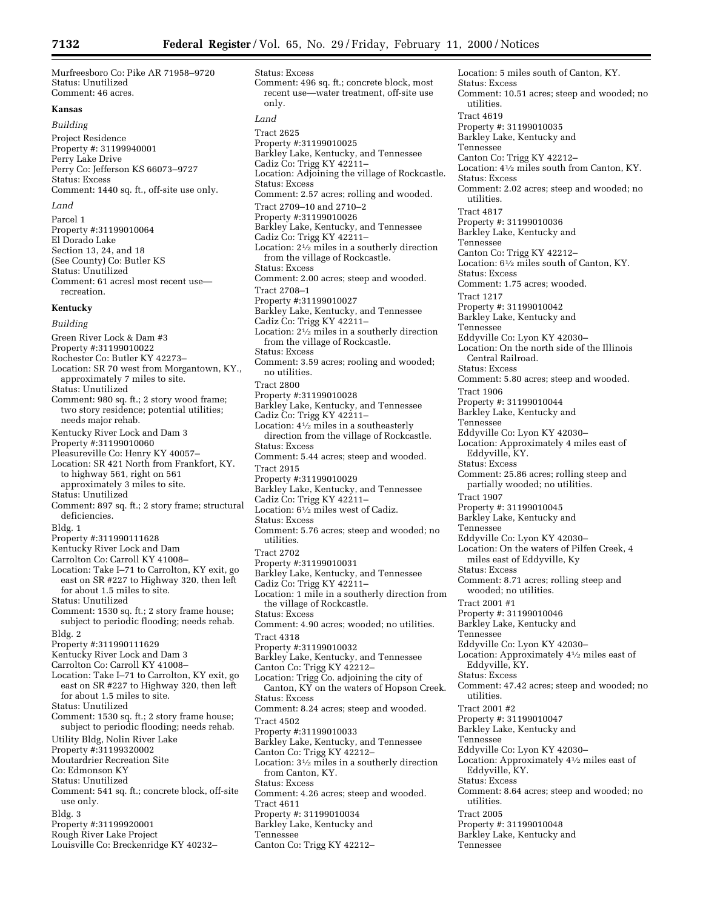Murfreesboro Co: Pike AR 71958–9720
Status: Unutilized
Comment: 46 acres.

**Kansas**

*Building*

Project Residence
Property #: 31199940001
Perry Lake Drive
Perry Co: Jefferson KS 66073–9727
Status: Excess
Comment: 1440 sq. ft., off-site use only.

*Land*

Parcel 1
Property #:31199010064
El Dorado Lake
Section 13, 24, and 18
(See County) Co: Butler KS
Status: Unutilized
Comment: 61 acresl most recent use—recreation.

**Kentucky**

*Building*

Green River Lock & Dam #3
Property #:31199010022
Rochester Co: Butler KY 42273–
Location: SR 70 west from Morgantown, KY., approximately 7 miles to site.
Status: Unutilized
Comment: 980 sq. ft.; 2 story wood frame; two story residence; potential utilities; needs major rehab.

Kentucky River Lock and Dam 3
Property #:31199010060
Pleasureville Co: Henry KY 40057–
Location: SR 421 North from Frankfort, KY. to highway 561, right on 561 approximately 3 miles to site.
Status: Unutilized
Comment: 897 sq. ft.; 2 story frame; structural deficiencies.

Bldg. 1
Property #:311990111628
Kentucky River Lock and Dam
Carrolton Co: Carroll KY 41008–
Location: Take I–71 to Carrolton, KY exit, go east on SR #227 to Highway 320, then left for about 1.5 miles to site.
Status: Unutilized
Comment: 1530 sq. ft.; 2 story frame house; subject to periodic flooding; needs rehab.

Bldg. 2
Property #:311990111629
Kentucky River Lock and Dam 3
Carrolton Co: Carroll KY 41008–
Location: Take I–71 to Carrolton, KY exit, go east on SR #227 to Highway 320, then left for about 1.5 miles to site.
Status: Unutilized
Comment: 1530 sq. ft.; 2 story frame house; subject to periodic flooding; needs rehab.

Utility Bldg, Nolin River Lake
Property #:31199320002
Moutardrier Recreation Site
Co: Edmonson KY
Status: Unutilized
Comment: 541 sq. ft.; concrete block, off-site use only.

Bldg. 3
Property #:31199920001
Rough River Lake Project
Louisville Co: Breckenridge KY 40232–
Status: Excess
Comment: 496 sq. ft.; concrete block, most recent use—water treatment, off-site use only.

*Land*

Tract 2625
Property #:31199010025
Barkley Lake, Kentucky, and Tennessee
Cadiz Co: Trigg KY 42211–
Location: Adjoining the village of Rockcastle.
Status: Excess
Comment: 2.57 acres; rolling and wooded.

Tract 2709–10 and 2710–2
Property #:31199010026
Barkley Lake, Kentucky, and Tennessee
Cadiz Co: Trigg KY 42211–
Location: 2½ miles in a southerly direction from the village of Rockcastle.
Status: Excess
Comment: 2.00 acres; steep and wooded.

Tract 2708–1
Property #:31199010027
Barkley Lake, Kentucky, and Tennessee
Cadiz Co: Trigg KY 42211–
Location: 2½ miles in a southerly direction from the village of Rockcastle.
Status: Excess
Comment: 3.59 acres; rooling and wooded; no utilities.

Tract 2800
Property #:31199010028
Barkley Lake, Kentucky, and Tennessee
Cadiz Co: Trigg KY 42211–
Location: 4½ miles in a southeasterly direction from the village of Rockcastle.
Status: Excess
Comment: 5.44 acres; steep and wooded.

Tract 2915
Property #:31199010029
Barkley Lake, Kentucky, and Tennessee
Cadiz Co: Trigg KY 42211–
Location: 6½ miles west of Cadiz.
Status: Excess
Comment: 5.76 acres; steep and wooded; no utilities.

Tract 2702
Property #:31199010031
Barkley Lake, Kentucky, and Tennessee
Cadiz Co: Trigg KY 42211–
Location: 1 mile in a southerly direction from the village of Rockcastle.
Status: Excess
Comment: 4.90 acres; wooded; no utilities.

Tract 4318
Property #:31199010032
Barkley Lake, Kentucky, and Tennessee
Canton Co: Trigg KY 42212–
Location: Trigg Co. adjoining the city of Canton, KY on the waters of Hopson Creek.
Status: Excess
Comment: 8.24 acres; steep and wooded.

Tract 4502
Property #:31199010033
Barkley Lake, Kentucky, and Tennessee
Canton Co: Trigg KY 42212–
Location: 3½ miles in a southerly direction from Canton, KY.
Status: Excess
Comment: 4.26 acres; steep and wooded.

Tract 4611
Property #: 31199010034
Barkley Lake, Kentucky and Tennessee
Canton Co: Trigg KY 42212–
Location: 5 miles south of Canton, KY.
Status: Excess
Comment: 10.51 acres; steep and wooded; no utilities.

Tract 4619
Property #: 31199010035
Barkley Lake, Kentucky and Tennessee
Canton Co: Trigg KY 42212–
Location: 4½ miles south from Canton, KY.
Status: Excess
Comment: 2.02 acres; steep and wooded; no utilities.

Tract 4817
Property #: 31199010036
Barkley Lake, Kentucky and Tennessee
Canton Co: Trigg KY 42212–
Location: 6½ miles south of Canton, KY.
Status: Excess
Comment: 1.75 acres; wooded.

Tract 1217
Property #: 31199010042
Barkley Lake, Kentucky and Tennessee
Eddyville Co: Lyon KY 42030–
Location: On the north side of the Illinois Central Railroad.
Status: Excess
Comment: 5.80 acres; steep and wooded.

Tract 1906
Property #: 31199010044
Barkley Lake, Kentucky and Tennessee
Eddyville Co: Lyon KY 42030–
Location: Approximately 4 miles east of Eddyville, KY.
Status: Excess
Comment: 25.86 acres; rolling steep and partially wooded; no utilities.

Tract 1907
Property #: 31199010045
Barkley Lake, Kentucky and Tennessee
Eddyville Co: Lyon KY 42030–
Location: On the waters of Pilfen Creek, 4 miles east of Eddyville, Ky
Status: Excess
Comment: 8.71 acres; rolling steep and wooded; no utilities.

Tract 2001 #1
Property #: 31199010046
Barkley Lake, Kentucky and Tennessee
Eddyville Co: Lyon KY 42030–
Location: Approximately 4½ miles east of Eddyville, KY.
Status: Excess
Comment: 47.42 acres; steep and wooded; no utilities.

Tract 2001 #2
Property #: 31199010047
Barkley Lake, Kentucky and Tennessee
Eddyville Co: Lyon KY 42030–
Location: Approximately 4½ miles east of Eddyville, KY.
Status: Excess
Comment: 8.64 acres; steep and wooded; no utilities.

Tract 2005
Property #: 31199010048
Barkley Lake, Kentucky and Tennessee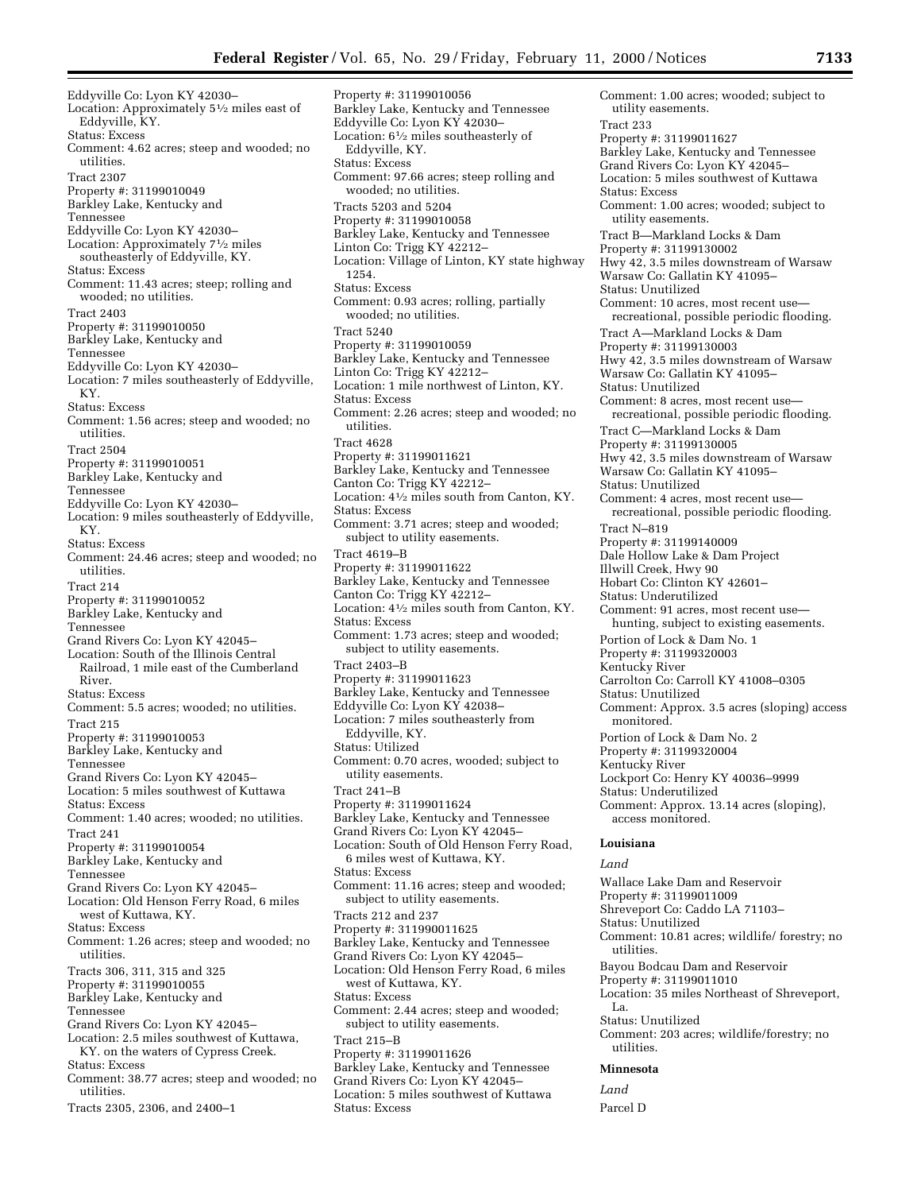Eddyville Co: Lyon KY 42030–
Location: Approximately 5½ miles east of Eddyville, KY.
Status: Excess
Comment: 4.62 acres; steep and wooded; no utilities.

Tract 2307
Property #: 31199010049
Barkley Lake, Kentucky and Tennessee
Eddyville Co: Lyon KY 42030–
Location: Approximately 7½ miles southeasterly of Eddyville, KY.
Status: Excess
Comment: 11.43 acres; steep; rolling and wooded; no utilities.

Tract 2403
Property #: 31199010050
Barkley Lake, Kentucky and Tennessee
Eddyville Co: Lyon KY 42030–
Location: 7 miles southeasterly of Eddyville, KY.
Status: Excess
Comment: 1.56 acres; steep and wooded; no utilities.

Tract 2504
Property #: 31199010051
Barkley Lake, Kentucky and Tennessee
Eddyville Co: Lyon KY 42030–
Location: 9 miles southeasterly of Eddyville, KY.
Status: Excess
Comment: 24.46 acres; steep and wooded; no utilities.

Tract 214
Property #: 31199010052
Barkley Lake, Kentucky and Tennessee
Grand Rivers Co: Lyon KY 42045–
Location: South of the Illinois Central Railroad, 1 mile east of the Cumberland River.
Status: Excess
Comment: 5.5 acres; wooded; no utilities.

Tract 215
Property #: 31199010053
Barkley Lake, Kentucky and Tennessee
Grand Rivers Co: Lyon KY 42045–
Location: 5 miles southwest of Kuttawa
Status: Excess
Comment: 1.40 acres; wooded; no utilities.

Tract 241
Property #: 31199010054
Barkley Lake, Kentucky and Tennessee
Grand Rivers Co: Lyon KY 42045–
Location: Old Henson Ferry Road, 6 miles west of Kuttawa, KY.
Status: Excess
Comment: 1.26 acres; steep and wooded; no utilities.

Tracts 306, 311, 315 and 325
Property #: 31199010055
Barkley Lake, Kentucky and Tennessee
Grand Rivers Co: Lyon KY 42045–
Location: 2.5 miles southwest of Kuttawa, KY. on the waters of Cypress Creek.
Status: Excess
Comment: 38.77 acres; steep and wooded; no utilities.

Tracts 2305, 2306, and 2400–1
Property #: 31199010056
Barkley Lake, Kentucky and Tennessee
Eddyville Co: Lyon KY 42030–
Location: 6½ miles southeasterly of Eddyville, KY.
Status: Excess
Comment: 97.66 acres; steep rolling and wooded; no utilities.

Tracts 5203 and 5204
Property #: 31199010058
Barkley Lake, Kentucky and Tennessee
Linton Co: Trigg KY 42212–
Location: Village of Linton, KY state highway 1254.
Status: Excess
Comment: 0.93 acres; rolling, partially wooded; no utilities.

Tract 5240
Property #: 31199010059
Barkley Lake, Kentucky and Tennessee
Linton Co: Trigg KY 42212–
Location: 1 mile northwest of Linton, KY.
Status: Excess
Comment: 2.26 acres; steep and wooded; no utilities.

Tract 4628
Property #: 31199011621
Barkley Lake, Kentucky and Tennessee
Canton Co: Trigg KY 42212–
Location: 4½ miles south from Canton, KY.
Status: Excess
Comment: 3.71 acres; steep and wooded; subject to utility easements.

Tract 4619–B
Property #: 31199011622
Barkley Lake, Kentucky and Tennessee
Canton Co: Trigg KY 42212–
Location: 4½ miles south from Canton, KY.
Status: Excess
Comment: 1.73 acres; steep and wooded; subject to utility easements.

Tract 2403–B
Property #: 31199011623
Barkley Lake, Kentucky and Tennessee
Eddyville Co: Lyon KY 42038–
Location: 7 miles southeasterly from Eddyville, KY.
Status: Utilized
Comment: 0.70 acres, wooded; subject to utility easements.

Tract 241–B
Property #: 31199011624
Barkley Lake, Kentucky and Tennessee
Grand Rivers Co: Lyon KY 42045–
Location: South of Old Henson Ferry Road, 6 miles west of Kuttawa, KY.
Status: Excess
Comment: 11.16 acres; steep and wooded; subject to utility easements.

Tracts 212 and 237
Property #: 311990011625
Barkley Lake, Kentucky and Tennessee
Grand Rivers Co: Lyon KY 42045–
Location: Old Henson Ferry Road, 6 miles west of Kuttawa, KY.
Status: Excess
Comment: 2.44 acres; steep and wooded; subject to utility easements.

Tract 215–B
Property #: 31199011626
Barkley Lake, Kentucky and Tennessee
Grand Rivers Co: Lyon KY 42045–
Location: 5 miles southwest of Kuttawa
Status: Excess
Comment: 1.00 acres; wooded; subject to utility easements.

Tract 233
Property #: 31199011627
Barkley Lake, Kentucky and Tennessee
Grand Rivers Co: Lyon KY 42045–
Location: 5 miles southwest of Kuttawa
Status: Excess
Comment: 1.00 acres; wooded; subject to utility easements.

Tract B—Markland Locks & Dam
Property #: 31199130002
Hwy 42, 3.5 miles downstream of Warsaw
Warsaw Co: Gallatin KY 41095–
Status: Unutilized
Comment: 10 acres, most recent use—recreational, possible periodic flooding.

Tract A—Markland Locks & Dam
Property #: 31199130003
Hwy 42, 3.5 miles downstream of Warsaw
Warsaw Co: Gallatin KY 41095–
Status: Unutilized
Comment: 8 acres, most recent use—recreational, possible periodic flooding.

Tract C—Markland Locks & Dam
Property #: 31199130005
Hwy 42, 3.5 miles downstream of Warsaw
Warsaw Co: Gallatin KY 41095–
Status: Unutilized
Comment: 4 acres, most recent use—recreational, possible periodic flooding.

Tract N–819
Property #: 31199140009
Dale Hollow Lake & Dam Project
Illwill Creek, Hwy 90
Hobart Co: Clinton KY 42601–
Status: Underutilized
Comment: 91 acres, most recent use—hunting, subject to existing easements.

Portion of Lock & Dam No. 1
Property #: 31199320003
Kentucky River
Carrolton Co: Carroll KY 41008–0305
Status: Unutilized
Comment: Approx. 3.5 acres (sloping) access monitored.

Portion of Lock & Dam No. 2
Property #: 31199320004
Kentucky River
Lockport Co: Henry KY 40036–9999
Status: Underutilized
Comment: Approx. 13.14 acres (sloping), access monitored.

**Louisiana**

*Land*

Wallace Lake Dam and Reservoir
Property #: 31199011009
Shreveport Co: Caddo LA 71103–
Status: Unutilized
Comment: 10.81 acres; wildlife/ forestry; no utilities.

Bayou Bodcau Dam and Reservoir
Property #: 31199011010
Location: 35 miles Northeast of Shreveport, La.
Status: Unutilized
Comment: 203 acres; wildlife/forestry; no utilities.

**Minnesota**

*Land*

Parcel D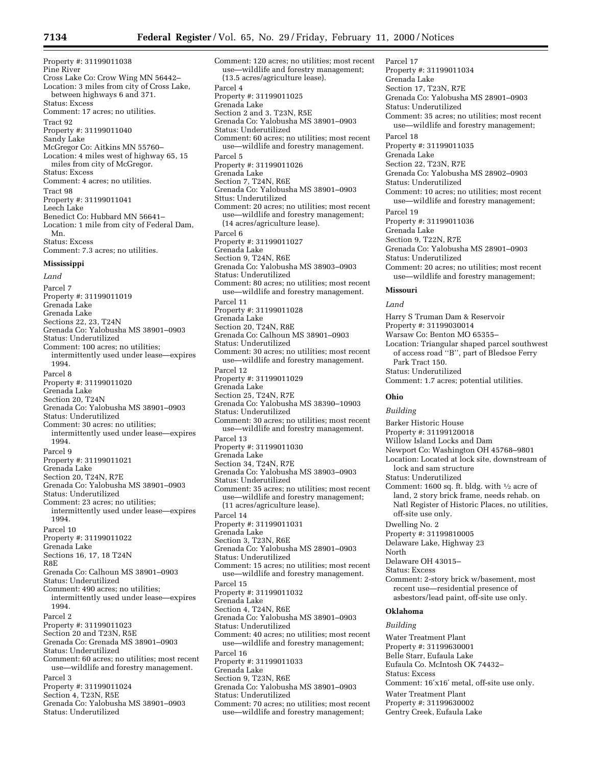Property #: 31199011038
Pine River
Cross Lake Co: Crow Wing MN 56442–
Location: 3 miles from city of Cross Lake, between highways 6 and 371.
Status: Excess
Comment: 17 acres; no utilities.

Tract 92
Property #: 31199011040
Sandy Lake
McGregor Co: Aitkins MN 55760–
Location: 4 miles west of highway 65, 15 miles from city of McGregor.
Status: Excess
Comment: 4 acres; no utilities.

Tract 98
Property #: 31199011041
Leech Lake
Benedict Co: Hubbard MN 56641–
Location: 1 mile from city of Federal Dam, Mn.
Status: Excess
Comment: 7.3 acres; no utilities.

**Mississippi**

*Land*

Parcel 7
Property #: 31199011019
Grenada Lake
Grenada Lake
Sections 22, 23, T24N
Grenada Co: Yalobusha MS 38901–0903
Status: Underutilized
Comment: 100 acres; no utilities; intermittently used under lease—expires 1994.

Parcel 8
Property #: 31199011020
Grenada Lake
Section 20, T24N
Grenada Co: Yalobusha MS 38901–0903
Status: Underutilized
Comment: 30 acres: no utilities; intermittently used under lease—expires 1994.

Parcel 9
Property #: 31199011021
Grenada Lake
Section 20, T24N, R7E
Grenada Co: Yalobusha MS 38901–0903
Status: Underutilized
Comment: 23 acres; no utilities; intermittently used under lease—expires 1994.

Parcel 10
Property #: 31199011022
Grenada Lake
Sections 16, 17, 18 T24N
R8E
Grenada Co: Calhoun MS 38901–0903
Status: Underutilized
Comment: 490 acres; no utilities; intermittently used under lease—expires 1994.

Parcel 2
Property #: 31199011023
Section 20 and T23N, R5E
Grenada Co: Grenada MS 38901–0903
Status: Underutilized
Comment: 60 acres; no utilities; most recent use—wildlife and forestry management.

Parcel 3
Property #: 31199011024
Section 4, T23N, R5E
Grenada Co: Yalobusha MS 38901–0903
Status: Underutilized
Comment: 120 acres; no utilities; most recent use—wildlife and forestry management; (13.5 acres/agriculture lease).

Parcel 4
Property #: 31199011025
Grenada Lake
Section 2 and 3. T23N, R5E
Grenada Co: Yalobusha MS 38901–0903
Status: Underutilized
Comment: 60 acres; no utilities; most recent use—wildlife and forestry management.

Parcel 5
Property #: 31199011026
Grenada Lake
Section 7, T24N, R6E
Grenada Co: Yalobusha MS 38901–0903
Sttus: Underutilized
Comment: 20 acres; no utilities; most recent use—wildlife and forestry management; (14 acres/agriculture lease).

Parcel 6
Property #: 31199011027
Grenada Lake
Section 9, T24N, R6E
Grenada Co: Yalobusha MS 38903–0903
Status: Underutilized
Comment: 80 acres; no utilities; most recent use—wildlife and forestry management.

Parcel 11
Property #: 31199011028
Grenada Lake
Section 20, T24N, R8E
Grenada Co: Calhoun MS 38901–0903
Status: Underutilized
Comment: 30 acres; no utilities; most recent use—wildlife and forestry management.

Parcel 12
Property #: 31199011029
Grenada Lake
Section 25, T24N, R7E
Grenada Co: Yalobusha MS 38390–10903
Status: Underutilized
Comment: 30 acres; no utilities; most recent use—wildlife and forestry management.

Parcel 13
Property #: 31199011030
Grenada Lake
Section 34, T24N, R7E
Grenada Co: Yalobusha MS 38903–0903
Status: Underutilized
Comment: 35 acres; no utilities; most recent use—wildlife and forestry management; (11 acres/agriculture lease).

Parcel 14
Property #: 31199011031
Grenada Lake
Section 3, T23N, R6E
Grenada Co: Yalobusha MS 28901–0903
Status: Underutilized
Comment: 15 acres; no utilities; most recent use—wildlife and forestry management.

Parcel 15
Property #: 31199011032
Grenada Lake
Section 4, T24N, R6E
Grenada Co: Yalobusha MS 38901–0903
Status: Underutilized
Comment: 40 acres; no utilities; most recent use—wildlife and forestry management;

Parcel 16
Property #: 31199011033
Grenada Lake
Section 9, T23N, R6E
Grenada Co: Yalobusha MS 38901–0903
Status: Underutilized
Comment: 70 acres; no utilities; most recent use—wildlife and forestry management;

Parcel 17
Property #: 31199011034
Grenada Lake
Section 17, T23N, R7E
Grenada Co: Yalobusha MS 28901–0903
Status: Underutilized
Comment: 35 acres; no utilities; most recent use—wildlife and forestry management;

Parcel 18
Property #: 31199011035
Grenada Lake
Section 22, T23N, R7E
Grenada Co: Yalobusha MS 28902–0903
Status: Underutilized
Comment: 10 acres; no utilities; most recent use—wildlife and forestry management;

Parcel 19
Property #: 31199011036
Grenada Lake
Section 9, T22N, R7E
Grenada Co: Yalobusha MS 28901–0903
Status: Underutilized
Comment: 20 acres; no utilities; most recent use—wildlife and forestry management;

**Missouri**

*Land*

Harry S Truman Dam & Reservoir
Property #: 31199030014
Warsaw Co: Benton MO 65355–
Location: Triangular shaped parcel southwest of access road ''B'', part of Bledsoe Ferry Park Tract 150.
Status: Underutilized
Comment: 1.7 acres; potential utilities.

**Ohio**

*Building*

Barker Historic House
Property #: 31199120018
Willow Island Locks and Dam
Newport Co: Washington OH 45768–9801
Location: Located at lock site, downstream of lock and sam structure
Status: Underutilized
Comment: 1600 sq. ft. bldg. with ½ acre of land, 2 story brick frame, needs rehab. on Natl Register of Historic Places, no utilities, off-site use only.

Dwelling No. 2
Property #: 31199810005
Delaware Lake, Highway 23
North
Delaware OH 43015–
Status: Excess
Comment: 2-story brick w/basement, most recent use—residential presence of asbestors/lead paint, off-site use only.

**Oklahoma**

*Building*

Water Treatment Plant
Property #: 31199630001
Belle Starr, Eufaula Lake
Eufaula Co. McIntosh OK 74432–
Status: Excess
Comment: 16′x16′ metal, off-site use only.

Water Treatment Plant
Property #: 31199630002
Gentry Creek, Eufaula Lake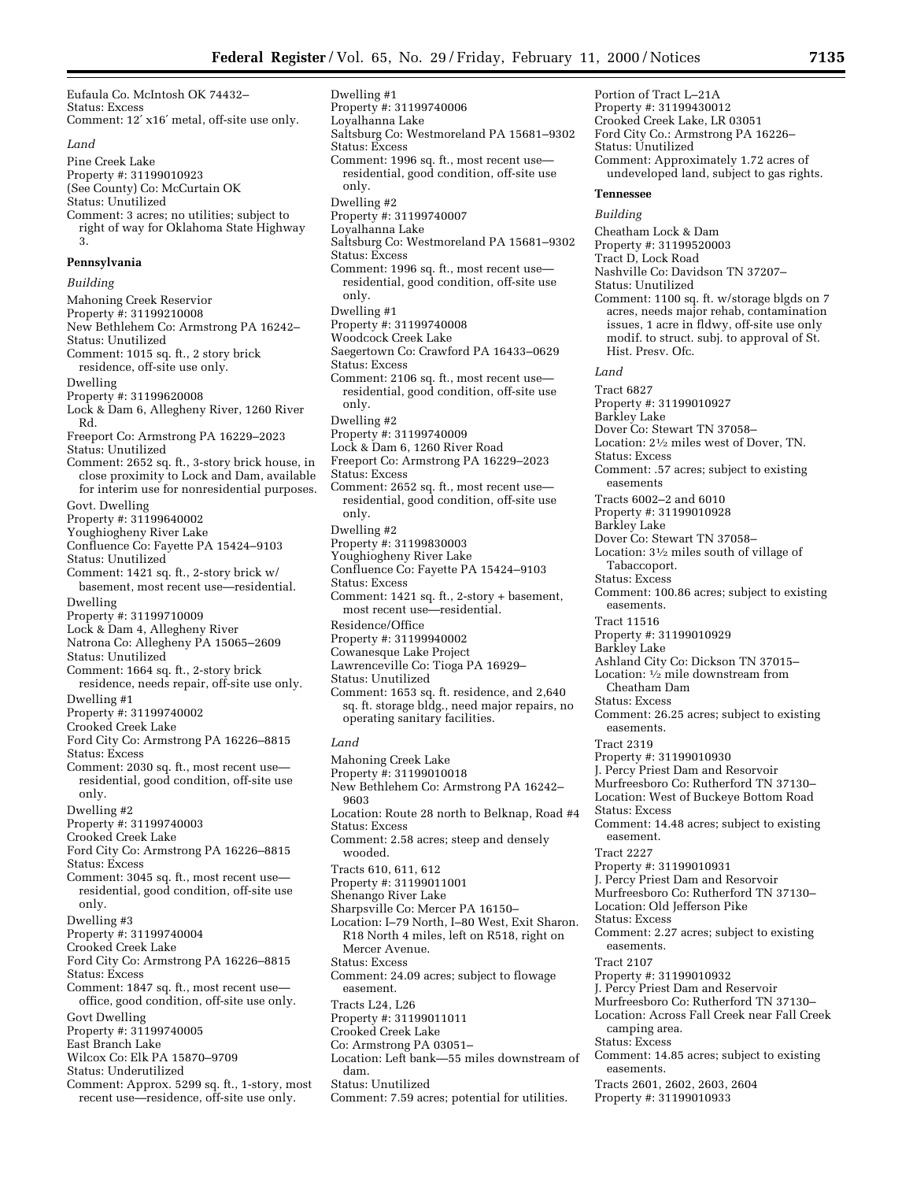Eufaula Co. McIntosh OK 74432–
Status: Excess
Comment: 12′ x16′ metal, off-site use only.

*Land*

Pine Creek Lake
Property #: 31199010923
(See County) Co: McCurtain OK
Status: Unutilized
Comment: 3 acres; no utilities; subject to right of way for Oklahoma State Highway 3.

**Pennsylvania**

*Building*

Mahoning Creek Reservior
Property #: 31199210008
New Bethlehem Co: Armstrong PA 16242–
Status: Unutilized
Comment: 1015 sq. ft., 2 story brick residence, off-site use only.

Dwelling
Property #: 31199620008
Lock & Dam 6, Allegheny River, 1260 River Rd.
Freeport Co: Armstrong PA 16229–2023
Status: Unutilized
Comment: 2652 sq. ft., 3-story brick house, in close proximity to Lock and Dam, available for interim use for nonresidential purposes.

Govt. Dwelling
Property #: 31199640002
Youghiogheny River Lake
Confluence Co: Fayette PA 15424–9103
Status: Unutilized
Comment: 1421 sq. ft., 2-story brick w/ basement, most recent use—residential.

Dwelling
Property #: 31199710009
Lock & Dam 4, Allegheny River
Natrona Co: Allegheny PA 15065–2609
Status: Unutilized
Comment: 1664 sq. ft., 2-story brick residence, needs repair, off-site use only.

Dwelling #1
Property #: 31199740002
Crooked Creek Lake
Ford City Co: Armstrong PA 16226–8815
Status: Excess
Comment: 2030 sq. ft., most recent use—residential, good condition, off-site use only.

Dwelling #2
Property #: 31199740003
Crooked Creek Lake
Ford City Co: Armstrong PA 16226–8815
Status: Excess
Comment: 3045 sq. ft., most recent use—residential, good condition, off-site use only.

Dwelling #3
Property #: 31199740004
Crooked Creek Lake
Ford City Co: Armstrong PA 16226–8815
Status: Excess
Comment: 1847 sq. ft., most recent use—office, good condition, off-site use only.

Govt Dwelling
Property #: 31199740005
East Branch Lake
Wilcox Co: Elk PA 15870–9709
Status: Underutilized
Comment: Approx. 5299 sq. ft., 1-story, most recent use—residence, off-site use only.

Dwelling #1
Property #: 31199740006
Loyalhanna Lake
Saltsburg Co: Westmoreland PA 15681–9302
Status: Excess
Comment: 1996 sq. ft., most recent use—residential, good condition, off-site use only.

Dwelling #2
Property #: 31199740007
Loyalhanna Lake
Saltsburg Co: Westmoreland PA 15681–9302
Status: Excess
Comment: 1996 sq. ft., most recent use—residential, good condition, off-site use only.

Dwelling #1
Property #: 31199740008
Woodcock Creek Lake
Saegertown Co: Crawford PA 16433–0629
Status: Excess
Comment: 2106 sq. ft., most recent use—residential, good condition, off-site use only.

Dwelling #2
Property #: 31199740009
Lock & Dam 6, 1260 River Road
Freeport Co: Armstrong PA 16229–2023
Status: Excess
Comment: 2652 sq. ft., most recent use—residential, good condition, off-site use only.

Dwelling #2
Property #: 31199830003
Youghiogheny River Lake
Confluence Co: Fayette PA 15424–9103
Status: Excess
Comment: 1421 sq. ft., 2-story + basement, most recent use—residential.

Residence/Office
Property #: 31199940002
Cowanesque Lake Project
Lawrenceville Co: Tioga PA 16929–
Status: Unutilized
Comment: 1653 sq. ft. residence, and 2,640 sq. ft. storage bldg., need major repairs, no operating sanitary facilities.

*Land*

Mahoning Creek Lake
Property #: 31199010018
New Bethlehem Co: Armstrong PA 16242–9603
Location: Route 28 north to Belknap, Road #4
Status: Excess
Comment: 2.58 acres; steep and densely wooded.

Tracts 610, 611, 612
Property #: 31199011001
Shenango River Lake
Sharpsville Co: Mercer PA 16150–
Location: I–79 North, I–80 West, Exit Sharon. R18 North 4 miles, left on R518, right on Mercer Avenue.
Status: Excess
Comment: 24.09 acres; subject to flowage easement.

Tracts L24, L26
Property #: 31199011011
Crooked Creek Lake
Co: Armstrong PA 03051–
Location: Left bank—55 miles downstream of dam.
Status: Unutilized
Comment: 7.59 acres; potential for utilities.

Portion of Tract L–21A
Property #: 31199430012
Crooked Creek Lake, LR 03051
Ford City Co.: Armstrong PA 16226–
Status: Unutilized
Comment: Approximately 1.72 acres of undeveloped land, subject to gas rights.

**Tennessee**

*Building*

Cheatham Lock & Dam
Property #: 31199520003
Tract D, Lock Road
Nashville Co: Davidson TN 37207–
Status: Unutilized
Comment: 1100 sq. ft. w/storage blgds on 7 acres, needs major rehab, contamination issues, 1 acre in fldwy, off-site use only modif. to struct. subj. to approval of St. Hist. Presv. Ofc.

*Land*

Tract 6827
Property #: 31199010927
Barkley Lake
Dover Co: Stewart TN 37058–
Location: 2½ miles west of Dover, TN.
Status: Excess
Comment: .57 acres; subject to existing easements

Tracts 6002–2 and 6010
Property #: 31199010928
Barkley Lake
Dover Co: Stewart TN 37058–
Location: 3½ miles south of village of Tabaccoport.
Status: Excess
Comment: 100.86 acres; subject to existing easements.

Tract 11516
Property #: 31199010929
Barkley Lake
Ashland City Co: Dickson TN 37015–
Location: ½ mile downstream from Cheatham Dam
Status: Excess
Comment: 26.25 acres; subject to existing easements.

Tract 2319
Property #: 31199010930
J. Percy Priest Dam and Resorvoir
Murfreesboro Co: Rutherford TN 37130–
Location: West of Buckeye Bottom Road
Status: Excess
Comment: 14.48 acres; subject to existing easement.

Tract 2227
Property #: 31199010931
J. Percy Priest Dam and Resorvoir
Murfreesboro Co: Rutherford TN 37130–
Location: Old Jefferson Pike
Status: Excess
Comment: 2.27 acres; subject to existing easements.

Tract 2107
Property #: 31199010932
J. Percy Priest Dam and Reservoir
Murfreesboro Co: Rutherford TN 37130–
Location: Across Fall Creek near Fall Creek camping area.
Status: Excess
Comment: 14.85 acres; subject to existing easements.

Tracts 2601, 2602, 2603, 2604
Property #: 31199010933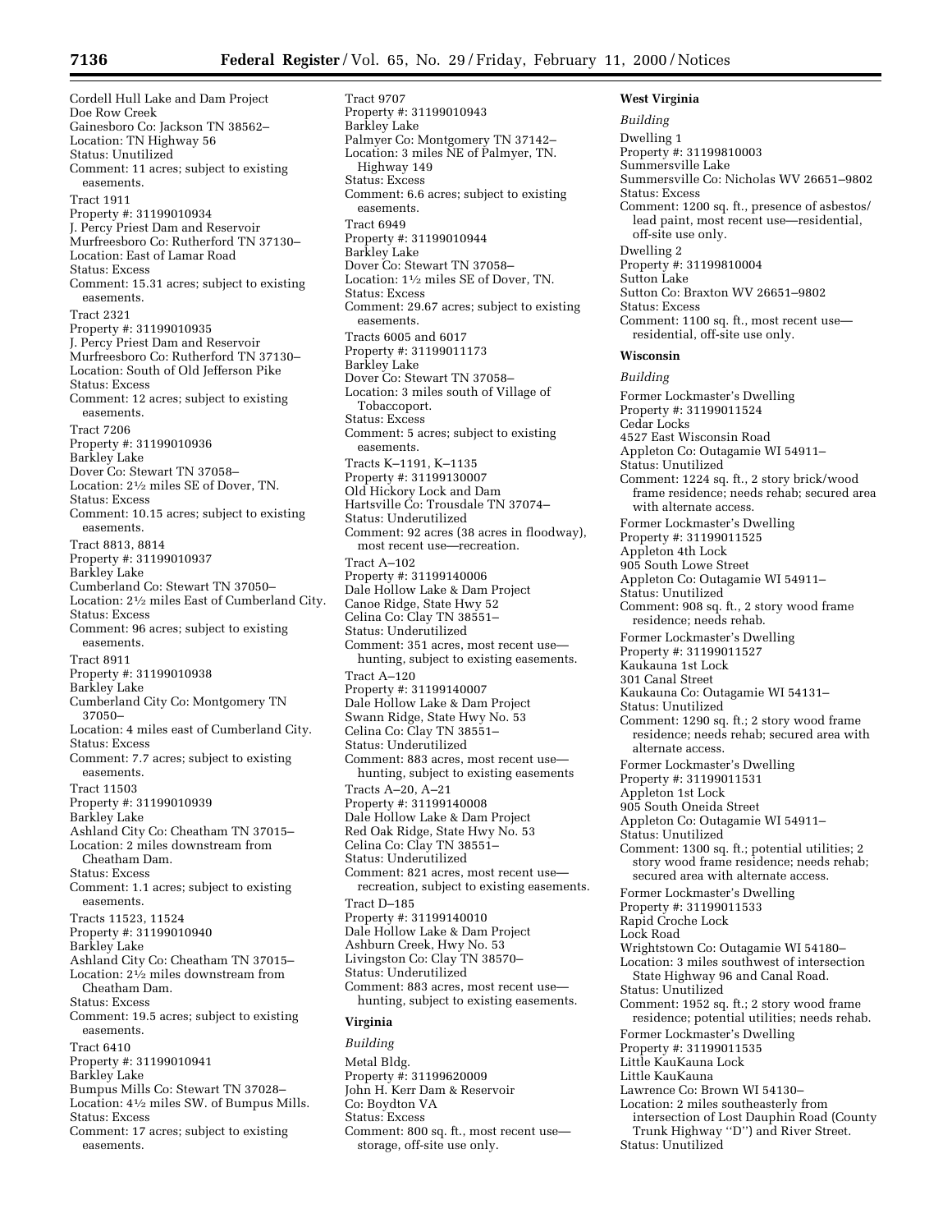Cordell Hull Lake and Dam Project
Doe Row Creek
Gainesboro Co: Jackson TN 38562–
Location: TN Highway 56
Status: Unutilized
Comment: 11 acres; subject to existing easements.

Tract 1911
Property #: 31199010934
J. Percy Priest Dam and Reservoir
Murfreesboro Co: Rutherford TN 37130–
Location: East of Lamar Road
Status: Excess
Comment: 15.31 acres; subject to existing easements.

Tract 2321
Property #: 31199010935
J. Percy Priest Dam and Reservoir
Murfreesboro Co: Rutherford TN 37130–
Location: South of Old Jefferson Pike
Status: Excess
Comment: 12 acres; subject to existing easements.

Tract 7206
Property #: 31199010936
Barkley Lake
Dover Co: Stewart TN 37058–
Location: 2½ miles SE of Dover, TN.
Status: Excess
Comment: 10.15 acres; subject to existing easements.

Tract 8813, 8814
Property #: 31199010937
Barkley Lake
Cumberland Co: Stewart TN 37050–
Location: 2½ miles East of Cumberland City.
Status: Excess
Comment: 96 acres; subject to existing easements.

Tract 8911
Property #: 31199010938
Barkley Lake
Cumberland City Co: Montgomery TN 37050–
Location: 4 miles east of Cumberland City.
Status: Excess
Comment: 7.7 acres; subject to existing easements.

Tract 11503
Property #: 31199010939
Barkley Lake
Ashland City Co: Cheatham TN 37015–
Location: 2 miles downstream from Cheatham Dam.
Status: Excess
Comment: 1.1 acres; subject to existing easements.

Tracts 11523, 11524
Property #: 31199010940
Barkley Lake
Ashland City Co: Cheatham TN 37015–
Location: 2½ miles downstream from Cheatham Dam.
Status: Excess
Comment: 19.5 acres; subject to existing easements.

Tract 6410
Property #: 31199010941
Barkley Lake
Bumpus Mills Co: Stewart TN 37028–
Location: 4½ miles SW. of Bumpus Mills.
Status: Excess
Comment: 17 acres; subject to existing easements.

Tract 9707
Property #: 31199010943
Barkley Lake
Palmyer Co: Montgomery TN 37142–
Location: 3 miles NE of Palmyer, TN. Highway 149
Status: Excess
Comment: 6.6 acres; subject to existing easements.

Tract 6949
Property #: 31199010944
Barkley Lake
Dover Co: Stewart TN 37058–
Location: 1½ miles SE of Dover, TN.
Status: Excess
Comment: 29.67 acres; subject to existing easements.

Tracts 6005 and 6017
Property #: 31199011173
Barkley Lake
Dover Co: Stewart TN 37058–
Location: 3 miles south of Village of Tobaccoport.
Status: Excess
Comment: 5 acres; subject to existing easements.

Tracts K–1191, K–1135
Property #: 31199130007
Old Hickory Lock and Dam
Hartsville Co: Trousdale TN 37074–
Status: Underutilized
Comment: 92 acres (38 acres in floodway), most recent use—recreation.

Tract A–102
Property #: 31199140006
Dale Hollow Lake & Dam Project
Canoe Ridge, State Hwy 52
Celina Co: Clay TN 38551–
Status: Underutilized
Comment: 351 acres, most recent use—hunting, subject to existing easements.

Tract A–120
Property #: 31199140007
Dale Hollow Lake & Dam Project
Swann Ridge, State Hwy No. 53
Celina Co: Clay TN 38551–
Status: Underutilized
Comment: 883 acres, most recent use—hunting, subject to existing easements

Tracts A–20, A–21
Property #: 31199140008
Dale Hollow Lake & Dam Project
Red Oak Ridge, State Hwy No. 53
Celina Co: Clay TN 38551–
Status: Underutilized
Comment: 821 acres, most recent use—recreation, subject to existing easements.

Tract D–185
Property #: 31199140010
Dale Hollow Lake & Dam Project
Ashburn Creek, Hwy No. 53
Livingston Co: Clay TN 38570–
Status: Underutilized
Comment: 883 acres, most recent use—hunting, subject to existing easements.

## Virginia

*Building*

Metal Bldg.
Property #: 31199620009
John H. Kerr Dam & Reservoir
Co: Boydton VA
Status: Excess
Comment: 800 sq. ft., most recent use—storage, off-site use only.

## West Virginia

*Building*

Dwelling 1
Property #: 31199810003
Summersville Lake
Summersville Co: Nicholas WV 26651–9802
Status: Excess
Comment: 1200 sq. ft., presence of asbestos/lead paint, most recent use—residential, off-site use only.

Dwelling 2
Property #: 31199810004
Sutton Lake
Sutton Co: Braxton WV 26651–9802
Status: Excess
Comment: 1100 sq. ft., most recent use—residential, off-site use only.

## Wisconsin

*Building*

Former Lockmaster's Dwelling
Property #: 31199011524
Cedar Locks
4527 East Wisconsin Road
Appleton Co: Outagamie WI 54911–
Status: Unutilized
Comment: 1224 sq. ft., 2 story brick/wood frame residence; needs rehab; secured area with alternate access.

Former Lockmaster's Dwelling
Property #: 31199011525
Appleton 4th Lock
905 South Lowe Street
Appleton Co: Outagamie WI 54911–
Status: Unutilized
Comment: 908 sq. ft., 2 story wood frame residence; needs rehab.

Former Lockmaster's Dwelling
Property #: 31199011527
Kaukauna 1st Lock
301 Canal Street
Kaukauna Co: Outagamie WI 54131–
Status: Unutilized
Comment: 1290 sq. ft.; 2 story wood frame residence; needs rehab; secured area with alternate access.

Former Lockmaster's Dwelling
Property #: 31199011531
Appleton 1st Lock
905 South Oneida Street
Appleton Co: Outagamie WI 54911–
Status: Unutilized
Comment: 1300 sq. ft.; potential utilities; 2 story wood frame residence; needs rehab; secured area with alternate access.

Former Lockmaster's Dwelling
Property #: 31199011533
Rapid Croche Lock
Lock Road
Wrightstown Co: Outagamie WI 54180–
Location: 3 miles southwest of intersection State Highway 96 and Canal Road.
Status: Unutilized
Comment: 1952 sq. ft.; 2 story wood frame residence; potential utilities; needs rehab.

Former Lockmaster's Dwelling
Property #: 31199011535
Little KauKauna Lock
Little KauKauna
Lawrence Co: Brown WI 54130–
Location: 2 miles southeasterly from intersection of Lost Dauphin Road (County Trunk Highway "D") and River Street.
Status: Unutilized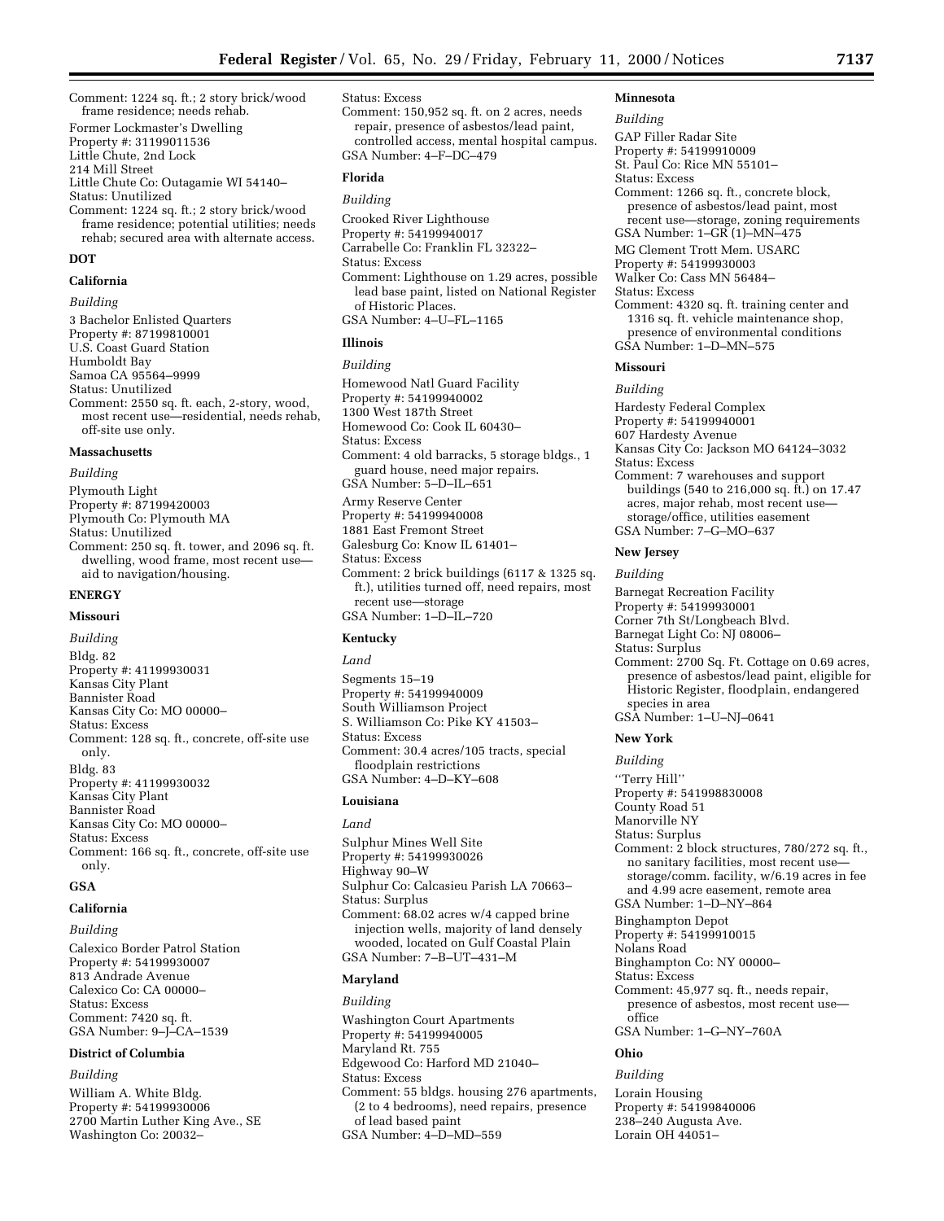Comment: 1224 sq. ft.; 2 story brick/wood frame residence; needs rehab.

Former Lockmaster's Dwelling
Property #: 31199011536
Little Chute, 2nd Lock
214 Mill Street
Little Chute Co: Outagamie WI 54140–
Status: Unutilized
Comment: 1224 sq. ft.; 2 story brick/wood frame residence; potential utilities; needs rehab; secured area with alternate access.

**DOT**

**California**

*Building*

3 Bachelor Enlisted Quarters
Property #: 87199810001
U.S. Coast Guard Station
Humboldt Bay
Samoa CA 95564–9999
Status: Unutilized
Comment: 2550 sq. ft. each, 2-story, wood, most recent use—residential, needs rehab, off-site use only.

**Massachusetts**

*Building*

Plymouth Light
Property #: 87199420003
Plymouth Co: Plymouth MA
Status: Unutilized
Comment: 250 sq. ft. tower, and 2096 sq. ft. dwelling, wood frame, most recent use—aid to navigation/housing.

**ENERGY**

**Missouri**

*Building*

Bldg. 82
Property #: 41199930031
Kansas City Plant
Bannister Road
Kansas City Co: MO 00000–
Status: Excess
Comment: 128 sq. ft., concrete, off-site use only.

Bldg. 83
Property #: 41199930032
Kansas City Plant
Bannister Road
Kansas City Co: MO 00000–
Status: Excess
Comment: 166 sq. ft., concrete, off-site use only.

**GSA**

**California**

*Building*

Calexico Border Patrol Station
Property #: 54199930007
813 Andrade Avenue
Calexico Co: CA 00000–
Status: Excess
Comment: 7420 sq. ft.
GSA Number: 9–J–CA–1539

**District of Columbia**

*Building*

William A. White Bldg.
Property #: 54199930006
2700 Martin Luther King Ave., SE
Washington Co: 20032–
Status: Excess
Comment: 150,952 sq. ft. on 2 acres, needs repair, presence of asbestos/lead paint, controlled access, mental hospital campus.
GSA Number: 4–F–DC–479

**Florida**

*Building*

Crooked River Lighthouse
Property #: 54199940017
Carrabelle Co: Franklin FL 32322–
Status: Excess
Comment: Lighthouse on 1.29 acres, possible lead base paint, listed on National Register of Historic Places.
GSA Number: 4–U–FL–1165

**Illinois**

*Building*

Homewood Natl Guard Facility
Property #: 54199940002
1300 West 187th Street
Homewood Co: Cook IL 60430–
Status: Excess
Comment: 4 old barracks, 5 storage bldgs., 1 guard house, need major repairs.
GSA Number: 5–D–IL–651

Army Reserve Center
Property #: 54199940008
1881 East Fremont Street
Galesburg Co: Know IL 61401–
Status: Excess
Comment: 2 brick buildings (6117 & 1325 sq. ft.), utilities turned off, need repairs, most recent use—storage
GSA Number: 1–D–IL–720

**Kentucky**

*Land*

Segments 15–19
Property #: 54199940009
South Williamson Project
S. Williamson Co: Pike KY 41503–
Status: Excess
Comment: 30.4 acres/105 tracts, special floodplain restrictions
GSA Number: 4–D–KY–608

**Louisiana**

*Land*

Sulphur Mines Well Site
Property #: 54199930026
Highway 90–W
Sulphur Co: Calcasieu Parish LA 70663–
Status: Surplus
Comment: 68.02 acres w/4 capped brine injection wells, majority of land densely wooded, located on Gulf Coastal Plain
GSA Number: 7–B–UT–431–M

**Maryland**

*Building*

Washington Court Apartments
Property #: 54199940005
Maryland Rt. 755
Edgewood Co: Harford MD 21040–
Status: Excess
Comment: 55 bldgs. housing 276 apartments, (2 to 4 bedrooms), need repairs, presence of lead based paint
GSA Number: 4–D–MD–559

**Minnesota**

*Building*

GAP Filler Radar Site
Property #: 54199910009
St. Paul Co: Rice MN 55101–
Status: Excess
Comment: 1266 sq. ft., concrete block, presence of asbestos/lead paint, most recent use—storage, zoning requirements
GSA Number: 1–GR (1)–MN–475

MG Clement Trott Mem. USARC
Property #: 54199930003
Walker Co: Cass MN 56484–
Status: Excess
Comment: 4320 sq. ft. training center and 1316 sq. ft. vehicle maintenance shop, presence of environmental conditions
GSA Number: 1–D–MN–575

**Missouri**

*Building*

Hardesty Federal Complex
Property #: 54199940001
607 Hardesty Avenue
Kansas City Co: Jackson MO 64124–3032
Status: Excess
Comment: 7 warehouses and support buildings (540 to 216,000 sq. ft.) on 17.47 acres, major rehab, most recent use—storage/office, utilities easement
GSA Number: 7–G–MO–637

**New Jersey**

*Building*

Barnegat Recreation Facility
Property #: 54199930001
Corner 7th St/Longbeach Blvd.
Barnegat Light Co: NJ 08006–
Status: Surplus
Comment: 2700 Sq. Ft. Cottage on 0.69 acres, presence of asbestos/lead paint, eligible for Historic Register, floodplain, endangered species in area
GSA Number: 1–U–NJ–0641

**New York**

*Building*

''Terry Hill''
Property #: 541998830008
County Road 51
Manorville NY
Status: Surplus
Comment: 2 block structures, 780/272 sq. ft., no sanitary facilities, most recent use—storage/comm. facility, w/6.19 acres in fee and 4.99 acre easement, remote area
GSA Number: 1–D–NY–864

Binghampton Depot
Property #: 54199910015
Nolans Road
Binghampton Co: NY 00000–
Status: Excess
Comment: 45,977 sq. ft., needs repair, presence of asbestos, most recent use—office
GSA Number: 1–G–NY–760A

**Ohio**

*Building*

Lorain Housing
Property #: 54199840006
238–240 Augusta Ave.
Lorain OH 44051–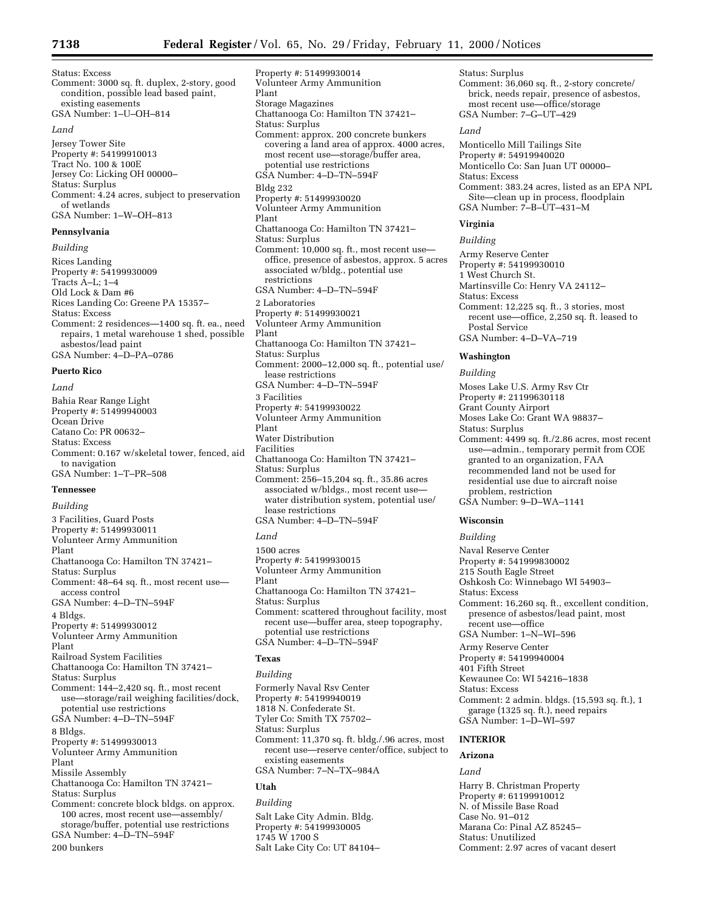Status: Excess
Comment: 3000 sq. ft. duplex, 2-story, good condition, possible lead based paint, existing easements
GSA Number: 1–U–OH–814

*Land*

Jersey Tower Site
Property #: 54199910013
Tract No. 100 & 100E
Jersey Co: Licking OH 00000–
Status: Surplus
Comment: 4.24 acres, subject to preservation of wetlands
GSA Number: 1–W–OH–813

**Pennsylvania**

*Building*

Rices Landing
Property #: 54199930009
Tracts A–L; 1–4
Old Lock & Dam #6
Rices Landing Co: Greene PA 15357–
Status: Excess
Comment: 2 residences—1400 sq. ft. ea., need repairs, 1 metal warehouse 1 shed, possible asbestos/lead paint
GSA Number: 4–D–PA–0786

**Puerto Rico**

*Land*

Bahia Rear Range Light
Property #: 51499940003
Ocean Drive
Catano Co: PR 00632–
Status: Excess
Comment: 0.167 w/skeletal tower, fenced, aid to navigation
GSA Number: 1–T–PR–508

**Tennessee**

*Building*

3 Facilities, Guard Posts
Property #: 51499930011
Volunteer Army Ammunition Plant
Chattanooga Co: Hamilton TN 37421–
Status: Surplus
Comment: 48–64 sq. ft., most recent use—access control
GSA Number: 4–D–TN–594F

4 Bldgs.
Property #: 51499930012
Volunteer Army Ammunition Plant
Railroad System Facilities
Chattanooga Co: Hamilton TN 37421–
Status: Surplus
Comment: 144–2,420 sq. ft., most recent use—storage/rail weighing facilities/dock, potential use restrictions
GSA Number: 4–D–TN–594F

8 Bldgs.
Property #: 51499930013
Volunteer Army Ammunition Plant
Missile Assembly
Chattanooga Co: Hamilton TN 37421–
Status: Surplus
Comment: concrete block bldgs. on approx. 100 acres, most recent use—assembly/storage/buffer, potential use restrictions
GSA Number: 4–D–TN–594F

200 bunkers
Property #: 51499930014
Volunteer Army Ammunition Plant
Storage Magazines
Chattanooga Co: Hamilton TN 37421–
Status: Surplus
Comment: approx. 200 concrete bunkers covering a land area of approx. 4000 acres, most recent use—storage/buffer area, potential use restrictions
GSA Number: 4–D–TN–594F

Bldg 232
Property #: 51499930020
Volunteer Army Ammunition Plant
Chattanooga Co: Hamilton TN 37421–
Status: Surplus
Comment: 10,000 sq. ft., most recent use—office, presence of asbestos, approx. 5 acres associated w/bldg., potential use restrictions
GSA Number: 4–D–TN–594F

2 Laboratories
Property #: 51499930021
Volunteer Army Ammunition Plant
Chattanooga Co: Hamilton TN 37421–
Status: Surplus
Comment: 2000–12,000 sq. ft., potential use/lease restrictions
GSA Number: 4–D–TN–594F

3 Facilities
Property #: 54199930022
Volunteer Army Ammunition Plant
Water Distribution Facilities
Chattanooga Co: Hamilton TN 37421–
Status: Surplus
Comment: 256–15,204 sq. ft., 35.86 acres associated w/bldgs., most recent use—water distribution system, potential use/lease restrictions
GSA Number: 4–D–TN–594F

*Land*

1500 acres
Property #: 54199930015
Volunteer Army Ammunition Plant
Chattanooga Co: Hamilton TN 37421–
Status: Surplus
Comment: scattered throughout facility, most recent use—buffer area, steep topography, potential use restrictions
GSA Number: 4–D–TN–594F

**Texas**

*Building*

Formerly Naval Rsv Center
Property #: 54199940019
1818 N. Confederate St.
Tyler Co: Smith TX 75702–
Status: Surplus
Comment: 11,370 sq. ft. bldg./.96 acres, most recent use—reserve center/office, subject to existing easements
GSA Number: 7–N–TX–984A

**Utah**

*Building*

Salt Lake City Admin. Bldg.
Property #: 54199930005
1745 W 1700 S
Salt Lake City Co: UT 84104–
Status: Surplus
Comment: 36,060 sq. ft., 2-story concrete/brick, needs repair, presence of asbestos, most recent use—office/storage
GSA Number: 7–G–UT–429

*Land*

Monticello Mill Tailings Site
Property #: 54919940020
Monticello Co: San Juan UT 00000–
Status: Excess
Comment: 383.24 acres, listed as an EPA NPL Site—clean up in process, floodplain
GSA Number: 7–B–UT–431–M

**Virginia**

*Building*

Army Reserve Center
Property #: 54199930010
1 West Church St.
Martinsville Co: Henry VA 24112–
Status: Excess
Comment: 12,225 sq. ft., 3 stories, most recent use—office, 2,250 sq. ft. leased to Postal Service
GSA Number: 4–D–VA–719

**Washington**

*Building*

Moses Lake U.S. Army Rsv Ctr
Property #: 21199630118
Grant County Airport
Moses Lake Co: Grant WA 98837–
Status: Surplus
Comment: 4499 sq. ft./2.86 acres, most recent use—admin., temporary permit from COE granted to an organization, FAA recommended land not be used for residential use due to aircraft noise problem, restriction
GSA Number: 9–D–WA–1141

**Wisconsin**

*Building*

Naval Reserve Center
Property #: 541999830002
215 South Eagle Street
Oshkosh Co: Winnebago WI 54903–
Status: Excess
Comment: 16,260 sq. ft., excellent condition, presence of asbestos/lead paint, most recent use—office
GSA Number: 1–N–WI–596

Army Reserve Center
Property #: 54199940004
401 Fifth Street
Kewaunee Co: WI 54216–1838
Status: Excess
Comment: 2 admin. bldgs. (15,593 sq. ft.), 1 garage (1325 sq. ft.), need repairs
GSA Number: 1–D–WI–597

**INTERIOR**

**Arizona**

*Land*

Harry B. Christman Property
Property #: 61199910012
N. of Missile Base Road
Case No. 91–012
Marana Co: Pinal AZ 85245–
Status: Unutilized
Comment: 2.97 acres of vacant desert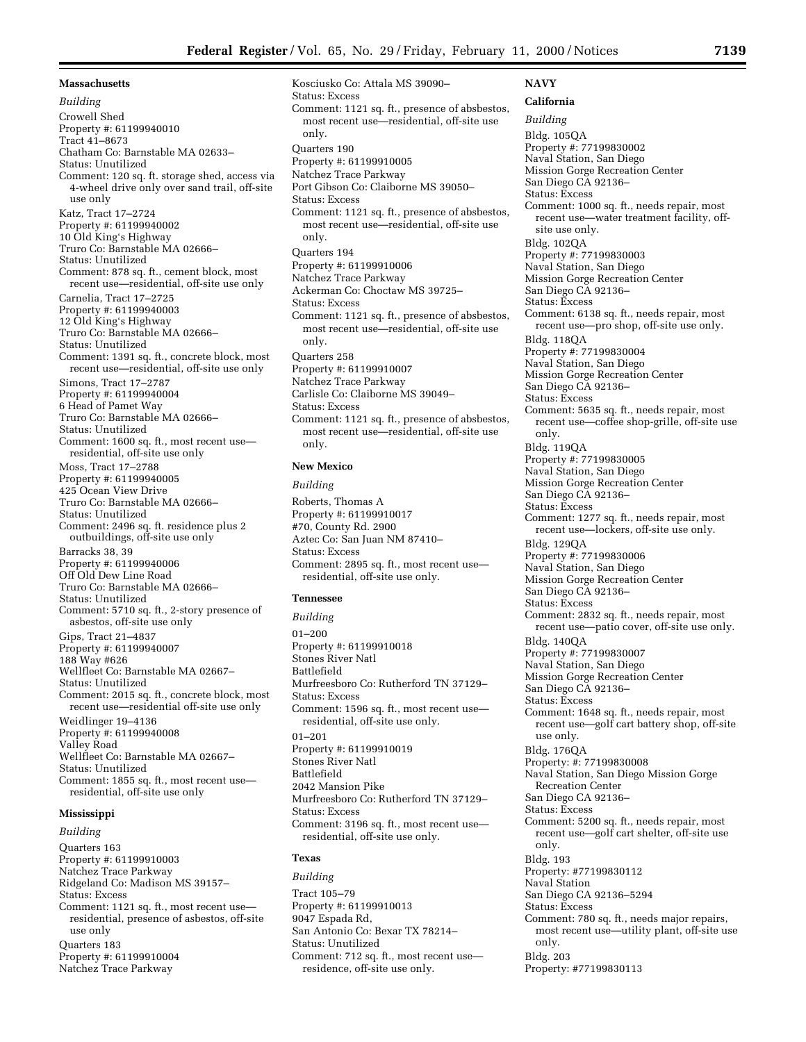**Massachusetts**

*Building*

Crowell Shed
Property #: 61199940010
Tract 41–8673
Chatham Co: Barnstable MA 02633–
Status: Unutilized
Comment: 120 sq. ft. storage shed, access via 4-wheel drive only over sand trail, off-site use only

Katz, Tract 17–2724
Property #: 61199940002
10 Old King's Highway
Truro Co: Barnstable MA 02666–
Status: Unutilized
Comment: 878 sq. ft., cement block, most recent use—residential, off-site use only

Carnelia, Tract 17–2725
Property #: 61199940003
12 Old King's Highway
Truro Co: Barnstable MA 02666–
Status: Unutilized
Comment: 1391 sq. ft., concrete block, most recent use—residential, off-site use only

Simons, Tract 17–2787
Property #: 61199940004
6 Head of Pamet Way
Truro Co: Barnstable MA 02666–
Status: Unutilized
Comment: 1600 sq. ft., most recent use—residential, off-site use only

Moss, Tract 17–2788
Property #: 61199940005
425 Ocean View Drive
Truro Co: Barnstable MA 02666–
Status: Unutilized
Comment: 2496 sq. ft. residence plus 2 outbuildings, off-site use only

Barracks 38, 39
Property #: 61199940006
Off Old Dew Line Road
Truro Co: Barnstable MA 02666–
Status: Unutilized
Comment: 5710 sq. ft., 2-story presence of asbestos, off-site use only

Gips, Tract 21–4837
Property #: 61199940007
188 Way #626
Wellfleet Co: Barnstable MA 02667–
Status: Unutilized
Comment: 2015 sq. ft., concrete block, most recent use—residential off-site use only

Weidlinger 19–4136
Property #: 61199940008
Valley Road
Wellfleet Co: Barnstable MA 02667–
Status: Unutilized
Comment: 1855 sq. ft., most recent use—residential, off-site use only

**Mississippi**

*Building*

Quarters 163
Property #: 61199910003
Natchez Trace Parkway
Ridgeland Co: Madison MS 39157–
Status: Excess
Comment: 1121 sq. ft., most recent use—residential, presence of asbestos, off-site use only

Quarters 183
Property #: 61199910004
Natchez Trace Parkway
Kosciusko Co: Attala MS 39090–
Status: Excess
Comment: 1121 sq. ft., presence of absbestos, most recent use—residential, off-site use only.

Quarters 190
Property #: 61199910005
Natchez Trace Parkway
Port Gibson Co: Claiborne MS 39050–
Status: Excess
Comment: 1121 sq. ft., presence of absbestos, most recent use—residential, off-site use only.

Quarters 194
Property #: 61199910006
Natchez Trace Parkway
Ackerman Co: Choctaw MS 39725–
Status: Excess
Comment: 1121 sq. ft., presence of absbestos, most recent use—residential, off-site use only.

Quarters 258
Property #: 61199910007
Natchez Trace Parkway
Carlisle Co: Claiborne MS 39049–
Status: Excess
Comment: 1121 sq. ft., presence of absbestos, most recent use—residential, off-site use only.

**New Mexico**

*Building*

Roberts, Thomas A
Property #: 61199910017
#70, County Rd. 2900
Aztec Co: San Juan NM 87410–
Status: Excess
Comment: 2895 sq. ft., most recent use—residential, off-site use only.

**Tennessee**

*Building*

01–200
Property #: 61199910018
Stones River Natl
Battlefield
Murfreesboro Co: Rutherford TN 37129–
Status: Excess
Comment: 1596 sq. ft., most recent use—residential, off-site use only.

01–201
Property #: 61199910019
Stones River Natl
Battlefield
2042 Mansion Pike
Murfreesboro Co: Rutherford TN 37129–
Status: Excess
Comment: 3196 sq. ft., most recent use—residential, off-site use only.

**Texas**

*Building*

Tract 105–79
Property #: 61199910013
9047 Espada Rd,
San Antonio Co: Bexar TX 78214–
Status: Unutilized
Comment: 712 sq. ft., most recent use—residence, off-site use only.

**NAVY**

**California**

*Building*

Bldg. 105QA
Property #: 77199830002
Naval Station, San Diego
Mission Gorge Recreation Center
San Diego CA 92136–
Status: Excess
Comment: 1000 sq. ft., needs repair, most recent use—water treatment facility, off-site use only.

Bldg. 102QA
Property #: 77199830003
Naval Station, San Diego
Mission Gorge Recreation Center
San Diego CA 92136–
Status: Excess
Comment: 6138 sq. ft., needs repair, most recent use—pro shop, off-site use only.

Bldg. 118QA
Property #: 77199830004
Naval Station, San Diego
Mission Gorge Recreation Center
San Diego CA 92136–
Status: Excess
Comment: 5635 sq. ft., needs repair, most recent use—coffee shop-grille, off-site use only.

Bldg. 119QA
Property #: 77199830005
Naval Station, San Diego
Mission Gorge Recreation Center
San Diego CA 92136–
Status: Excess
Comment: 1277 sq. ft., needs repair, most recent use—lockers, off-site use only.

Bldg. 129QA
Property #: 77199830006
Naval Station, San Diego
Mission Gorge Recreation Center
San Diego CA 92136–
Status: Excess
Comment: 2832 sq. ft., needs repair, most recent use—patio cover, off-site use only.

Bldg. 140QA
Property #: 77199830007
Naval Station, San Diego
Mission Gorge Recreation Center
San Diego CA 92136–
Status: Excess
Comment: 1648 sq. ft., needs repair, most recent use—golf cart battery shop, off-site use only.

Bldg. 176QA
Property: #: 77199830008
Naval Station, San Diego Mission Gorge Recreation Center
San Diego CA 92136–
Status: Excess
Comment: 5200 sq. ft., needs repair, most recent use—golf cart shelter, off-site use only.

Bldg. 193
Property: #77199830112
Naval Station
San Diego CA 92136–5294
Status: Excess
Comment: 780 sq. ft., needs major repairs, most recent use—utility plant, off-site use only.

Bldg. 203
Property: #77199830113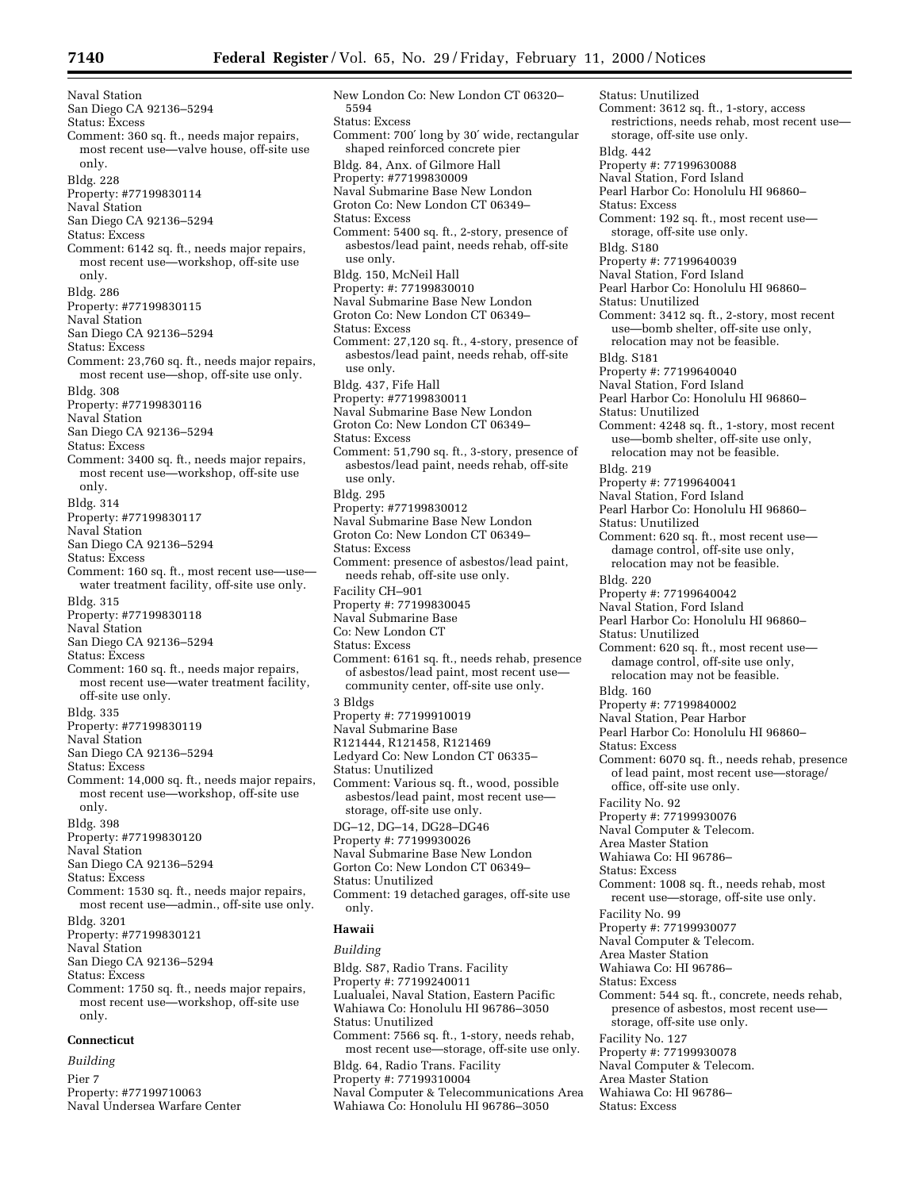Naval Station
San Diego CA 92136–5294
Status: Excess
Comment: 360 sq. ft., needs major repairs, most recent use—valve house, off-site use only.

Bldg. 228
Property: #77199830114
Naval Station
San Diego CA 92136–5294
Status: Excess
Comment: 6142 sq. ft., needs major repairs, most recent use—workshop, off-site use only.

Bldg. 286
Property: #77199830115
Naval Station
San Diego CA 92136–5294
Status: Excess
Comment: 23,760 sq. ft., needs major repairs, most recent use—shop, off-site use only.

Bldg. 308
Property: #77199830116
Naval Station
San Diego CA 92136–5294
Status: Excess
Comment: 3400 sq. ft., needs major repairs, most recent use—workshop, off-site use only.

Bldg. 314
Property: #77199830117
Naval Station
San Diego CA 92136–5294
Status: Excess
Comment: 160 sq. ft., most recent use—use—water treatment facility, off-site use only.

Bldg. 315
Property: #77199830118
Naval Station
San Diego CA 92136–5294
Status: Excess
Comment: 160 sq. ft., needs major repairs, most recent use—water treatment facility, off-site use only.

Bldg. 335
Property: #77199830119
Naval Station
San Diego CA 92136–5294
Status: Excess
Comment: 14,000 sq. ft., needs major repairs, most recent use—workshop, off-site use only.

Bldg. 398
Property: #77199830120
Naval Station
San Diego CA 92136–5294
Status: Excess
Comment: 1530 sq. ft., needs major repairs, most recent use—admin., off-site use only.

Bldg. 3201
Property: #77199830121
Naval Station
San Diego CA 92136–5294
Status: Excess
Comment: 1750 sq. ft., needs major repairs, most recent use—workshop, off-site use only.

**Connecticut**

*Building*

Pier 7
Property: #77199710063
Naval Undersea Warfare Center
New London Co: New London CT 06320–5594
Status: Excess
Comment: 700′ long by 30′ wide, rectangular shaped reinforced concrete pier

Bldg. 84, Anx. of Gilmore Hall
Property: #77199830009
Naval Submarine Base New London
Groton Co: New London CT 06349–
Status: Excess
Comment: 5400 sq. ft., 2-story, presence of asbestos/lead paint, needs rehab, off-site use only.

Bldg. 150, McNeil Hall
Property: #: 77199830010
Naval Submarine Base New London
Groton Co: New London CT 06349–
Status: Excess
Comment: 27,120 sq. ft., 4-story, presence of asbestos/lead paint, needs rehab, off-site use only.

Bldg. 437, Fife Hall
Property: #77199830011
Naval Submarine Base New London
Groton Co: New London CT 06349–
Status: Excess
Comment: 51,790 sq. ft., 3-story, presence of asbestos/lead paint, needs rehab, off-site use only.

Bldg. 295
Property: #77199830012
Naval Submarine Base New London
Groton Co: New London CT 06349–
Status: Excess
Comment: presence of asbestos/lead paint, needs rehab, off-site use only.

Facility CH–901
Property #: 77199830045
Naval Submarine Base
Co: New London CT
Status: Excess
Comment: 6161 sq. ft., needs rehab, presence of asbestos/lead paint, most recent use—community center, off-site use only.

3 Bldgs
Property #: 77199910019
Naval Submarine Base
R121444, R121458, R121469
Ledyard Co: New London CT 06335–
Status: Unutilized
Comment: Various sq. ft., wood, possible asbestos/lead paint, most recent use—storage, off-site use only.

DG–12, DG–14, DG28–DG46
Property #: 77199930026
Naval Submarine Base New London
Gorton Co: New London CT 06349–
Status: Unutilized
Comment: 19 detached garages, off-site use only.

**Hawaii**

*Building*

Bldg. S87, Radio Trans. Facility
Property #: 77199240011
Lualualei, Naval Station, Eastern Pacific
Wahiawa Co: Honolulu HI 96786–3050
Status: Unutilized
Comment: 7566 sq. ft., 1-story, needs rehab, most recent use—storage, off-site use only.

Bldg. 64, Radio Trans. Facility
Property #: 77199310004
Naval Computer & Telecommunications Area
Wahiawa Co: Honolulu HI 96786–3050
Status: Unutilized
Comment: 3612 sq. ft., 1-story, access restrictions, needs rehab, most recent use—storage, off-site use only.

Bldg. 442
Property #: 77199630088
Naval Station, Ford Island
Pearl Harbor Co: Honolulu HI 96860–
Status: Excess
Comment: 192 sq. ft., most recent use—storage, off-site use only.

Bldg. S180
Property #: 77199640039
Naval Station, Ford Island
Pearl Harbor Co: Honolulu HI 96860–
Status: Unutilized
Comment: 3412 sq. ft., 2-story, most recent use—bomb shelter, off-site use only, relocation may not be feasible.

Bldg. S181
Property #: 77199640040
Naval Station, Ford Island
Pearl Harbor Co: Honolulu HI 96860–
Status: Unutilized
Comment: 4248 sq. ft., 1-story, most recent use—bomb shelter, off-site use only, relocation may not be feasible.

Bldg. 219
Property #: 77199640041
Naval Station, Ford Island
Pearl Harbor Co: Honolulu HI 96860–
Status: Unutilized
Comment: 620 sq. ft., most recent use—damage control, off-site use only, relocation may not be feasible.

Bldg. 220
Property #: 77199640042
Naval Station, Ford Island
Pearl Harbor Co: Honolulu HI 96860–
Status: Unutilized
Comment: 620 sq. ft., most recent use—damage control, off-site use only, relocation may not be feasible.

Bldg. 160
Property #: 77199840002
Naval Station, Pear Harbor
Pearl Harbor Co: Honolulu HI 96860–
Status: Excess
Comment: 6070 sq. ft., needs rehab, presence of lead paint, most recent use—storage/office, off-site use only.

Facility No. 92
Property #: 77199930076
Naval Computer & Telecom.
Area Master Station
Wahiawa Co: HI 96786–
Status: Excess
Comment: 1008 sq. ft., needs rehab, most recent use—storage, off-site use only.

Facility No. 99
Property #: 77199930077
Naval Computer & Telecom.
Area Master Station
Wahiawa Co: HI 96786–
Status: Excess
Comment: 544 sq. ft., concrete, needs rehab, presence of asbestos, most recent use—storage, off-site use only.

Facility No. 127
Property #: 77199930078
Naval Computer & Telecom.
Area Master Station
Wahiawa Co: HI 96786–
Status: Excess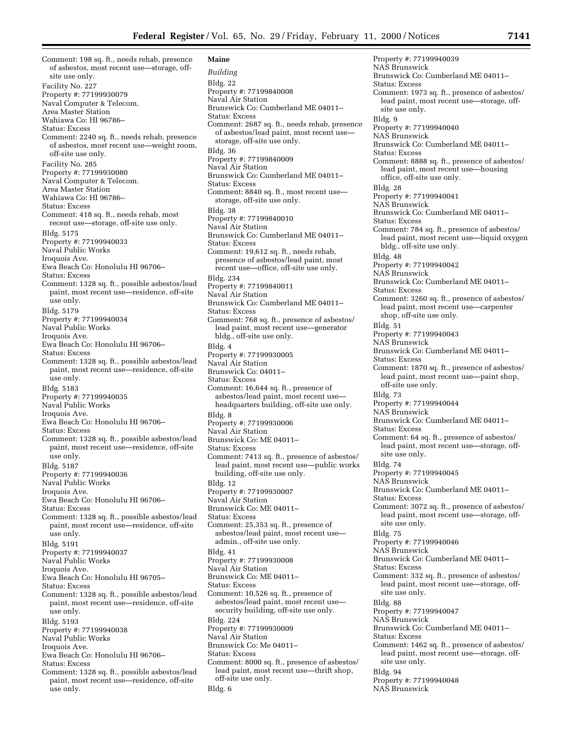Comment: 198 sq. ft., needs rehab, presence of asbestos, most recent use—storage, off-site use only.

Facility No. 227
Property #: 77199930079
Naval Computer & Telecom.
Area Master Station
Wahiawa Co: HI 96786–
Status: Excess
Comment: 2240 sq. ft., needs rehab, presence of asbestos, most recent use—weight room, off-site use only.

Facility No. 285
Property #: 77199930080
Naval Computer & Telecom.
Area Master Station
Wahiawa Co: HI 96786–
Status: Excess
Comment: 418 sq. ft., needs rehab, most recent use—storage, off-site use only.

Bldg. 5175
Property #: 77199940033
Naval Public Works
Iroquois Ave.
Ewa Beach Co: Honolulu HI 96706–
Status: Excess
Comment: 1328 sq. ft., possible asbestos/lead paint, most recent use—residence, off-site use only.

Bldg. 5179
Property #: 77199940034
Naval Public Works
Iroquois Ave.
Ewa Beach Co: Honolulu HI 96706–
Status: Excess
Comment: 1328 sq. ft., possible asbestos/lead paint, most recent use—residence, off-site use only.

Bldg. 5183
Property #: 77199940035
Naval Public Works
Iroquois Ave.
Ewa Beach Co: Honolulu HI 96706–
Status: Excess
Comment: 1328 sq. ft., possible asbestos/lead paint, most recent use—residence, off-site use only.

Bldg. 5187
Property #: 77199940036
Naval Public Works
Iroquois Ave.
Ewa Beach Co: Honolulu HI 96706–
Status: Excess
Comment: 1328 sq. ft., possible asbestos/lead paint, most recent use—residence, off-site use only.

Bldg. 5191
Property #: 77199940037
Naval Public Works
Iroquois Ave.
Ewa Beach Co: Honolulu HI 96705–
Status: Excess
Comment: 1328 sq. ft., possible asbestos/lead paint, most recent use—residence, off-site use only.

Bldg. 5193
Property #: 77199940038
Naval Public Works
Iroquois Ave.
Ewa Beach Co: Honolulu HI 96706–
Status: Excess
Comment: 1328 sq. ft., possible asbestos/lead paint, most recent use—residence, off-site use only.

**Maine**

*Building*

Bldg. 22
Property #: 77199840008
Naval Air Station
Brunswick Co: Cumberland ME 04011–
Status: Excess
Comment: 2687 sq. ft., needs rehab, presence of asbestos/lead paint, most recent use—storage, off-site use only.

Bldg. 36
Property #: 77199840009
Naval Air Station
Brunswick Co: Cumberland ME 04011–
Status: Excess
Comment: 8840 sq. ft., most recent use—storage, off-site use only.

Bldg. 38
Property #: 77199840010
Naval Air Station
Brunswick Co: Cumberland ME 04011–
Status: Excess
Comment: 19,612 sq. ft., needs rehab, presence of asbestos/lead paint, most recent use—office, off-site use only.

Bldg. 234
Property #: 77199840011
Naval Air Station
Brunswick Co: Cumberland ME 04011–
Status: Excess
Comment: 768 sq. ft., presence of asbestos/lead paint, most recent use—generator bldg., off-site use only.

Bldg. 4
Property #: 77199930005
Naval Air Station
Brunswick Co: 04011–
Status: Excess
Comment: 16,644 sq. ft., presence of asbestos/lead paint, most recent use—headquarters building, off-site use only.

Bldg. 8
Property #: 77199930006
Naval Air Station
Brunswick Co: ME 04011–
Status: Excess
Comment: 7413 sq. ft., presence of asbestos/lead paint, most recent use—public works building, off-site use only.

Bldg. 12
Property #: 77199930007
Naval Air Station
Brunswick Co: ME 04011–
Status: Excess
Comment: 25,353 sq. ft., presence of asbestos/lead paint, most recent use—admin., off-site use only.

Bldg. 41
Property #: 77199930008
Naval Air Station
Brunswick Co: ME 04011–
Status: Excess
Comment: 10,526 sq. ft., presence of asbestos/lead paint, most recent use—security building, off-site use only.

Bldg. 224
Property #: 77199930009
Naval Air Station
Brunswick Co: Me 04011–
Status: Excess
Comment: 8000 sq. ft., presence of asbestos/lead paint, most recent use—thrift shop, off-site use only.

Bldg. 6
Property #: 77199940039
NAS Brunswick
Brunswick Co: Cumberland ME 04011–
Status: Excess
Comment: 1973 sq. ft., presence of asbestos/lead paint, most recent use—storage, off-site use only.

Bldg. 9
Property #: 77199940040
NAS Brunswick
Brunswick Co: Cumberland ME 04011–
Status: Excess
Comment: 8888 sq. ft., presence of asbestos/lead paint, most recent use—housing office, off-site use only.

Bldg. 28
Property #: 77199940041
NAS Brunswick
Brunswick Co: Cumberland ME 04011–
Status: Excess
Comment: 784 sq. ft., presence of asbestos/lead paint, most recent use—liquid oxygen bldg., off-site use only.

Bldg. 48
Property #: 77199940042
NAS Brunswick
Brunswick Co: Cumberland ME 04011–
Status: Excess
Comment: 3260 sq. ft., presence of asbestos/lead paint, most recent use—carpenter shop, off-site use only.

Bldg. 51
Property #: 77199940043
NAS Brunswick
Brunswick Co: Cumberland ME 04011–
Status: Excess
Comment: 1870 sq. ft., presence of asbestos/lead paint, most recent use—paint shop, off-site use only.

Bldg. 73
Property #: 77199940044
NAS Brunswick
Brunswick Co: Cumberland ME 04011–
Status: Excess
Comment: 64 sq. ft., presence of asbestos/lead paint, most recent use—storage, off-site use only.

Bldg. 74
Property #: 77199940045
NAS Brunswick
Brunswick Co: Cumberland ME 04011–
Status: Excess
Comment: 3072 sq. ft., presence of asbestos/lead paint, most recent use—storage, off-site use only.

Bldg. 75
Property #: 77199940046
NAS Brunswick
Brunswick Co: Cumberland ME 04011–
Status: Excess
Comment: 332 sq. ft., presence of asbestos/lead paint, most recent use—storage, off-site use only.

Bldg. 88
Property #: 77199940047
NAS Brunswick
Brunswick Co: Cumberland ME 04011–
Status: Excess
Comment: 1462 sq. ft., presence of asbestos/lead paint, most recent use—storage, off-site use only.

Bldg. 94
Property #: 77199940048
NAS Brunswick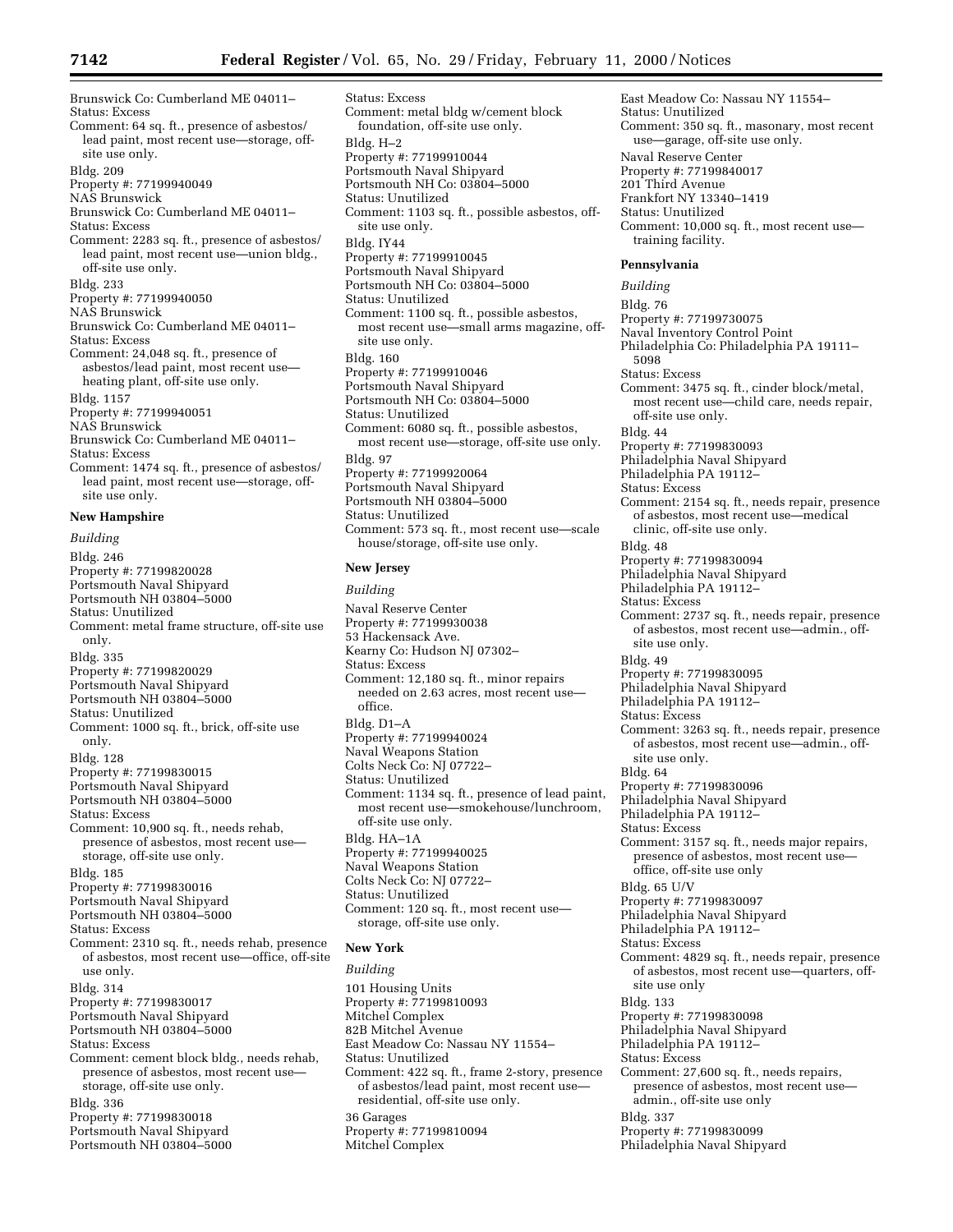Brunswick Co: Cumberland ME 04011–
Status: Excess
Comment: 64 sq. ft., presence of asbestos/lead paint, most recent use—storage, off-site use only.

Bldg. 209
Property #: 77199940049
NAS Brunswick
Brunswick Co: Cumberland ME 04011–
Status: Excess
Comment: 2283 sq. ft., presence of asbestos/lead paint, most recent use—union bldg., off-site use only.

Bldg. 233
Property #: 77199940050
NAS Brunswick
Brunswick Co: Cumberland ME 04011–
Status: Excess
Comment: 24,048 sq. ft., presence of asbestos/lead paint, most recent use—heating plant, off-site use only.

Bldg. 1157
Property #: 77199940051
NAS Brunswick
Brunswick Co: Cumberland ME 04011–
Status: Excess
Comment: 1474 sq. ft., presence of asbestos/lead paint, most recent use—storage, off-site use only.

**New Hampshire**

*Building*

Bldg. 246
Property #: 77199820028
Portsmouth Naval Shipyard
Portsmouth NH 03804–5000
Status: Unutilized
Comment: metal frame structure, off-site use only.

Bldg. 335
Property #: 77199820029
Portsmouth Naval Shipyard
Portsmouth NH 03804–5000
Status: Unutilized
Comment: 1000 sq. ft., brick, off-site use only.

Bldg. 128
Property #: 77199830015
Portsmouth Naval Shipyard
Portsmouth NH 03804–5000
Status: Excess
Comment: 10,900 sq. ft., needs rehab, presence of asbestos, most recent use—storage, off-site use only.

Bldg. 185
Property #: 77199830016
Portsmouth Naval Shipyard
Portsmouth NH 03804–5000
Status: Excess
Comment: 2310 sq. ft., needs rehab, presence of asbestos, most recent use—office, off-site use only.

Bldg. 314
Property #: 77199830017
Portsmouth Naval Shipyard
Portsmouth NH 03804–5000
Status: Excess
Comment: cement block bldg., needs rehab, presence of asbestos, most recent use—storage, off-site use only.

Bldg. 336
Property #: 77199830018
Portsmouth Naval Shipyard
Portsmouth NH 03804–5000
Status: Excess
Comment: metal bldg w/cement block foundation, off-site use only.

Bldg. H–2
Property #: 77199910044
Portsmouth Naval Shipyard
Portsmouth NH Co: 03804–5000
Status: Unutilized
Comment: 1103 sq. ft., possible asbestos, off-site use only.

Bldg. IY44
Property #: 77199910045
Portsmouth Naval Shipyard
Portsmouth NH Co: 03804–5000
Status: Unutilized
Comment: 1100 sq. ft., possible asbestos, most recent use—small arms magazine, off-site use only.

Bldg. 160
Property #: 77199910046
Portsmouth Naval Shipyard
Portsmouth NH Co: 03804–5000
Status: Unutilized
Comment: 6080 sq. ft., possible asbestos, most recent use—storage, off-site use only.

Bldg. 97
Property #: 77199920064
Portsmouth Naval Shipyard
Portsmouth NH 03804–5000
Status: Unutilized
Comment: 573 sq. ft., most recent use—scale house/storage, off-site use only.

**New Jersey**

*Building*

Naval Reserve Center
Property #: 77199930038
53 Hackensack Ave.
Kearny Co: Hudson NJ 07302–
Status: Excess
Comment: 12,180 sq. ft., minor repairs needed on 2.63 acres, most recent use—office.

Bldg. D1–A
Property #: 77199940024
Naval Weapons Station
Colts Neck Co: NJ 07722–
Status: Unutilized
Comment: 1134 sq. ft., presence of lead paint, most recent use—smokehouse/lunchroom, off-site use only.

Bldg. HA–1A
Property #: 77199940025
Naval Weapons Station
Colts Neck Co: NJ 07722–
Status: Unutilized
Comment: 120 sq. ft., most recent use—storage, off-site use only.

**New York**

*Building*

101 Housing Units
Property #: 77199810093
Mitchel Complex
82B Mitchel Avenue
East Meadow Co: Nassau NY 11554–
Status: Unutilized
Comment: 422 sq. ft., frame 2-story, presence of asbestos/lead paint, most recent use—residential, off-site use only.

36 Garages
Property #: 77199810094
Mitchel Complex
East Meadow Co: Nassau NY 11554–
Status: Unutilized
Comment: 350 sq. ft., masonary, most recent use—garage, off-site use only.

Naval Reserve Center
Property #: 77199840017
201 Third Avenue
Frankfort NY 13340–1419
Status: Unutilized
Comment: 10,000 sq. ft., most recent use—training facility.

**Pennsylvania**

*Building*

Bldg. 76
Property #: 77199730075
Naval Inventory Control Point
Philadelphia Co: Philadelphia PA 19111–5098
Status: Excess
Comment: 3475 sq. ft., cinder block/metal, most recent use—child care, needs repair, off-site use only.

Bldg. 44
Property #: 77199830093
Philadelphia Naval Shipyard
Philadelphia PA 19112–
Status: Excess
Comment: 2154 sq. ft., needs repair, presence of asbestos, most recent use—medical clinic, off-site use only.

Bldg. 48
Property #: 77199830094
Philadelphia Naval Shipyard
Philadelphia PA 19112–
Status: Excess
Comment: 2737 sq. ft., needs repair, presence of asbestos, most recent use—admin., off-site use only.

Bldg. 49
Property #: 77199830095
Philadelphia Naval Shipyard
Philadelphia PA 19112–
Status: Excess
Comment: 3263 sq. ft., needs repair, presence of asbestos, most recent use—admin., off-site use only.

Bldg. 64
Property #: 77199830096
Philadelphia Naval Shipyard
Philadelphia PA 19112–
Status: Excess
Comment: 3157 sq. ft., needs major repairs, presence of asbestos, most recent use—office, off-site use only

Bldg. 65 U/V
Property #: 77199830097
Philadelphia Naval Shipyard
Philadelphia PA 19112–
Status: Excess
Comment: 4829 sq. ft., needs repair, presence of asbestos, most recent use—quarters, off-site use only

Bldg. 133
Property #: 77199830098
Philadelphia Naval Shipyard
Philadelphia PA 19112–
Status: Excess
Comment: 27,600 sq. ft., needs repairs, presence of asbestos, most recent use—admin., off-site use only

Bldg. 337
Property #: 77199830099
Philadelphia Naval Shipyard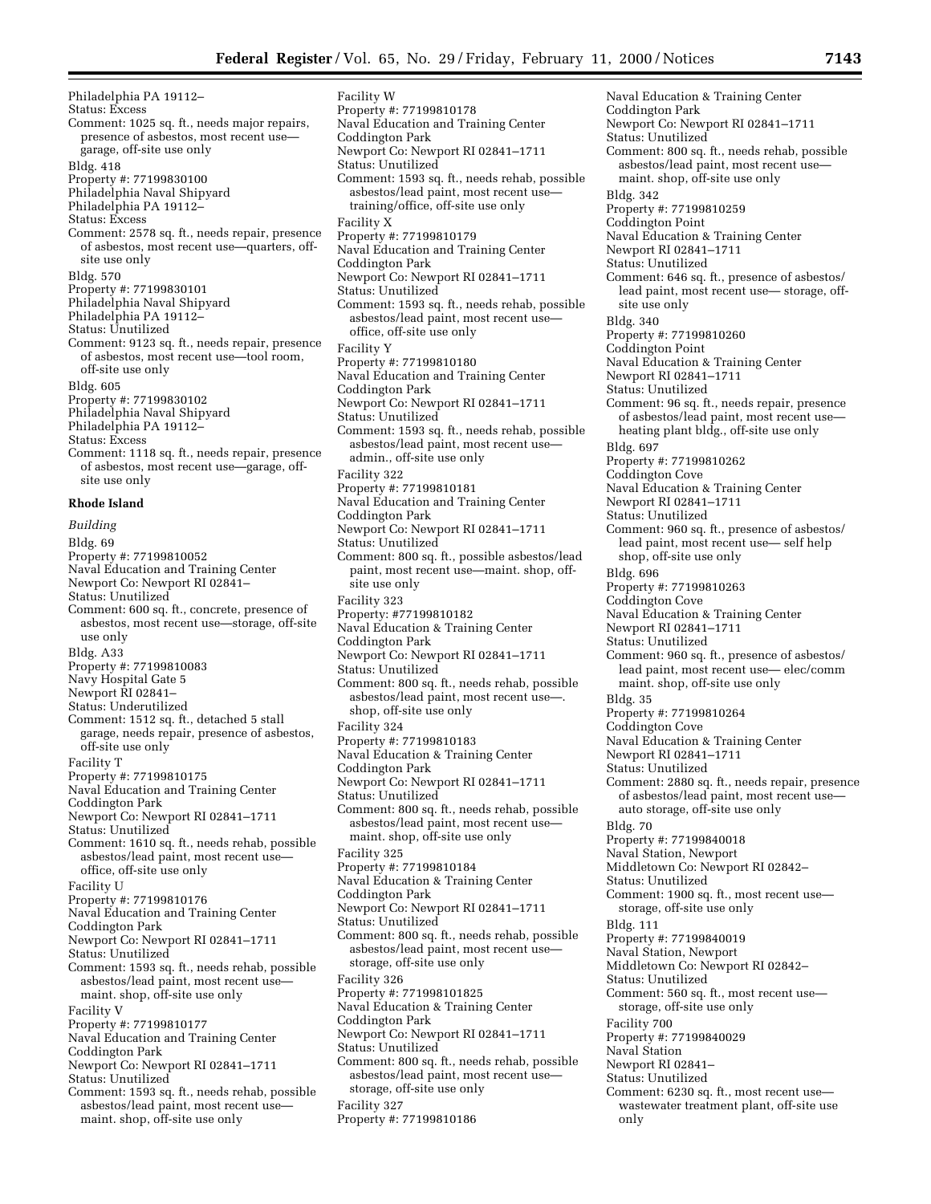Philadelphia PA 19112–
Status: Excess
Comment: 1025 sq. ft., needs major repairs, presence of asbestos, most recent use—garage, off-site use only

Bldg. 418
Property #: 77199830100
Philadelphia Naval Shipyard
Philadelphia PA 19112–
Status: Excess
Comment: 2578 sq. ft., needs repair, presence of asbestos, most recent use—quarters, off-site use only

Bldg. 570
Property #: 77199830101
Philadelphia Naval Shipyard
Philadelphia PA 19112–
Status: Unutilized
Comment: 9123 sq. ft., needs repair, presence of asbestos, most recent use—tool room, off-site use only

Bldg. 605
Property #: 77199830102
Philadelphia Naval Shipyard
Philadelphia PA 19112–
Status: Excess
Comment: 1118 sq. ft., needs repair, presence of asbestos, most recent use—garage, off-site use only

**Rhode Island**

*Building*

Bldg. 69
Property #: 77199810052
Naval Education and Training Center
Newport Co: Newport RI 02841–
Status: Unutilized
Comment: 600 sq. ft., concrete, presence of asbestos, most recent use—storage, off-site use only

Bldg. A33
Property #: 77199810083
Navy Hospital Gate 5
Newport RI 02841–
Status: Underutilized
Comment: 1512 sq. ft., detached 5 stall garage, needs repair, presence of asbestos, off-site use only

Facility T
Property #: 77199810175
Naval Education and Training Center
Coddington Park
Newport Co: Newport RI 02841–1711
Status: Unutilized
Comment: 1610 sq. ft., needs rehab, possible asbestos/lead paint, most recent use—office, off-site use only

Facility U
Property #: 77199810176
Naval Education and Training Center
Coddington Park
Newport Co: Newport RI 02841–1711
Status: Unutilized
Comment: 1593 sq. ft., needs rehab, possible asbestos/lead paint, most recent use—maint. shop, off-site use only

Facility V
Property #: 77199810177
Naval Education and Training Center
Coddington Park
Newport Co: Newport RI 02841–1711
Status: Unutilized
Comment: 1593 sq. ft., needs rehab, possible asbestos/lead paint, most recent use—maint. shop, off-site use only

Facility W
Property #: 77199810178
Naval Education and Training Center
Coddington Park
Newport Co: Newport RI 02841–1711
Status: Unutilized
Comment: 1593 sq. ft., needs rehab, possible asbestos/lead paint, most recent use—training/office, off-site use only

Facility X
Property #: 77199810179
Naval Education and Training Center
Coddington Park
Newport Co: Newport RI 02841–1711
Status: Unutilized
Comment: 1593 sq. ft., needs rehab, possible asbestos/lead paint, most recent use—office, off-site use only

Facility Y
Property #: 77199810180
Naval Education and Training Center
Coddington Park
Newport Co: Newport RI 02841–1711
Status: Unutilized
Comment: 1593 sq. ft., needs rehab, possible asbestos/lead paint, most recent use—admin., off-site use only

Facility 322
Property #: 77199810181
Naval Education and Training Center
Coddington Park
Newport Co: Newport RI 02841–1711
Status: Unutilized
Comment: 800 sq. ft., possible asbestos/lead paint, most recent use—maint. shop, off-site use only

Facility 323
Property: #77199810182
Naval Education & Training Center
Coddington Park
Newport Co: Newport RI 02841–1711
Status: Unutilized
Comment: 800 sq. ft., needs rehab, possible asbestos/lead paint, most recent use—. shop, off-site use only

Facility 324
Property #: 77199810183
Naval Education & Training Center
Coddington Park
Newport Co: Newport RI 02841–1711
Status: Unutilized
Comment: 800 sq. ft., needs rehab, possible asbestos/lead paint, most recent use—maint. shop, off-site use only

Facility 325
Property #: 77199810184
Naval Education & Training Center
Coddington Park
Newport Co: Newport RI 02841–1711
Status: Unutilized
Comment: 800 sq. ft., needs rehab, possible asbestos/lead paint, most recent use—storage, off-site use only

Facility 326
Property #: 771998101825
Naval Education & Training Center
Coddington Park
Newport Co: Newport RI 02841–1711
Status: Unutilized
Comment: 800 sq. ft., needs rehab, possible asbestos/lead paint, most recent use—storage, off-site use only

Facility 327
Property #: 77199810186
Naval Education & Training Center
Coddington Park
Newport Co: Newport RI 02841–1711
Status: Unutilized
Comment: 800 sq. ft., needs rehab, possible asbestos/lead paint, most recent use—maint. shop, off-site use only

Bldg. 342
Property #: 77199810259
Coddington Point
Naval Education & Training Center
Newport RI 02841–1711
Status: Unutilized
Comment: 646 sq. ft., presence of asbestos/lead paint, most recent use— storage, off-site use only

Bldg. 340
Property #: 77199810260
Coddington Point
Naval Education & Training Center
Newport RI 02841–1711
Status: Unutilized
Comment: 96 sq. ft., needs repair, presence of asbestos/lead paint, most recent use—heating plant bldg., off-site use only

Bldg. 697
Property #: 77199810262
Coddington Cove
Naval Education & Training Center
Newport RI 02841–1711
Status: Unutilized
Comment: 960 sq. ft., presence of asbestos/lead paint, most recent use— self help shop, off-site use only

Bldg. 696
Property #: 77199810263
Coddington Cove
Naval Education & Training Center
Newport RI 02841–1711
Status: Unutilized
Comment: 960 sq. ft., presence of asbestos/lead paint, most recent use— elec/comm maint. shop, off-site use only

Bldg. 35
Property #: 77199810264
Coddington Cove
Naval Education & Training Center
Newport RI 02841–1711
Status: Unutilized
Comment: 2880 sq. ft., needs repair, presence of asbestos/lead paint, most recent use—auto storage, off-site use only

Bldg. 70
Property #: 77199840018
Naval Station, Newport
Middletown Co: Newport RI 02842–
Status: Unutilized
Comment: 1900 sq. ft., most recent use—storage, off-site use only

Bldg. 111
Property #: 77199840019
Naval Station, Newport
Middletown Co: Newport RI 02842–
Status: Unutilized
Comment: 560 sq. ft., most recent use—storage, off-site use only

Facility 700
Property #: 77199840029
Naval Station
Newport RI 02841–
Status: Unutilized
Comment: 6230 sq. ft., most recent use—wastewater treatment plant, off-site use only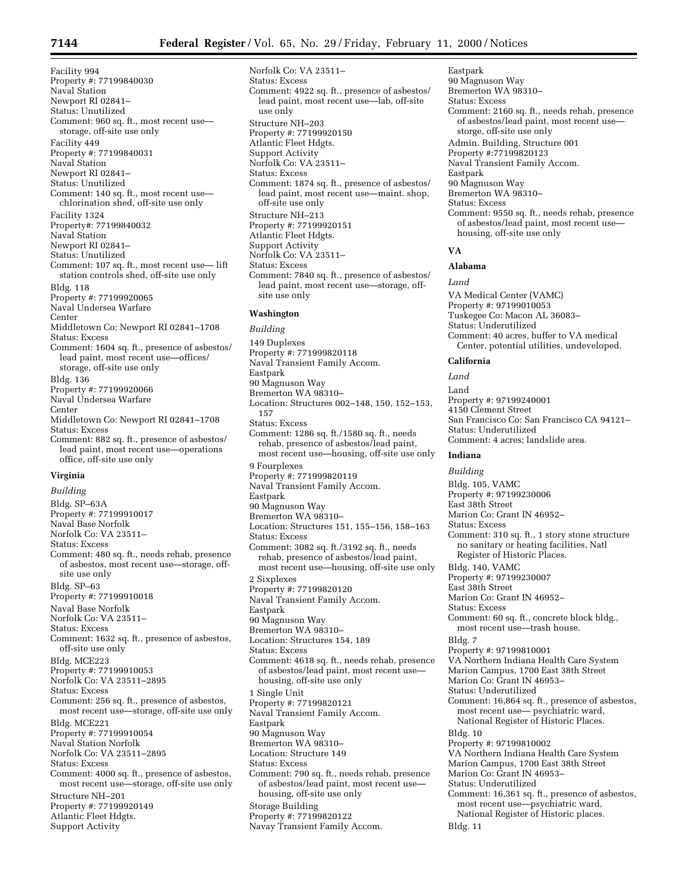Facility 994
Property #: 77199840030
Naval Station
Newport RI 02841–
Status: Unutilized
Comment: 960 sq. ft., most recent use—storage, off-site use only

Facility 449
Property #: 77199840031
Naval Station
Newport RI 02841–
Status: Unutilized
Comment: 140 sq. ft., most recent use—chlorination shed, off-site use only

Facility 1324
Property#: 77199840032
Naval Station
Newport RI 02841–
Status: Unutilized
Comment: 107 sq. ft., most recent use— lift station controls shed, off-site use only

Bldg. 118
Property #: 77199920065
Naval Undersea Warfare Center
Middletown Co: Newport RI 02841–1708
Status: Excess
Comment: 1604 sq. ft., presence of asbestos/lead paint, most recent use—offices/storage, off-site use only

Bldg. 136
Property #: 77199920066
Naval Undersea Warfare Center
Middletown Co: Newport RI 02841–1708
Status: Excess
Comment: 882 sq. ft., presence of asbestos/lead paint, most recent use—operations office, off-site use only

### Virginia

*Building*

Bldg. SP–63A
Property #: 77199910017
Naval Base Norfolk
Norfolk Co: VA 23511–
Status: Excess
Comment: 480 sq. ft., needs rehab, presence of asbestos, most recent use—storage, off-site use only

Bldg. SP–63
Property #: 77199910018
Naval Base Norfolk
Norfolk Co: VA 23511–
Status: Excess
Comment: 1632 sq. ft., presence of asbestos, off-site use only

Bldg. MCE223
Property #: 77199910053
Norfolk Co: VA 23511–2895
Status: Excess
Comment: 256 sq. ft., presence of asbestos, most recent use—storage, off-site use only

Bldg. MCE221
Property #: 77199910054
Naval Station Norfolk
Norfolk Co: VA 23511–2895
Status: Excess
Comment: 4000 sq. ft., presence of asbestos, most recent use—storage, off-site use only

Structure NH–201
Property #: 77199920149
Atlantic Fleet Hdgts.
Support Activity
Norfolk Co: VA 23511–
Status: Excess
Comment: 4922 sq. ft., presence of asbestos/lead paint, most recent use—lab, off-site use only

Structure NH–203
Property #: 77199920150
Atlantic Fleet Hdgts.
Support Activity
Norfolk Co: VA 23511–
Status: Excess
Comment: 1874 sq. ft., presence of asbestos/lead paint, most recent use—maint. shop, off-site use only

Structure NH–213
Property #: 77199920151
Atlantic Fleet Hdgts.
Support Activity
Norfolk Co: VA 23511–
Status: Excess
Comment: 7840 sq. ft., presence of asbestos/lead paint, most recent use—storage, off-site use only

### Washington

*Building*

149 Duplexes
Property #: 771999820118
Naval Transient Family Accom.
Eastpark
90 Magnuson Way
Bremerton WA 98310–
Location: Structures 002–148, 150, 152–153, 157
Status: Excess
Comment: 1286 sq. ft./1580 sq. ft., needs rehab, presence of asbestos/lead paint, most recent use—housing, off-site use only

9 Fourplexes
Property #: 771999820119
Naval Transient Family Accom.
Eastpark
90 Magnuson Way
Bremerton WA 98310–
Location: Structures 151, 155–156, 158–163
Status: Excess
Comment: 3082 sq. ft./3192 sq. ft., needs rehab, presence of asbestos/lead paint, most recent use—housing, off-site use only

2 Sixplexes
Property #: 77199820120
Naval Transient Family Accom.
Eastpark
90 Magnuson Way
Bremerton WA 98310–
Location: Structures 154, 189
Status: Excess
Comment: 4618 sq. ft., needs rehab, presence of asbestos/lead paint, most recent use—housing, off-site use only

1 Single Unit
Property #: 77199820121
Naval Transient Family Accom.
Eastpark
90 Magnuson Way
Bremerton WA 98310–
Location: Structure 149
Status: Excess
Comment: 790 sq. ft., needs rehab, presence of asbestos/lead paint, most recent use—housing, off-site use only

Storage Building
Property #: 77199820122
Navay Transient Family Accom.
Eastpark
90 Magnuson Way
Bremerton WA 98310–
Status: Excess
Comment: 2160 sq. ft., needs rehab, presence of asbestos/lead paint, most recent use—storge, off-site use only

Admin. Building, Structure 001
Property #:77199820123
Naval Transient Family Accom.
Eastpark
90 Magnuson Way
Bremerton WA 98310–
Status: Excess
Comment: 9550 sq. ft., needs rehab, presence of asbestos/lead paint, most recent use—housing, off-site use only

## VA

### Alabama

*Land*

VA Medical Center (VAMC)
Property #: 97199010053
Tuskegee Co: Macon AL 36083–
Status: Underutilized
Comment: 40 acres, buffer to VA medical Center, potential utilities, undeveloped.

### California

*Land*

Land
Property #: 97199240001
4150 Clement Street
San Francisco Co: San Francisco CA 94121–
Status: Underutilized
Comment: 4 acres; landslide area.

### Indiana

*Building*

Bldg. 105, VAMC
Property #: 97199230006
East 38th Street
Marion Co: Grant IN 46952–
Status: Excess
Comment: 310 sq. ft., 1 story stone structure no sanitary or heating facilities, Natl Register of Historic Places.

Bldg. 140, VAMC
Property #: 97199230007
East 38th Street
Marion Co: Grant IN 46952–
Status: Excess
Comment: 60 sq. ft., concrete block bldg., most recent use—trash house.

Bldg. 7
Property #: 97199810001
VA Northern Indiana Health Care System
Marion Campus, 1700 East 38th Street
Marion Co: Grant IN 46953–
Status: Underutilized
Comment: 16,864 sq. ft., presence of asbestos, most recent use— psychiatric ward, National Register of Historic Places.

Bldg. 10
Property #: 97199810002
VA Northern Indiana Health Care System
Marion Campus, 1700 East 38th Street
Marion Co: Grant IN 46953–
Status: Underutilized
Comment: 16,361 sq. ft., presence of asbestos, most recent use—psychiatric ward, National Register of Historic places.

Bldg. 11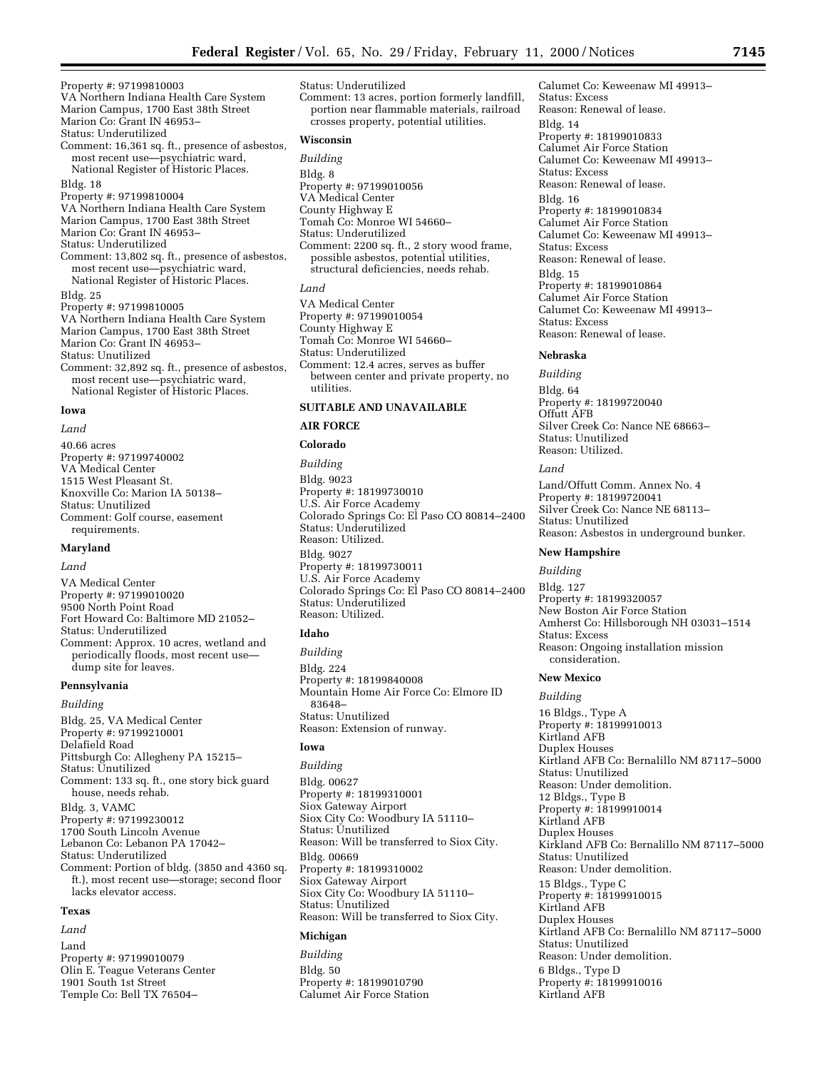Property #: 97199810003
VA Northern Indiana Health Care System
Marion Campus, 1700 East 38th Street
Marion Co: Grant IN 46953–
Status: Underutilized
Comment: 16,361 sq. ft., presence of asbestos, most recent use—psychiatric ward, National Register of Historic Places.

Bldg. 18
Property #: 97199810004
VA Northern Indiana Health Care System
Marion Campus, 1700 East 38th Street
Marion Co: Grant IN 46953–
Status: Underutilized
Comment: 13,802 sq. ft., presence of asbestos, most recent use—psychiatric ward, National Register of Historic Places.

Bldg. 25
Property #: 97199810005
VA Northern Indiana Health Care System
Marion Campus, 1700 East 38th Street
Marion Co: Grant IN 46953–
Status: Unutilized
Comment: 32,892 sq. ft., presence of asbestos, most recent use—psychiatric ward, National Register of Historic Places.

**Iowa**

*Land*

40.66 acres
Property #: 97199740002
VA Medical Center
1515 West Pleasant St.
Knoxville Co: Marion IA 50138–
Status: Unutilized
Comment: Golf course, easement requirements.

**Maryland**

*Land*

VA Medical Center
Property #: 97199010020
9500 North Point Road
Fort Howard Co: Baltimore MD 21052–
Status: Underutilized
Comment: Approx. 10 acres, wetland and periodically floods, most recent use—dump site for leaves.

**Pennsylvania**

*Building*

Bldg. 25, VA Medical Center
Property #: 97199210001
Delafield Road
Pittsburgh Co: Allegheny PA 15215–
Status: Unutilized
Comment: 133 sq. ft., one story bick guard house, needs rehab.

Bldg. 3, VAMC
Property #: 97199230012
1700 South Lincoln Avenue
Lebanon Co: Lebanon PA 17042–
Status: Underutilized
Comment: Portion of bldg. (3850 and 4360 sq. ft.), most recent use—storage; second floor lacks elevator access.

**Texas**

*Land*

Land
Property #: 97199010079
Olin E. Teague Veterans Center
1901 South 1st Street
Temple Co: Bell TX 76504–
Status: Underutilized
Comment: 13 acres, portion formerly landfill, portion near flammable materials, railroad crosses property, potential utilities.

**Wisconsin**

*Building*

Bldg. 8
Property #: 97199010056
VA Medical Center
County Highway E
Tomah Co: Monroe WI 54660–
Status: Underutilized
Comment: 2200 sq. ft., 2 story wood frame, possible asbestos, potential utilities, structural deficiencies, needs rehab.

*Land*

VA Medical Center
Property #: 97199010054
County Highway E
Tomah Co: Monroe WI 54660–
Status: Underutilized
Comment: 12.4 acres, serves as buffer between center and private property, no utilities.

**SUITABLE AND UNAVAILABLE**

**AIR FORCE**

**Colorado**

*Building*

Bldg. 9023
Property #: 18199730010
U.S. Air Force Academy
Colorado Springs Co: El Paso CO 80814–2400
Status: Underutilized
Reason: Utilized.

Bldg. 9027
Property #: 18199730011
U.S. Air Force Academy
Colorado Springs Co: El Paso CO 80814–2400
Status: Underutilized
Reason: Utilized.

**Idaho**

*Building*

Bldg. 224
Property #: 18199840008
Mountain Home Air Force Co: Elmore ID 83648–
Status: Unutilized
Reason: Extension of runway.

**Iowa**

*Building*

Bldg. 00627
Property #: 18199310001
Siox Gateway Airport
Siox City Co: Woodbury IA 51110–
Status: Unutilized
Reason: Will be transferred to Siox City.

Bldg. 00669
Property #: 18199310002
Siox Gateway Airport
Siox City Co: Woodbury IA 51110–
Status: Unutilized
Reason: Will be transferred to Siox City.

**Michigan**

*Building*

Bldg. 50
Property #: 18199010790
Calumet Air Force Station
Calumet Co: Keweenaw MI 49913–
Status: Excess
Reason: Renewal of lease.

Bldg. 14
Property #: 18199010833
Calumet Air Force Station
Calumet Co: Keweenaw MI 49913–
Status: Excess
Reason: Renewal of lease.

Bldg. 16
Property #: 18199010834
Calumet Air Force Station
Calumet Co: Keweenaw MI 49913–
Status: Excess
Reason: Renewal of lease.

Bldg. 15
Property #: 18199010864
Calumet Air Force Station
Calumet Co: Keweenaw MI 49913–
Status: Excess
Reason: Renewal of lease.

**Nebraska**

*Building*

Bldg. 64
Property #: 18199720040
Offutt AFB
Silver Creek Co: Nance NE 68663–
Status: Unutilized
Reason: Utilized.

*Land*

Land/Offutt Comm. Annex No. 4
Property #: 18199720041
Silver Creek Co: Nance NE 68113–
Status: Unutilized
Reason: Asbestos in underground bunker.

**New Hampshire**

*Building*

Bldg. 127
Property #: 18199320057
New Boston Air Force Station
Amherst Co: Hillsborough NH 03031–1514
Status: Excess
Reason: Ongoing installation mission consideration.

**New Mexico**

*Building*

16 Bldgs., Type A
Property #: 18199910013
Kirtland AFB
Duplex Houses
Kirtland AFB Co: Bernalillo NM 87117–5000
Status: Unutilized
Reason: Under demolition.

12 Bldgs., Type B
Property #: 18199910014
Kirtland AFB
Duplex Houses
Kirkland AFB Co: Bernalillo NM 87117–5000
Status: Unutilized
Reason: Under demolition.

15 Bldgs., Type C
Property #: 18199910015
Kirtland AFB
Duplex Houses
Kirtland AFB Co: Bernalillo NM 87117–5000
Status: Unutilized
Reason: Under demolition.

6 Bldgs., Type D
Property #: 18199910016
Kirtland AFB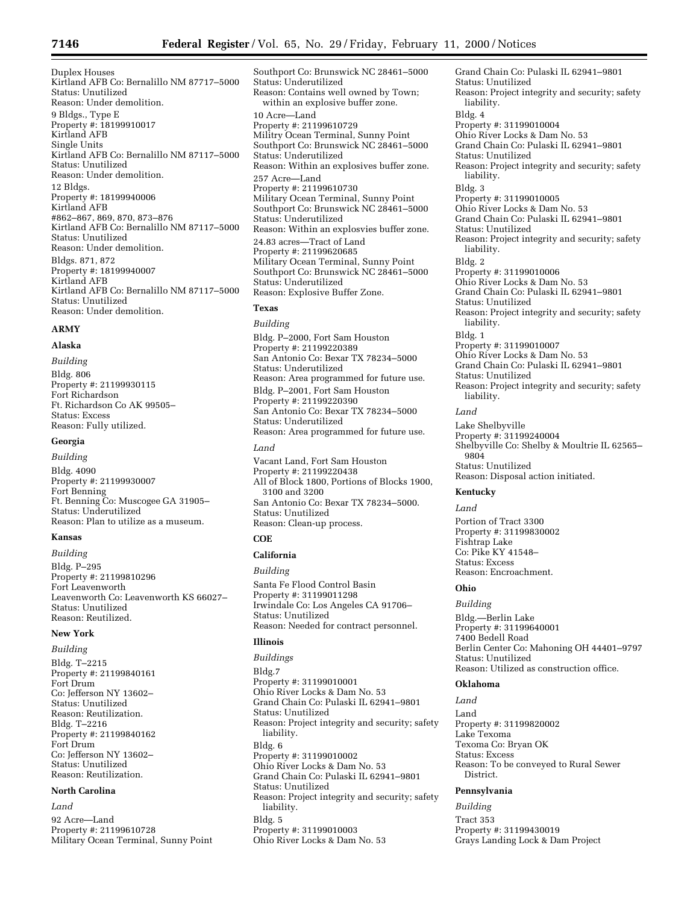Duplex Houses
Kirtland AFB Co: Bernalillo NM 87717–5000
Status: Unutilized
Reason: Under demolition.

9 Bldgs., Type E
Property #: 18199910017
Kirtland AFB
Single Units
Kirtland AFB Co: Bernalillo NM 87117–5000
Status: Unutilized
Reason: Under demolition.

12 Bldgs.
Property #: 18199940006
Kirtland AFB
#862–867, 869, 870, 873–876
Kirtland AFB Co: Bernalillo NM 87117–5000
Status: Unutilized
Reason: Under demolition.

Bldgs. 871, 872
Property #: 18199940007
Kirtland AFB
Kirtland AFB Co: Bernalillo NM 87117–5000
Status: Unutilized
Reason: Under demolition.

## ARMY

### Alaska

*Building*

Bldg. 806
Property #: 21199930115
Fort Richardson
Ft. Richardson Co AK 99505–
Status: Excess
Reason: Fully utilized.

### Georgia

*Building*

Bldg. 4090
Property #: 21199930007
Fort Benning
Ft. Benning Co: Muscogee GA 31905–
Status: Underutilized
Reason: Plan to utilize as a museum.

### Kansas

*Building*

Bldg. P–295
Property #: 21199810296
Fort Leavenworth
Fort Leavenworth Co: Leavenworth KS 66027–
Status: Unutilized
Reason: Reutilized.

### New York

*Building*

Bldg. T–2215
Property #: 21199840161
Fort Drum
Co: Jefferson NY 13602–
Status: Unutilized
Reason: Reutilization.

Bldg. T–2216
Property #: 21199840162
Fort Drum
Co: Jefferson NY 13602–
Status: Unutilized
Reason: Reutilization.

### North Carolina

*Land*

92 Acre—Land
Property #: 21199610728
Military Ocean Terminal, Sunny Point
Southport Co: Brunswick NC 28461–5000
Status: Underutilized
Reason: Contains well owned by Town; within an explosive buffer zone.

10 Acre—Land
Property #: 21199610729
Militry Ocean Terminal, Sunny Point
Southport Co: Brunswick NC 28461–5000
Status: Underutilized
Reason: Within an explosives buffer zone.

257 Acre—Land
Property #: 21199610730
Military Ocean Terminal, Sunny Point
Southport Co: Brunswick NC 28461–5000
Status: Underutilized
Reason: Within an explosvies buffer zone.

24.83 acres—Tract of Land
Property #: 21199620685
Military Ocean Terminal, Sunny Point
Southport Co: Brunswick NC 28461–5000
Status: Underutilized
Reason: Explosive Buffer Zone.

### Texas

*Building*

Bldg. P–2000, Fort Sam Houston
Property #: 21199220389
San Antonio Co: Bexar TX 78234–5000
Status: Underutilized
Reason: Area programmed for future use.

Bldg. P–2001, Fort Sam Houston
Property #: 21199220390
San Antonio Co: Bexar TX 78234–5000
Status: Underutilized
Reason: Area programmed for future use.

*Land*

Vacant Land, Fort Sam Houston
Property #: 21199220438
All of Block 1800, Portions of Blocks 1900, 3100 and 3200
San Antonio Co: Bexar TX 78234–5000.
Status: Unutilized
Reason: Clean-up process.

## COE

### California

*Building*

Santa Fe Flood Control Basin
Property #: 31199011298
Irwindale Co: Los Angeles CA 91706–
Status: Unutilized
Reason: Needed for contract personnel.

### Illinois

*Buildings*

Bldg.7
Property #: 31199010001
Ohio River Locks & Dam No. 53
Grand Chain Co: Pulaski IL 62941–9801
Status: Unutilized
Reason: Project integrity and security; safety liability.

Bldg. 6
Property #: 31199010002
Ohio River Locks & Dam No. 53
Grand Chain Co: Pulaski IL 62941–9801
Status: Unutilized
Reason: Project integrity and security; safety liability.

Bldg. 5
Property #: 31199010003
Ohio River Locks & Dam No. 53
Grand Chain Co: Pulaski IL 62941–9801
Status: Unutilized
Reason: Project integrity and security; safety liability.

Bldg. 4
Property #: 31199010004
Ohio River Locks & Dam No. 53
Grand Chain Co: Pulaski IL 62941–9801
Status: Unutilized
Reason: Project integrity and security; safety liability.

Bldg. 3
Property #: 31199010005
Ohio River Locks & Dam No. 53
Grand Chain Co: Pulaski IL 62941–9801
Status: Unutilized
Reason: Project integrity and security; safety liability.

Bldg. 2
Property #: 31199010006
Ohio River Locks & Dam No. 53
Grand Chain Co: Pulaski IL 62941–9801
Status: Unutilized
Reason: Project integrity and security; safety liability.

Bldg. 1
Property #: 31199010007
Ohio River Locks & Dam No. 53
Grand Chain Co: Pulaski IL 62941–9801
Status: Unutilized
Reason: Project integrity and security; safety liability.

*Land*

Lake Shelbyville
Property #: 31199240004
Shelbyville Co: Shelby & Moultrie IL 62565–9804
Status: Unutilized
Reason: Disposal action initiated.

### Kentucky

*Land*

Portion of Tract 3300
Property #: 31199830002
Fishtrap Lake
Co: Pike KY 41548–
Status: Excess
Reason: Encroachment.

### Ohio

*Building*

Bldg.—Berlin Lake
Property #: 31199640001
7400 Bedell Road
Berlin Center Co: Mahoning OH 44401–9797
Status: Unutilized
Reason: Utilized as construction office.

### Oklahoma

*Land*

Land
Property #: 31199820002
Lake Texoma
Texoma Co: Bryan OK
Status: Excess
Reason: To be conveyed to Rural Sewer District.

### Pennsylvania

*Building*

Tract 353
Property #: 31199430019
Grays Landing Lock & Dam Project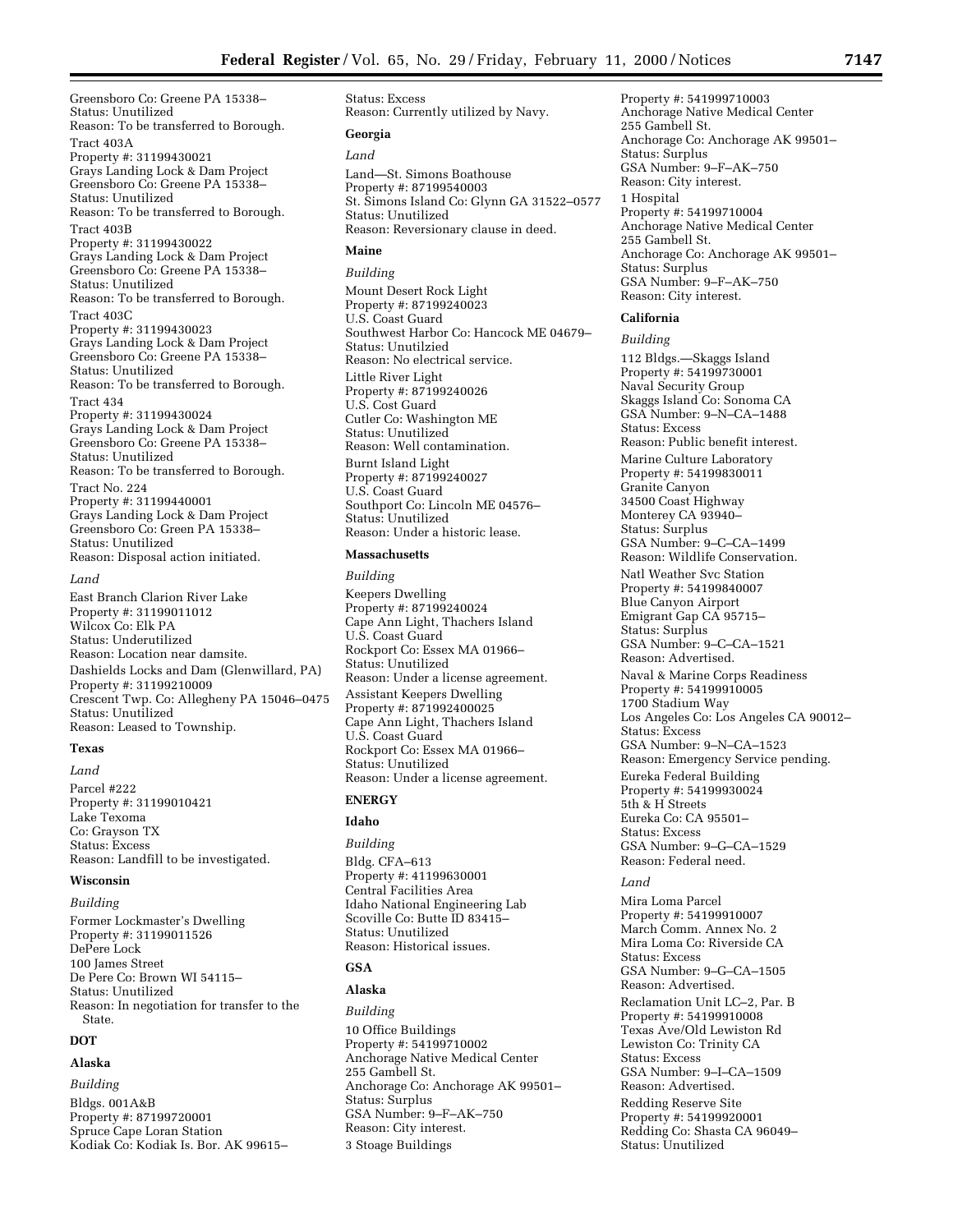Greensboro Co: Greene PA 15338–
Status: Unutilized
Reason: To be transferred to Borough.

Tract 403A
Property #: 31199430021
Grays Landing Lock & Dam Project
Greensboro Co: Greene PA 15338–
Status: Unutilized
Reason: To be transferred to Borough.

Tract 403B
Property #: 31199430022
Grays Landing Lock & Dam Project
Greensboro Co: Greene PA 15338–
Status: Unutilized
Reason: To be transferred to Borough.

Tract 403C
Property #: 31199430023
Grays Landing Lock & Dam Project
Greensboro Co: Greene PA 15338–
Status: Unutilized
Reason: To be transferred to Borough.

Tract 434
Property #: 31199430024
Grays Landing Lock & Dam Project
Greensboro Co: Greene PA 15338–
Status: Unutilized
Reason: To be transferred to Borough.

Tract No. 224
Property #: 31199440001
Grays Landing Lock & Dam Project
Greensboro Co: Green PA 15338–
Status: Unutilized
Reason: Disposal action initiated.

*Land*

East Branch Clarion River Lake
Property #: 31199011012
Wilcox Co: Elk PA
Status: Underutilized
Reason: Location near damsite.

Dashields Locks and Dam (Glenwillard, PA)
Property #: 31199210009
Crescent Twp. Co: Allegheny PA 15046–0475
Status: Unutilized
Reason: Leased to Township.

**Texas**

*Land*

Parcel #222
Property #: 31199010421
Lake Texoma
Co: Grayson TX
Status: Excess
Reason: Landfill to be investigated.

**Wisconsin**

*Building*

Former Lockmaster's Dwelling
Property #: 31199011526
DePere Lock
100 James Street
De Pere Co: Brown WI 54115–
Status: Unutilized
Reason: In negotiation for transfer to the State.

**DOT**

**Alaska**

*Building*

Bldgs. 001A&B
Property #: 87199720001
Spruce Cape Loran Station
Kodiak Co: Kodiak Is. Bor. AK 99615–
Status: Excess
Reason: Currently utilized by Navy.

**Georgia**

*Land*

Land—St. Simons Boathouse
Property #: 87199540003
St. Simons Island Co: Glynn GA 31522–0577
Status: Unutilized
Reason: Reversionary clause in deed.

**Maine**

*Building*

Mount Desert Rock Light
Property #: 87199240023
U.S. Coast Guard
Southwest Harbor Co: Hancock ME 04679–
Status: Unutilzied
Reason: No electrical service.

Little River Light
Property #: 87199240026
U.S. Cost Guard
Cutler Co: Washington ME
Status: Unutilized
Reason: Well contamination.

Burnt Island Light
Property #: 87199240027
U.S. Coast Guard
Southport Co: Lincoln ME 04576–
Status: Unutilized
Reason: Under a historic lease.

**Massachusetts**

*Building*

Keepers Dwelling
Property #: 87199240024
Cape Ann Light, Thachers Island
U.S. Coast Guard
Rockport Co: Essex MA 01966–
Status: Unutilized
Reason: Under a license agreement.

Assistant Keepers Dwelling
Property #: 871992400025
Cape Ann Light, Thachers Island
U.S. Coast Guard
Rockport Co: Essex MA 01966–
Status: Unutilized
Reason: Under a license agreement.

**ENERGY**

**Idaho**

*Building*

Bldg. CFA–613
Property #: 41199630001
Central Facilities Area
Idaho National Engineering Lab
Scoville Co: Butte ID 83415–
Status: Unutilized
Reason: Historical issues.

**GSA**

**Alaska**

*Building*

10 Office Buildings
Property #: 54199710002
Anchorage Native Medical Center
255 Gambell St.
Anchorage Co: Anchorage AK 99501–
Status: Surplus
GSA Number: 9–F–AK–750
Reason: City interest.

3 Stoage Buildings
Property #: 541999710003
Anchorage Native Medical Center
255 Gambell St.
Anchorage Co: Anchorage AK 99501–
Status: Surplus
GSA Number: 9–F–AK–750
Reason: City interest.

1 Hospital
Property #: 54199710004
Anchorage Native Medical Center
255 Gambell St.
Anchorage Co: Anchorage AK 99501–
Status: Surplus
GSA Number: 9–F–AK–750
Reason: City interest.

**California**

*Building*

112 Bldgs.—Skaggs Island
Property #: 54199730001
Naval Security Group
Skaggs Island Co: Sonoma CA
GSA Number: 9–N–CA–1488
Status: Excess
Reason: Public benefit interest.

Marine Culture Laboratory
Property #: 54199830011
Granite Canyon
34500 Coast Highway
Monterey CA 93940–
Status: Surplus
GSA Number: 9–C–CA–1499
Reason: Wildlife Conservation.

Natl Weather Svc Station
Property #: 54199840007
Blue Canyon Airport
Emigrant Gap CA 95715–
Status: Surplus
GSA Number: 9–C–CA–1521
Reason: Advertised.

Naval & Marine Corps Readiness
Property #: 54199910005
1700 Stadium Way
Los Angeles Co: Los Angeles CA 90012–
Status: Excess
GSA Number: 9–N–CA–1523
Reason: Emergency Service pending.

Eureka Federal Building
Property #: 54199930024
5th & H Streets
Eureka Co: CA 95501–
Status: Excess
GSA Number: 9–G–CA–1529
Reason: Federal need.

*Land*

Mira Loma Parcel
Property #: 54199910007
March Comm. Annex No. 2
Mira Loma Co: Riverside CA
Status: Excess
GSA Number: 9–G–CA–1505
Reason: Advertised.

Reclamation Unit LC–2, Par. B
Property #: 54199910008
Texas Ave/Old Lewiston Rd
Lewiston Co: Trinity CA
Status: Excess
GSA Number: 9–I–CA–1509
Reason: Advertised.

Redding Reserve Site
Property #: 54199920001
Redding Co: Shasta CA 96049–
Status: Unutilized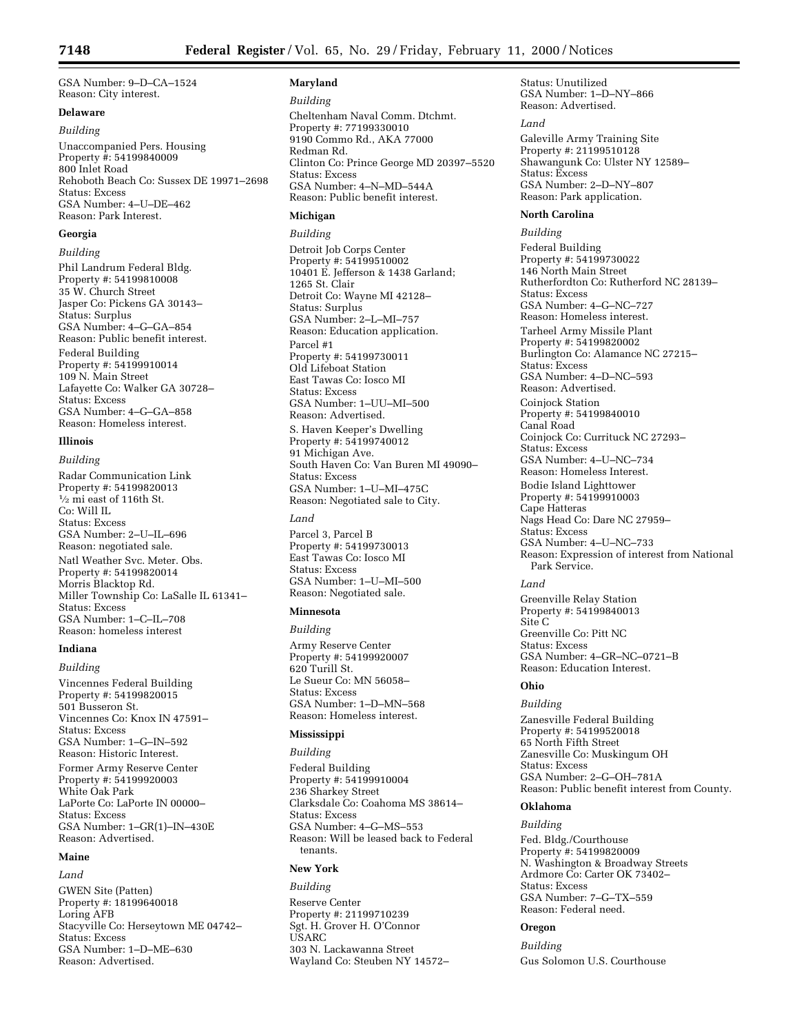GSA Number: 9–D–CA–1524
Reason: City interest.

**Delaware**

*Building*

Unaccompanied Pers. Housing
Property #: 54199840009
800 Inlet Road
Rehoboth Beach Co: Sussex DE 19971–2698
Status: Excess
GSA Number: 4–U–DE–462
Reason: Park Interest.

**Georgia**

*Building*

Phil Landrum Federal Bldg.
Property #: 54199810008
35 W. Church Street
Jasper Co: Pickens GA 30143–
Status: Surplus
GSA Number: 4–G–GA–854
Reason: Public benefit interest.

Federal Building
Property #: 54199910014
109 N. Main Street
Lafayette Co: Walker GA 30728–
Status: Excess
GSA Number: 4–G–GA–858
Reason: Homeless interest.

**Illinois**

*Building*

Radar Communication Link
Property #: 54199820013
½ mi east of 116th St.
Co: Will IL
Status: Excess
GSA Number: 2–U–IL–696
Reason: negotiated sale.

Natl Weather Svc. Meter. Obs.
Property #: 54199820014
Morris Blacktop Rd.
Miller Township Co: LaSalle IL 61341–
Status: Excess
GSA Number: 1–C–IL–708
Reason: homeless interest

**Indiana**

*Building*

Vincennes Federal Building
Property #: 54199820015
501 Busseron St.
Vincennes Co: Knox IN 47591–
Status: Excess
GSA Number: 1–G–IN–592
Reason: Historic Interest.

Former Army Reserve Center
Property #: 54199920003
White Oak Park
LaPorte Co: LaPorte IN 00000–
Status: Excess
GSA Number: 1–GR(1)–IN–430E
Reason: Advertised.

**Maine**

*Land*

GWEN Site (Patten)
Property #: 18199640018
Loring AFB
Stacyville Co: Herseytown ME 04742–
Status: Excess
GSA Number: 1–D–ME–630
Reason: Advertised.

**Maryland**

*Building*

Cheltenham Naval Comm. Dtchmt.
Property #: 77199330010
9190 Commo Rd., AKA 77000
Redman Rd.
Clinton Co: Prince George MD 20397–5520
Status: Excess
GSA Number: 4–N–MD–544A
Reason: Public benefit interest.

**Michigan**

*Building*

Detroit Job Corps Center
Property #: 54199510002
10401 E. Jefferson & 1438 Garland;
1265 St. Clair
Detroit Co: Wayne MI 42128–
Status: Surplus
GSA Number: 2–L–MI–757
Reason: Education application.

Parcel #1
Property #: 54199730011
Old Lifeboat Station
East Tawas Co: Iosco MI
Status: Excess
GSA Number: 1–UU–MI–500
Reason: Advertised.

S. Haven Keeper's Dwelling
Property #: 54199740012
91 Michigan Ave.
South Haven Co: Van Buren MI 49090–
Status: Excess
GSA Number: 1–U–MI–475C
Reason: Negotiated sale to City.

*Land*

Parcel 3, Parcel B
Property #: 54199730013
East Tawas Co: Iosco MI
Status: Excess
GSA Number: 1–U–MI–500
Reason: Negotiated sale.

**Minnesota**

*Building*

Army Reserve Center
Property #: 54199920007
620 Turill St.
Le Sueur Co: MN 56058–
Status: Excess
GSA Number: 1–D–MN–568
Reason: Homeless interest.

**Mississippi**

*Building*

Federal Building
Property #: 54199910004
236 Sharkey Street
Clarksdale Co: Coahoma MS 38614–
Status: Excess
GSA Number: 4–G–MS–553
Reason: Will be leased back to Federal tenants.

**New York**

*Building*

Reserve Center
Property #: 21199710239
Sgt. H. Grover H. O'Connor
USARC
303 N. Lackawanna Street
Wayland Co: Steuben NY 14572–
Status: Unutilized
GSA Number: 1–D–NY–866
Reason: Advertised.

*Land*

Galeville Army Training Site
Property #: 21199510128
Shawangunk Co: Ulster NY 12589–
Status: Excess
GSA Number: 2–D–NY–807
Reason: Park application.

**North Carolina**

*Building*

Federal Building
Property #: 54199730022
146 North Main Street
Rutherfordton Co: Rutherford NC 28139–
Status: Excess
GSA Number: 4–G–NC–727
Reason: Homeless interest.

Tarheel Army Missile Plant
Property #: 54199820002
Burlington Co: Alamance NC 27215–
Status: Excess
GSA Number: 4–D–NC–593
Reason: Advertised.

Coinjock Station
Property #: 54199840010
Canal Road
Coinjock Co: Currituck NC 27293–
Status: Excess
GSA Number: 4–U–NC–734
Reason: Homeless Interest.

Bodie Island Lighttower
Property #: 54199910003
Cape Hatteras
Nags Head Co: Dare NC 27959–
Status: Excess
GSA Number: 4–U–NC–733
Reason: Expression of interest from National Park Service.

*Land*

Greenville Relay Station
Property #: 54199840013
Site C
Greenville Co: Pitt NC
Status: Excess
GSA Number: 4–GR–NC–0721–B
Reason: Education Interest.

**Ohio**

*Building*

Zanesville Federal Building
Property #: 54199520018
65 North Fifth Street
Zanesville Co: Muskingum OH
Status: Excess
GSA Number: 2–G–OH–781A
Reason: Public benefit interest from County.

**Oklahoma**

*Building*

Fed. Bldg./Courthouse
Property #: 54199820009
N. Washington & Broadway Streets
Ardmore Co: Carter OK 73402–
Status: Excess
GSA Number: 7–G–TX–559
Reason: Federal need.

**Oregon**

*Building*

Gus Solomon U.S. Courthouse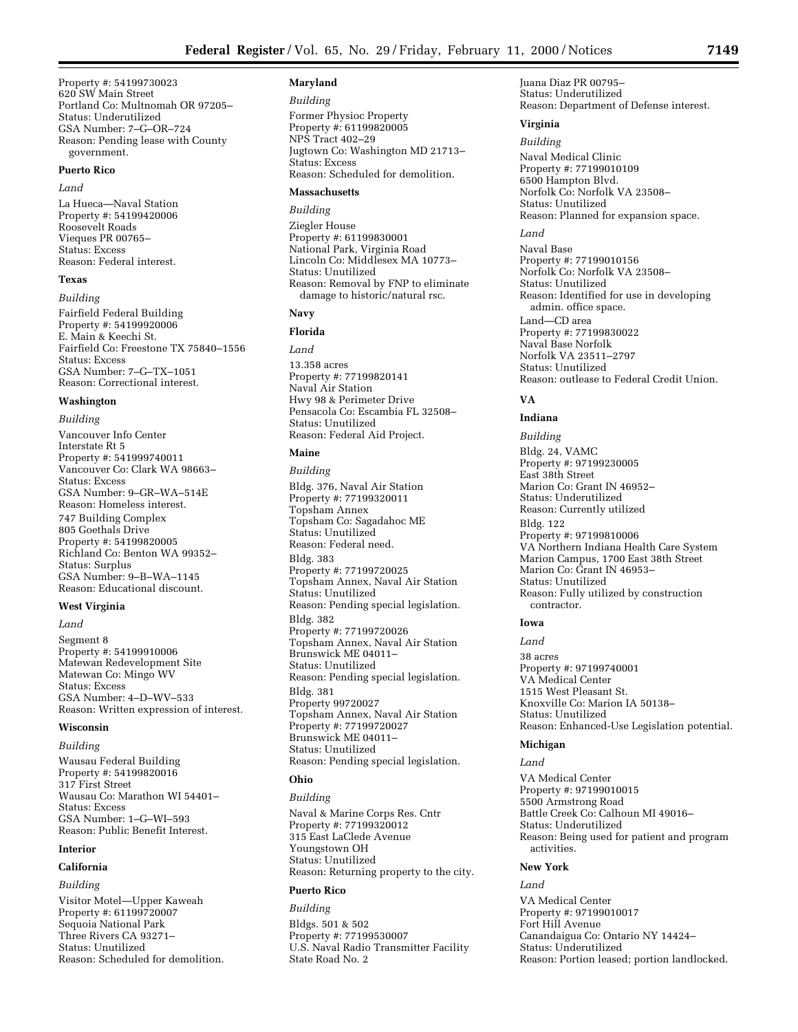Property #: 54199730023
620 SW Main Street
Portland Co: Multnomah OR 97205–
Status: Underutilized
GSA Number: 7–G–OR–724
Reason: Pending lease with County government.

**Puerto Rico**

*Land*

La Hueca—Naval Station
Property #: 54199420006
Roosevelt Roads
Vieques PR 00765–
Status: Excess
Reason: Federal interest.

**Texas**

*Building*

Fairfield Federal Building
Property #: 54199920006
E. Main & Keechi St.
Fairfield Co: Freestone TX 75840–1556
Status: Excess
GSA Number: 7–G–TX–1051
Reason: Correctional interest.

**Washington**

*Building*

Vancouver Info Center
Interstate Rt 5
Property #: 541999740011
Vancouver Co: Clark WA 98663–
Status: Excess
GSA Number: 9–GR–WA–514E
Reason: Homeless interest.

747 Building Complex
805 Goethals Drive
Property #: 54199820005
Richland Co: Benton WA 99352–
Status: Surplus
GSA Number: 9–B–WA–1145
Reason: Educational discount.

**West Virginia**

*Land*

Segment 8
Property #: 54199910006
Matewan Redevelopment Site
Matewan Co: Mingo WV
Status: Excess
GSA Number: 4–D–WV–533
Reason: Written expression of interest.

**Wisconsin**

*Building*

Wausau Federal Building
Property #: 54199820016
317 First Street
Wausau Co: Marathon WI 54401–
Status: Excess
GSA Number: 1–G–WI–593
Reason: Public Benefit Interest.

**Interior**

**California**

*Building*

Visitor Motel—Upper Kaweah
Property #: 61199720007
Sequoia National Park
Three Rivers CA 93271–
Status: Unutilized
Reason: Scheduled for demolition.

**Maryland**

*Building*

Former Physioc Property
Property #: 61199820005
NPS Tract 402–29
Jugtown Co: Washington MD 21713–
Status: Excess
Reason: Scheduled for demolition.

**Massachusetts**

*Building*

Ziegler House
Property #: 61199830001
National Park, Virginia Road
Lincoln Co: Middlesex MA 10773–
Status: Unutilized
Reason: Removal by FNP to eliminate damage to historic/natural rsc.

**Navy**

**Florida**

*Land*

13.358 acres
Property #: 77199820141
Naval Air Station
Hwy 98 & Perimeter Drive
Pensacola Co: Escambia FL 32508–
Status: Unutilized
Reason: Federal Aid Project.

**Maine**

*Building*

Bldg. 376, Naval Air Station
Property #: 77199320011
Topsham Annex
Topsham Co: Sagadahoc ME
Status: Unutilized
Reason: Federal need.

Bldg. 383
Property #: 77199720025
Topsham Annex, Naval Air Station
Status: Unutilized
Reason: Pending special legislation.

Bldg. 382
Property #: 77199720026
Topsham Annex, Naval Air Station
Brunswick ME 04011–
Status: Unutilized
Reason: Pending special legislation.

Bldg. 381
Property 99720027
Topsham Annex, Naval Air Station
Property #: 77199720027
Brunswick ME 04011–
Status: Unutilized
Reason: Pending special legislation.

**Ohio**

*Building*

Naval & Marine Corps Res. Cntr
Property #: 77199320012
315 East LaClede Avenue
Youngstown OH
Status: Unutilized
Reason: Returning property to the city.

**Puerto Rico**

*Building*

Bldgs. 501 & 502
Property #: 77199530007
U.S. Naval Radio Transmitter Facility
State Road No. 2
Juana Diaz PR 00795–
Status: Underutilized
Reason: Department of Defense interest.

**Virginia**

*Building*

Naval Medical Clinic
Property #: 77199010109
6500 Hampton Blvd.
Norfolk Co: Norfolk VA 23508–
Status: Unutilized
Reason: Planned for expansion space.

*Land*

Naval Base
Property #: 77199010156
Norfolk Co: Norfolk VA 23508–
Status: Unutilized
Reason: Identified for use in developing admin. office space.

Land—CD area
Property #: 77199830022
Naval Base Norfolk
Norfolk VA 23511–2797
Status: Unutilized
Reason: outlease to Federal Credit Union.

**VA**

**Indiana**

*Building*

Bldg. 24, VAMC
Property #: 97199230005
East 38th Street
Marion Co: Grant IN 46952–
Status: Underutilized
Reason: Currently utilized

Bldg. 122
Property #: 97199810006
VA Northern Indiana Health Care System
Marion Campus, 1700 East 38th Street
Marion Co: Grant IN 46953–
Status: Unutilized
Reason: Fully utilized by construction contractor.

**Iowa**

*Land*

38 acres
Property #: 97199740001
VA Medical Center
1515 West Pleasant St.
Knoxville Co: Marion IA 50138–
Status: Unutilized
Reason: Enhanced-Use Legislation potential.

**Michigan**

*Land*

VA Medical Center
Property #: 97199010015
5500 Armstrong Road
Battle Creek Co: Calhoun MI 49016–
Status: Underutilized
Reason: Being used for patient and program activities.

**New York**

*Land*

VA Medical Center
Property #: 97199010017
Fort Hill Avenue
Canandaigua Co: Ontario NY 14424–
Status: Underutilized
Reason: Portion leased; portion landlocked.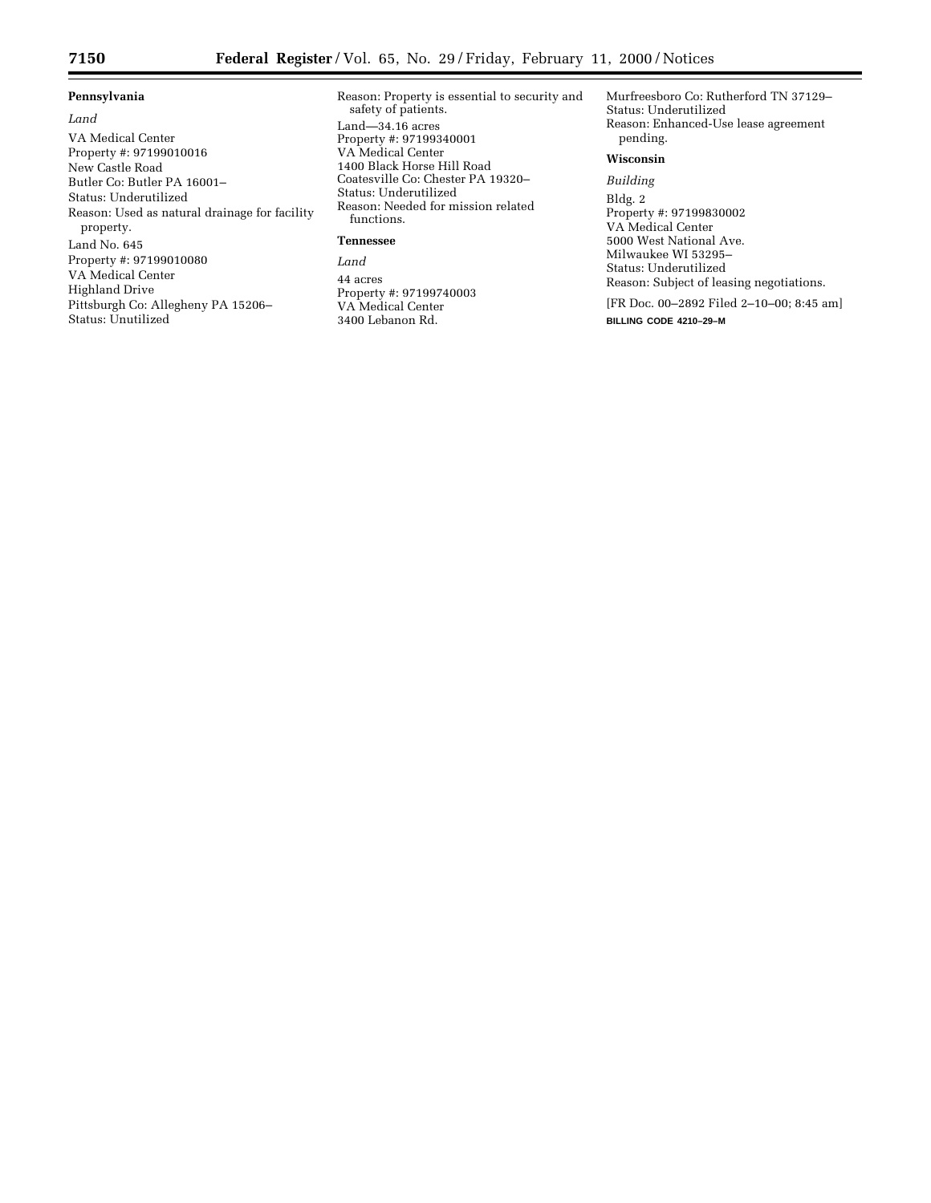**Pennsylvania**

*Land*

VA Medical Center
Property #: 97199010016
New Castle Road
Butler Co: Butler PA 16001–
Status: Underutilized
Reason: Used as natural drainage for facility property.

Land No. 645
Property #: 97199010080
VA Medical Center
Highland Drive
Pittsburgh Co: Allegheny PA 15206–
Status: Unutilized
Reason: Property is essential to security and safety of patients.

Land—34.16 acres
Property #: 97199340001
VA Medical Center
1400 Black Horse Hill Road
Coatesville Co: Chester PA 19320–
Status: Underutilized
Reason: Needed for mission related functions.

**Tennessee**

*Land*

44 acres
Property #: 97199740003
VA Medical Center
3400 Lebanon Rd.
Murfreesboro Co: Rutherford TN 37129–
Status: Underutilized
Reason: Enhanced-Use lease agreement pending.

**Wisconsin**

*Building*

Bldg. 2
Property #: 97199830002
VA Medical Center
5000 West National Ave.
Milwaukee WI 53295–
Status: Underutilized
Reason: Subject of leasing negotiations.

[FR Doc. 00–2892 Filed 2–10–00; 8:45 am]

BILLING CODE 4210–29–M